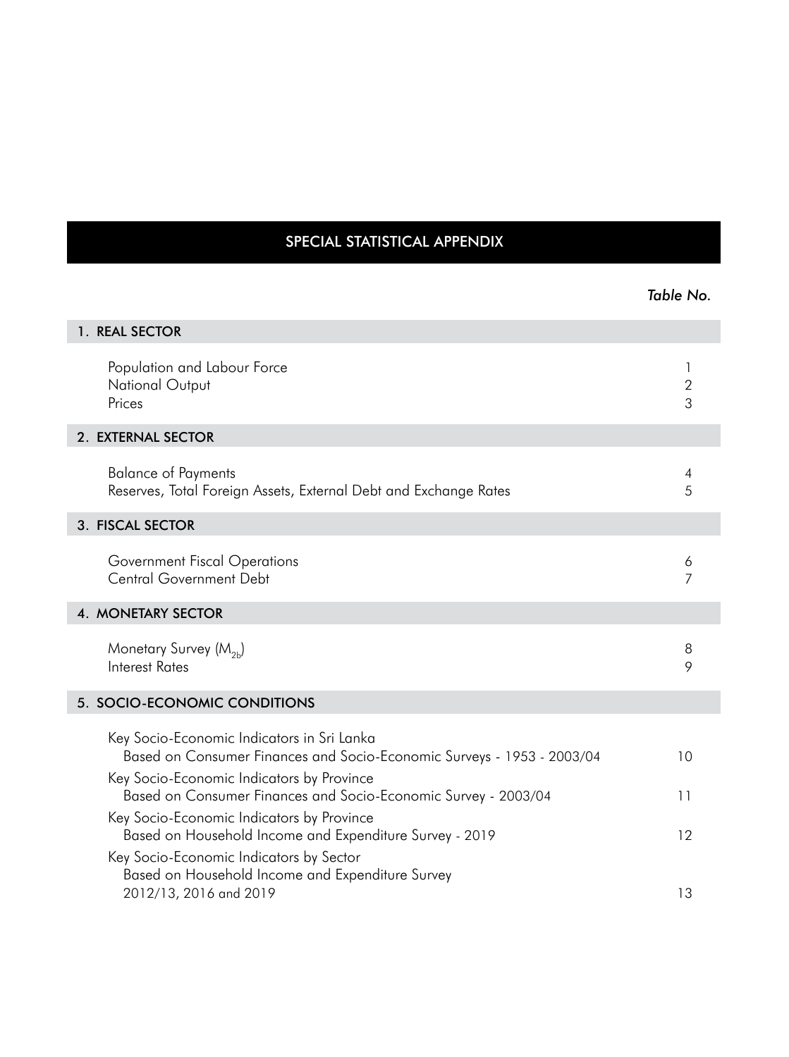# SPECIAL STATISTICAL APPENDIX

| | *Table No.* |
|---|---|
| **1. REAL SECTOR** | |
| Population and Labour Force | 1 |
| National Output | 2 |
| Prices | 3 |
| **2. EXTERNAL SECTOR** | |
| Balance of Payments | 4 |
| Reserves, Total Foreign Assets, External Debt and Exchange Rates | 5 |
| **3. FISCAL SECTOR** | |
| Government Fiscal Operations | 6 |
| Central Government Debt | 7 |
| **4. MONETARY SECTOR** | |
| Monetary Survey ($M_{2b}$) | 8 |
| Interest Rates | 9 |
| **5. SOCIO-ECONOMIC CONDITIONS** | |
| Key Socio-Economic Indicators in Sri Lanka Based on Consumer Finances and Socio-Economic Surveys - 1953 - 2003/04 | 10 |
| Key Socio-Economic Indicators by Province Based on Consumer Finances and Socio-Economic Survey - 2003/04 | 11 |
| Key Socio-Economic Indicators by Province Based on Household Income and Expenditure Survey - 2019 | 12 |
| Key Socio-Economic Indicators by Sector Based on Household Income and Expenditure Survey 2012/13, 2016 and 2019 | 13 |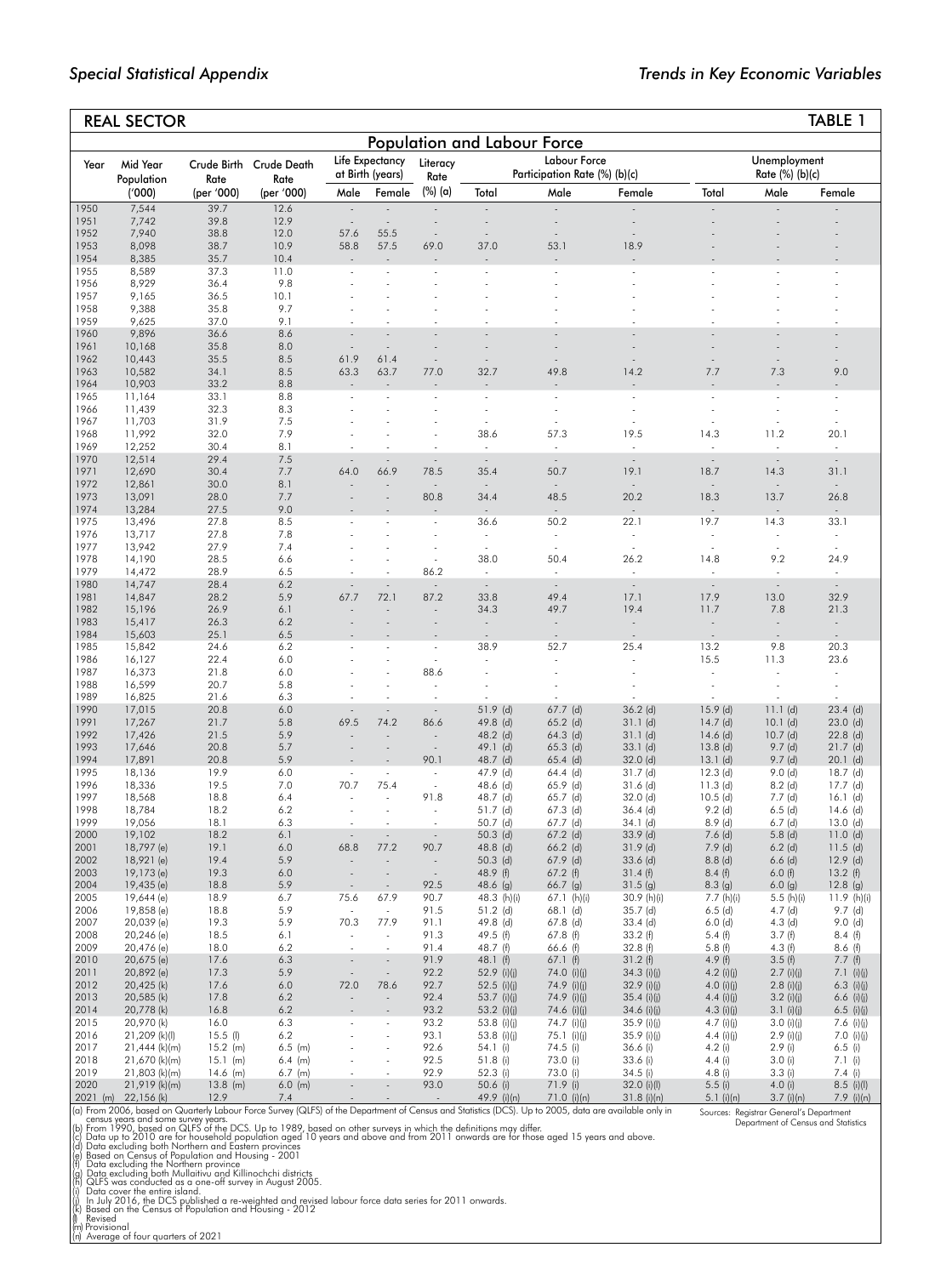## REAL SECTOR

**TABLE 1**

### Population and Labour Force

| Year | Mid Year Population ('000) | Crude Birth Rate (per '000) | Crude Death Rate (per '000) | Life Expectancy at Birth (years) | | Literacy Rate (%) (a) | Labour Force Participation Rate (%) (b)(c) | | | Unemployment Rate (%) (b)(c) | | |
|---|---|---|---|---|---|---|---|---|---|---|---|---|
| | | | | Male | Female | | Total | Male | Female | Total | Male | Female |
| 1950 | 7,544 | 39.7 | 12.6 | - | - | - | - | - | - | - | - | - |
| 1951 | 7,742 | 39.8 | 12.9 | - | - | - | - | - | - | - | - | - |
| 1952 | 7,940 | 38.8 | 12.0 | 57.6 | 55.5 | - | - | - | - | - | - | - |
| 1953 | 8,098 | 38.7 | 10.9 | 58.8 | 57.5 | 69.0 | 37.0 | 53.1 | 18.9 | - | - | - |
| 1954 | 8,385 | 35.7 | 10.4 | - | - | - | - | - | - | - | - | - |
| 1955 | 8,589 | 37.3 | 11.0 | - | - | - | - | - | - | - | - | - |
| 1956 | 8,929 | 36.4 | 9.8 | - | - | - | - | - | - | - | - | - |
| 1957 | 9,165 | 36.5 | 10.1 | - | - | - | - | - | - | - | - | - |
| 1958 | 9,388 | 35.8 | 9.7 | - | - | - | - | - | - | - | - | - |
| 1959 | 9,625 | 37.0 | 9.1 | - | - | - | - | - | - | - | - | - |
| 1960 | 9,896 | 36.6 | 8.6 | - | - | - | - | - | - | - | - | - |
| 1961 | 10,168 | 35.8 | 8.0 | - | - | - | - | - | - | - | - | - |
| 1962 | 10,443 | 35.5 | 8.5 | 61.9 | 61.4 | - | - | - | - | - | - | - |
| 1963 | 10,582 | 34.1 | 8.5 | 63.3 | 63.7 | 77.0 | 32.7 | 49.8 | 14.2 | 7.7 | 7.3 | 9.0 |
| 1964 | 10,903 | 33.2 | 8.8 | - | - | - | - | - | - | - | - | - |
| 1965 | 11,164 | 33.1 | 8.8 | - | - | - | - | - | - | - | - | - |
| 1966 | 11,439 | 32.3 | 8.3 | - | - | - | - | - | - | - | - | - |
| 1967 | 11,703 | 31.9 | 7.5 | - | - | - | - | - | - | - | - | - |
| 1968 | 11,992 | 32.0 | 7.9 | - | - | - | 38.6 | 57.3 | 19.5 | 14.3 | 11.2 | 20.1 |
| 1969 | 12,252 | 30.4 | 8.1 | - | - | - | - | - | - | - | - | - |
| 1970 | 12,514 | 29.4 | 7.5 | - | - | - | - | - | - | - | - | - |
| 1971 | 12,690 | 30.4 | 7.7 | 64.0 | 66.9 | 78.5 | 35.4 | 50.7 | 19.1 | 18.7 | 14.3 | 31.1 |
| 1972 | 12,861 | 30.0 | 8.1 | - | - | - | - | - | - | - | - | - |
| 1973 | 13,091 | 28.0 | 7.7 | - | - | 80.8 | 34.4 | 48.5 | 20.2 | 18.3 | 13.7 | 26.8 |
| 1974 | 13,284 | 27.5 | 9.0 | - | - | - | - | - | - | - | - | - |
| 1975 | 13,496 | 27.8 | 8.5 | - | - | - | 36.6 | 50.2 | 22.1 | 19.7 | 14.3 | 33.1 |
| 1976 | 13,717 | 27.8 | 7.8 | - | - | - | - | - | - | - | - | - |
| 1977 | 13,942 | 27.9 | 7.4 | - | - | - | - | - | - | - | - | - |
| 1978 | 14,190 | 28.5 | 6.6 | - | - | - | 38.0 | 50.4 | 26.2 | 14.8 | 9.2 | 24.9 |
| 1979 | 14,472 | 28.9 | 6.5 | - | - | 86.2 | - | - | - | - | - | - |
| 1980 | 14,747 | 28.4 | 6.2 | - | - | - | - | - | - | - | - | - |
| 1981 | 14,847 | 28.2 | 5.9 | 67.7 | 72.1 | 87.2 | 33.8 | 49.4 | 17.1 | 17.9 | 13.0 | 32.9 |
| 1982 | 15,196 | 26.9 | 6.1 | - | - | - | 34.3 | 49.7 | 19.4 | 11.7 | 7.8 | 21.3 |
| 1983 | 15,417 | 26.3 | 6.2 | - | - | - | - | - | - | - | - | - |
| 1984 | 15,603 | 25.1 | 6.5 | - | - | - | - | - | - | - | - | - |
| 1985 | 15,842 | 24.6 | 6.2 | - | - | - | 38.9 | 52.7 | 25.4 | 13.2 | 9.8 | 20.3 |
| 1986 | 16,127 | 22.4 | 6.0 | - | - | - | - | - | - | 15.5 | 11.3 | 23.6 |
| 1987 | 16,373 | 21.8 | 6.0 | - | - | 88.6 | - | - | - | - | - | - |
| 1988 | 16,599 | 20.7 | 5.8 | - | - | - | - | - | - | - | - | - |
| 1989 | 16,825 | 21.6 | 6.3 | - | - | - | - | - | - | - | - | - |
| 1990 | 17,015 | 20.8 | 6.0 | - | - | - | 51.9 (d) | 67.7 (d) | 36.2 (d) | 15.9 (d) | 11.1 (d) | 23.4 (d) |
| 1991 | 17,267 | 21.7 | 5.8 | 69.5 | 74.2 | 86.6 | 49.8 (d) | 65.2 (d) | 31.1 (d) | 14.7 (d) | 10.1 (d) | 23.0 (d) |
| 1992 | 17,426 | 21.5 | 5.9 | - | - | - | 48.2 (d) | 64.3 (d) | 31.1 (d) | 14.6 (d) | 10.7 (d) | 22.8 (d) |
| 1993 | 17,646 | 20.8 | 5.7 | - | - | - | 49.1 (d) | 65.3 (d) | 33.1 (d) | 13.8 (d) | 9.7 (d) | 21.7 (d) |
| 1994 | 17,891 | 20.8 | 5.9 | - | - | 90.1 | 48.7 (d) | 65.4 (d) | 32.0 (d) | 13.1 (d) | 9.7 (d) | 20.1 (d) |
| 1995 | 18,136 | 19.9 | 6.0 | - | - | - | 47.9 (d) | 64.4 (d) | 31.7 (d) | 12.3 (d) | 9.0 (d) | 18.7 (d) |
| 1996 | 18,336 | 19.5 | 7.0 | 70.7 | 75.4 | - | 48.6 (d) | 65.9 (d) | 31.6 (d) | 11.3 (d) | 8.2 (d) | 17.7 (d) |
| 1997 | 18,568 | 18.8 | 6.4 | - | - | 91.8 | 48.7 (d) | 65.7 (d) | 32.0 (d) | 10.5 (d) | 7.7 (d) | 16.1 (d) |
| 1998 | 18,784 | 18.2 | 6.2 | - | - | - | 51.7 (d) | 67.3 (d) | 36.4 (d) | 9.2 (d) | 6.5 (d) | 14.6 (d) |
| 1999 | 19,056 | 18.1 | 6.3 | - | - | - | 50.7 (d) | 67.7 (d) | 34.1 (d) | 8.9 (d) | 6.7 (d) | 13.0 (d) |
| 2000 | 19,102 | 18.2 | 6.1 | - | - | - | 50.3 (d) | 67.2 (d) | 33.9 (d) | 7.6 (d) | 5.8 (d) | 11.0 (d) |
| 2001 | 18,797 (e) | 19.1 | 6.0 | 68.8 | 77.2 | 90.7 | 48.8 (d) | 66.2 (d) | 31.9 (d) | 7.9 (d) | 6.2 (d) | 11.5 (d) |
| 2002 | 18,921 (e) | 19.4 | 5.9 | - | - | - | 50.3 (d) | 67.9 (d) | 33.6 (d) | 8.8 (d) | 6.6 (d) | 12.9 (d) |
| 2003 | 19,173 (e) | 19.3 | 6.0 | - | - | - | 48.9 (f) | 67.2 (f) | 31.4 (f) | 8.4 (f) | 6.0 (f) | 13.2 (f) |
| 2004 | 19,435 (e) | 18.8 | 5.9 | - | - | 92.5 | 48.6 (g) | 66.7 (g) | 31.5 (g) | 8.3 (g) | 6.0 (g) | 12.8 (g) |
| 2005 | 19,644 (e) | 18.9 | 6.7 | 75.6 | 67.9 | 90.7 | 48.3 (h)(i) | 67.1 (h)(i) | 30.9 (h)(i) | 7.7 (h)(i) | 5.5 (h)(i) | 11.9 (h)(i) |
| 2006 | 19,858 (e) | 18.8 | 5.9 | - | - | 91.5 | 51.2 (d) | 68.1 (d) | 35.7 (d) | 6.5 (d) | 4.7 (d) | 9.7 (d) |
| 2007 | 20,039 (e) | 19.3 | 5.9 | 70.3 | 77.9 | 91.1 | 49.8 (d) | 67.8 (d) | 33.4 (d) | 6.0 (d) | 4.3 (d) | 9.0 (d) |
| 2008 | 20,246 (e) | 18.5 | 6.1 | - | - | 91.3 | 49.5 (f) | 67.8 (f) | 33.2 (f) | 5.4 (f) | 3.7 (f) | 8.4 (f) |
| 2009 | 20,476 (e) | 18.0 | 6.2 | - | - | 91.4 | 48.7 (f) | 66.6 (f) | 32.8 (f) | 5.8 (f) | 4.3 (f) | 8.6 (f) |
| 2010 | 20,675 (e) | 17.6 | 6.3 | - | - | 91.9 | 48.1 (f) | 67.1 (f) | 31.2 (f) | 4.9 (f) | 3.5 (f) | 7.7 (f) |
| 2011 | 20,892 (e) | 17.3 | 5.9 | - | - | 92.2 | 52.9 (i)(j) | 74.0 (i)(j) | 34.3 (i)(j) | 4.2 (i)(j) | 2.7 (i)(j) | 7.1 (i)(j) |
| 2012 | 20,425 (k) | 17.6 | 6.0 | 72.0 | 78.6 | 92.7 | 52.5 (i)(j) | 74.9 (i)(j) | 32.9 (i)(j) | 4.0 (i)(j) | 2.8 (i)(j) | 6.3 (i)(j) |
| 2013 | 20,585 (k) | 17.8 | 6.2 | - | - | 92.4 | 53.7 (i)(j) | 74.9 (i)(j) | 35.4 (i)(j) | 4.4 (i)(j) | 3.2 (i)(j) | 6.6 (i)(j) |
| 2014 | 20,778 (k) | 16.8 | 6.2 | - | - | 93.2 | 53.2 (i)(j) | 74.6 (i)(j) | 34.6 (i)(j) | 4.3 (i)(j) | 3.1 (i)(j) | 6.5 (i)(j) |
| 2015 | 20,970 (k) | 16.0 | 6.3 | - | - | 93.2 | 53.8 (i)(j) | 74.7 (i)(j) | 35.9 (i)(j) | 4.7 (i)(j) | 3.0 (i)(j) | 7.6 (i)(j) |
| 2016 | 21,209 (k)(l) | 15.5 (l) | 6.2 | - | - | 93.1 | 53.8 (i)(j) | 75.1 (i)(j) | 35.9 (i)(j) | 4.4 (i)(j) | 2.9 (i)(j) | 7.0 (i)(j) |
| 2017 | 21,444 (k)(m) | 15.2 (m) | 6.5 (m) | - | - | 92.6 | 54.1 (i) | 74.5 (i) | 36.6 (i) | 4.2 (i) | 2.9 (i) | 6.5 (i) |
| 2018 | 21,670 (k)(m) | 15.1 (m) | 6.4 (m) | - | - | 92.5 | 51.8 (i) | 73.0 (i) | 33.6 (i) | 4.4 (i) | 3.0 (i) | 7.1 (i) |
| 2019 | 21,803 (k)(m) | 14.6 (m) | 6.7 (m) | - | - | 92.9 | 52.3 (i) | 73.0 (i) | 34.5 (i) | 4.8 (i) | 3.3 (i) | 7.4 (i) |
| 2020 | 21,919 (k)(m) | 13.8 (m) | 6.0 (m) | - | - | 93.0 | 50.6 (i) | 71.9 (i) | 32.0 (i)(l) | 5.5 (i) | 4.0 (i) | 8.5 (i)(l) |
| 2021 (m) | 22,156 (k) | 12.9 | 7.4 | - | - | - | 49.9 (i)(n) | 71.0 (i)(n) | 31.8 (i)(n) | 5.1 (i)(n) | 3.7 (i)(n) | 7.9 (i)(n) |

(a) From 2006, based on Quarterly Labour Force Survey (QLFS) of the Department of Census and Statistics (DCS). Up to 2005, data are available only in census years and some survey years.
(b) From 1990, based on QLFS of the DCS. Up to 1989, based on other surveys in which the definitions may differ.
(c) Data up to 2010 are for household population aged 10 years and above and from 2011 onwards are for those aged 15 years and above.
(d) Data excluding both Northern and Eastern provinces
(e) Based on Census of Population and Housing - 2001
(f) Data excluding the Northern province
(g) Data excluding both Mullaitivu and Killinochchi districts
(h) QLFS was conducted as a one-off survey in August 2005.
(i) Data cover the entire island.
(j) In July 2016, the DCS published a re-weighted and revised labour force data series for 2011 onwards.
(k) Based on the Census of Population and Housing - 2012
(l) Revised
(m) Provisional
(n) Average of four quarters of 2021

Sources: Registrar General's Department
Department of Census and Statistics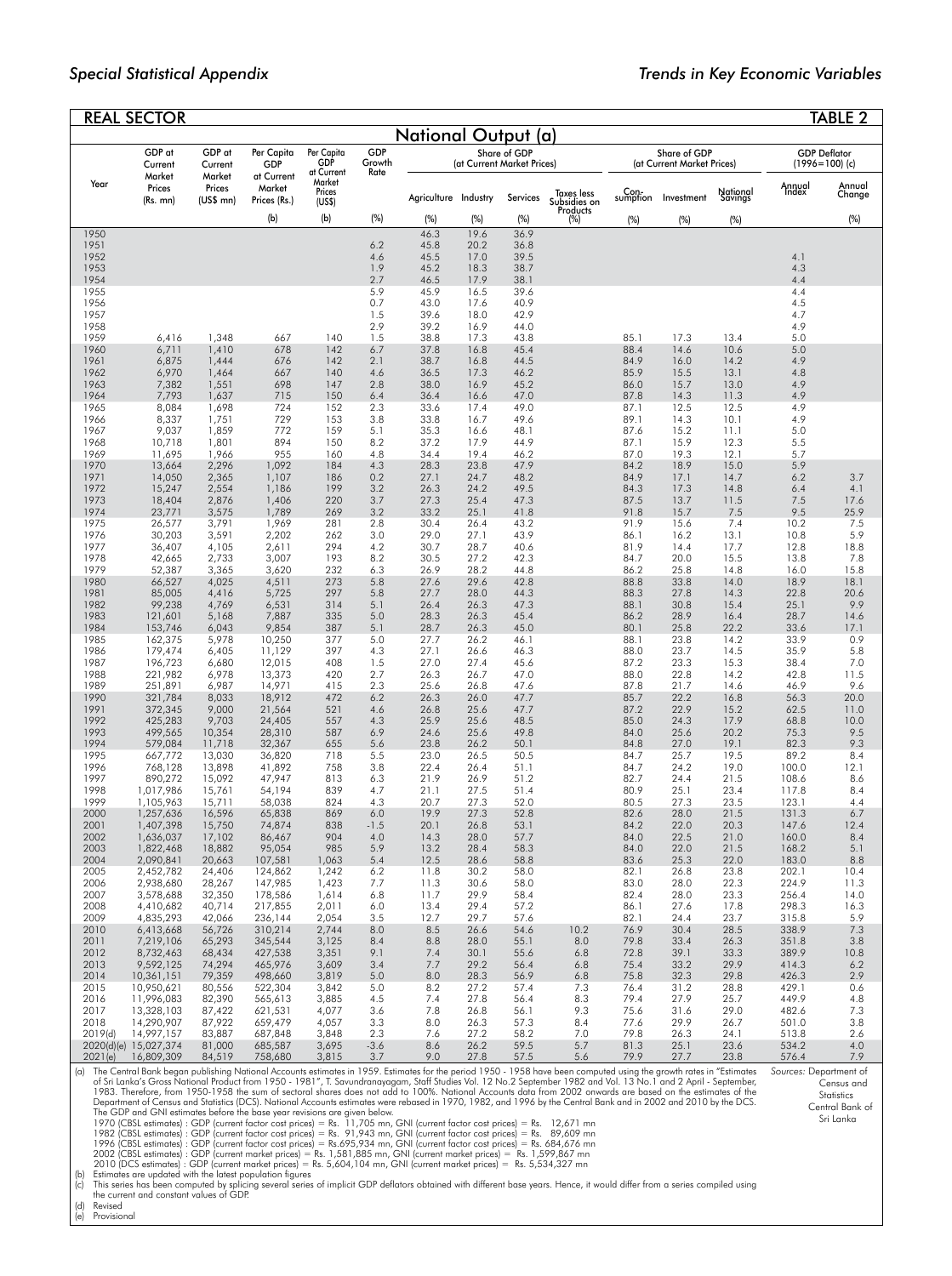*Special Statistical Appendix* *Trends in Key Economic Variables*

## REAL SECTOR TABLE 2

### National Output (a)

| Year | GDP at Current Market Prices (Rs. mn) | GDP at Current Market Prices (US$ mn) | Per Capita GDP at Current Market Prices (Rs.) (b) | Per Capita GDP at Current Market Prices (US$) (b) | GDP Growth Rate (%) | Share of GDP (at Current Market Prices) | | | | Share of GDP (at Current Market Prices) | | | GDP Deflator (1996=100) (c) | |
|---|---|---|---|---|---|---|---|---|---|---|---|---|---|---|
| | | | | | | Agriculture (%) | Industry (%) | Services (%) | Taxes less Subsidies on Products (%) | Consumption (%) | Investment (%) | National Savings (%) | Annual Index | Annual Change (%) |
| 1950 | | | | | | 46.3 | 19.6 | 36.9 | | | | | | |
| 1951 | | | | | 6.2 | 45.8 | 20.2 | 36.8 | | | | | | |
| 1952 | | | | | 4.6 | 45.5 | 17.0 | 39.5 | | | | | 4.1 | |
| 1953 | | | | | 1.9 | 45.2 | 18.3 | 38.7 | | | | | 4.3 | |
| 1954 | | | | | 2.7 | 46.5 | 17.9 | 38.1 | | | | | 4.4 | |
| 1955 | | | | | 5.9 | 45.9 | 16.5 | 39.6 | | | | | 4.4 | |
| 1956 | | | | | 0.7 | 43.0 | 17.6 | 40.9 | | | | | 4.5 | |
| 1957 | | | | | 1.5 | 39.6 | 18.0 | 42.9 | | | | | 4.7 | |
| 1958 | | | | | 2.9 | 39.2 | 16.9 | 44.0 | | | | | 4.9 | |
| 1959 | 6,416 | 1,348 | 667 | 140 | 1.5 | 38.8 | 17.3 | 43.8 | | 85.1 | 17.3 | 13.4 | 5.0 | |
| 1960 | 6,711 | 1,410 | 678 | 142 | 6.7 | 37.8 | 16.8 | 45.4 | | 88.4 | 14.6 | 10.6 | 5.0 | |
| 1961 | 6,875 | 1,444 | 676 | 142 | 2.1 | 38.7 | 16.8 | 44.5 | | 84.9 | 16.0 | 14.2 | 4.9 | |
| 1962 | 6,970 | 1,464 | 667 | 140 | 4.6 | 36.5 | 17.3 | 46.2 | | 85.9 | 15.5 | 13.1 | 4.8 | |
| 1963 | 7,382 | 1,551 | 698 | 147 | 2.8 | 38.0 | 16.9 | 45.2 | | 86.0 | 15.7 | 13.0 | 4.9 | |
| 1964 | 7,793 | 1,637 | 715 | 150 | 6.4 | 36.4 | 16.6 | 47.0 | | 87.8 | 14.3 | 11.3 | 4.9 | |
| 1965 | 8,084 | 1,698 | 724 | 152 | 2.3 | 33.6 | 17.4 | 49.0 | | 87.1 | 12.5 | 12.5 | 4.9 | |
| 1966 | 8,337 | 1,751 | 729 | 153 | 3.8 | 33.8 | 16.7 | 49.6 | | 89.1 | 14.3 | 10.1 | 4.9 | |
| 1967 | 9,037 | 1,859 | 772 | 159 | 5.1 | 35.3 | 16.6 | 48.1 | | 87.6 | 15.2 | 11.1 | 5.0 | |
| 1968 | 10,718 | 1,801 | 894 | 150 | 8.2 | 37.2 | 17.9 | 44.9 | | 87.1 | 15.9 | 12.3 | 5.5 | |
| 1969 | 11,695 | 1,966 | 955 | 160 | 4.8 | 34.4 | 19.4 | 46.2 | | 87.0 | 19.3 | 12.1 | 5.7 | |
| 1970 | 13,664 | 2,296 | 1,092 | 184 | 4.3 | 28.3 | 23.8 | 47.9 | | 84.2 | 18.9 | 15.0 | 5.9 | |
| 1971 | 14,050 | 2,365 | 1,107 | 186 | 0.2 | 27.1 | 24.7 | 48.2 | | 84.9 | 17.1 | 14.7 | 6.2 | 3.7 |
| 1972 | 15,247 | 2,554 | 1,186 | 199 | 3.2 | 26.3 | 24.2 | 49.5 | | 84.3 | 17.3 | 14.8 | 6.4 | 4.1 |
| 1973 | 18,404 | 2,876 | 1,406 | 220 | 3.7 | 27.3 | 25.4 | 47.3 | | 87.5 | 13.7 | 11.5 | 7.5 | 17.6 |
| 1974 | 23,771 | 3,575 | 1,789 | 269 | 3.2 | 33.2 | 25.1 | 41.8 | | 91.8 | 15.7 | 7.5 | 9.5 | 25.9 |
| 1975 | 26,577 | 3,791 | 1,969 | 281 | 2.8 | 30.4 | 26.4 | 43.2 | | 91.9 | 15.6 | 7.4 | 10.2 | 7.5 |
| 1976 | 30,203 | 3,591 | 2,202 | 262 | 3.0 | 29.0 | 27.1 | 43.9 | | 86.1 | 16.2 | 13.1 | 10.8 | 5.9 |
| 1977 | 36,407 | 4,105 | 2,611 | 294 | 4.2 | 30.7 | 28.7 | 40.6 | | 81.9 | 14.4 | 17.7 | 12.8 | 18.8 |
| 1978 | 42,665 | 2,733 | 3,007 | 193 | 8.2 | 30.5 | 27.2 | 42.3 | | 84.7 | 20.0 | 15.5 | 13.8 | 7.8 |
| 1979 | 52,387 | 3,365 | 3,620 | 232 | 6.3 | 26.9 | 28.2 | 44.8 | | 86.2 | 25.8 | 14.8 | 16.0 | 15.8 |
| 1980 | 66,527 | 4,025 | 4,511 | 273 | 5.8 | 27.6 | 29.6 | 42.8 | | 88.8 | 33.8 | 14.0 | 18.9 | 18.1 |
| 1981 | 85,005 | 4,416 | 5,725 | 297 | 5.8 | 27.7 | 28.0 | 44.3 | | 88.3 | 27.8 | 14.3 | 22.8 | 20.6 |
| 1982 | 99,238 | 4,769 | 6,531 | 314 | 5.1 | 26.4 | 26.3 | 47.3 | | 88.1 | 30.8 | 15.4 | 25.1 | 9.9 |
| 1983 | 121,601 | 5,168 | 7,887 | 335 | 5.0 | 28.3 | 26.3 | 45.4 | | 86.2 | 28.9 | 16.4 | 28.7 | 14.6 |
| 1984 | 153,746 | 6,043 | 9,854 | 387 | 5.1 | 28.7 | 26.3 | 45.0 | | 80.1 | 25.8 | 22.2 | 33.6 | 17.1 |
| 1985 | 162,375 | 5,978 | 10,250 | 377 | 5.0 | 27.7 | 26.2 | 46.1 | | 88.1 | 23.8 | 14.2 | 33.9 | 0.9 |
| 1986 | 179,474 | 6,405 | 11,129 | 397 | 4.3 | 27.1 | 26.6 | 46.3 | | 88.0 | 23.7 | 14.5 | 35.9 | 5.8 |
| 1987 | 196,723 | 6,680 | 12,015 | 408 | 1.5 | 27.0 | 27.4 | 45.6 | | 87.2 | 23.3 | 15.3 | 38.4 | 7.0 |
| 1988 | 221,982 | 6,978 | 13,373 | 420 | 2.7 | 26.3 | 26.7 | 47.0 | | 88.0 | 22.8 | 14.2 | 42.8 | 11.5 |
| 1989 | 251,891 | 6,987 | 14,971 | 415 | 2.3 | 25.6 | 26.8 | 47.6 | | 87.8 | 21.7 | 14.6 | 46.9 | 9.6 |
| 1990 | 321,784 | 8,033 | 18,912 | 472 | 6.2 | 26.3 | 26.0 | 47.7 | | 85.7 | 22.2 | 16.8 | 56.3 | 20.0 |
| 1991 | 372,345 | 9,000 | 21,564 | 521 | 4.6 | 26.8 | 25.6 | 47.7 | | 87.2 | 22.9 | 15.2 | 62.5 | 11.0 |
| 1992 | 425,283 | 9,703 | 24,405 | 557 | 4.3 | 25.9 | 25.6 | 48.5 | | 85.0 | 24.3 | 17.9 | 68.8 | 10.0 |
| 1993 | 499,565 | 10,354 | 28,310 | 587 | 6.9 | 24.6 | 25.6 | 49.8 | | 84.0 | 25.6 | 20.2 | 75.3 | 9.5 |
| 1994 | 579,084 | 11,718 | 32,367 | 655 | 5.6 | 23.8 | 26.2 | 50.1 | | 84.8 | 27.0 | 19.1 | 82.3 | 9.3 |
| 1995 | 667,772 | 13,030 | 36,820 | 718 | 5.5 | 23.0 | 26.5 | 50.5 | | 84.7 | 25.7 | 19.5 | 89.2 | 8.4 |
| 1996 | 768,128 | 13,898 | 41,892 | 758 | 3.8 | 22.4 | 26.4 | 51.1 | | 84.7 | 24.2 | 19.0 | 100.0 | 12.1 |
| 1997 | 890,272 | 15,092 | 47,947 | 813 | 6.3 | 21.9 | 26.9 | 51.2 | | 82.7 | 24.4 | 21.5 | 108.6 | 8.6 |
| 1998 | 1,017,986 | 15,761 | 54,194 | 839 | 4.7 | 21.1 | 27.5 | 51.4 | | 80.9 | 25.1 | 23.4 | 117.8 | 8.4 |
| 1999 | 1,105,963 | 15,711 | 58,038 | 824 | 4.3 | 20.7 | 27.3 | 52.0 | | 80.5 | 27.3 | 23.5 | 123.1 | 4.4 |
| 2000 | 1,257,636 | 16,596 | 65,838 | 869 | 6.0 | 19.9 | 27.3 | 52.8 | | 82.6 | 28.0 | 21.5 | 131.3 | 6.7 |
| 2001 | 1,407,398 | 15,750 | 74,874 | 838 | -1.5 | 20.1 | 26.8 | 53.1 | | 84.2 | 22.0 | 20.3 | 147.6 | 12.4 |
| 2002 | 1,636,037 | 17,102 | 86,467 | 904 | 4.0 | 14.3 | 28.0 | 57.7 | | 84.0 | 22.5 | 21.0 | 160.0 | 8.4 |
| 2003 | 1,822,468 | 18,882 | 95,054 | 985 | 5.9 | 13.2 | 28.4 | 58.3 | | 84.0 | 22.0 | 21.5 | 168.2 | 5.1 |
| 2004 | 2,090,841 | 20,663 | 107,581 | 1,063 | 5.4 | 12.5 | 28.6 | 58.8 | | 83.6 | 25.3 | 22.0 | 183.0 | 8.8 |
| 2005 | 2,452,782 | 24,406 | 124,862 | 1,242 | 6.2 | 11.8 | 30.2 | 58.0 | | 82.1 | 26.8 | 23.8 | 202.1 | 10.4 |
| 2006 | 2,938,680 | 28,267 | 147,985 | 1,423 | 7.7 | 11.3 | 30.6 | 58.0 | | 83.0 | 28.0 | 22.3 | 224.9 | 11.3 |
| 2007 | 3,578,688 | 32,350 | 178,586 | 1,614 | 6.8 | 11.7 | 29.9 | 58.4 | | 82.4 | 28.0 | 23.3 | 256.4 | 14.0 |
| 2008 | 4,410,682 | 40,714 | 217,855 | 2,011 | 6.0 | 13.4 | 29.4 | 57.2 | | 86.1 | 27.6 | 17.8 | 298.3 | 16.3 |
| 2009 | 4,835,293 | 42,066 | 236,144 | 2,054 | 3.5 | 12.7 | 29.7 | 57.6 | | 82.1 | 24.4 | 23.7 | 315.8 | 5.9 |
| 2010 | 6,413,668 | 56,726 | 310,214 | 2,744 | 8.0 | 8.5 | 26.6 | 54.6 | 10.2 | 76.9 | 30.4 | 28.5 | 338.9 | 7.3 |
| 2011 | 7,219,106 | 65,293 | 345,544 | 3,125 | 8.4 | 8.8 | 28.0 | 55.1 | 8.0 | 79.8 | 33.4 | 26.3 | 351.8 | 3.8 |
| 2012 | 8,732,463 | 68,434 | 427,538 | 3,351 | 9.1 | 7.4 | 30.1 | 55.6 | 6.8 | 72.8 | 39.1 | 33.3 | 389.9 | 10.8 |
| 2013 | 9,592,125 | 74,294 | 465,976 | 3,609 | 3.4 | 7.7 | 29.2 | 56.4 | 6.8 | 75.4 | 33.2 | 29.9 | 414.3 | 6.2 |
| 2014 | 10,361,151 | 79,359 | 498,660 | 3,819 | 5.0 | 8.0 | 28.3 | 56.9 | 6.8 | 75.8 | 32.3 | 29.8 | 426.3 | 2.9 |
| 2015 | 10,950,621 | 80,556 | 522,304 | 3,842 | 5.0 | 8.2 | 27.2 | 57.4 | 7.3 | 76.4 | 31.2 | 28.8 | 429.1 | 0.6 |
| 2016 | 11,996,083 | 82,390 | 565,613 | 3,885 | 4.5 | 7.4 | 27.8 | 56.4 | 8.3 | 79.4 | 27.9 | 25.7 | 449.9 | 4.8 |
| 2017 | 13,328,103 | 87,422 | 621,531 | 4,077 | 3.6 | 7.8 | 26.8 | 56.1 | 9.3 | 75.6 | 31.6 | 29.0 | 482.6 | 7.3 |
| 2018 | 14,290,907 | 87,922 | 659,479 | 4,057 | 3.3 | 8.0 | 26.3 | 57.3 | 8.4 | 77.6 | 29.9 | 26.7 | 501.0 | 3.8 |
| 2019(d) | 14,997,157 | 83,887 | 687,848 | 3,848 | 2.3 | 7.6 | 27.2 | 58.2 | 7.0 | 79.8 | 26.3 | 24.1 | 513.8 | 2.6 |
| 2020(d)(e) | 15,027,374 | 81,000 | 685,587 | 3,695 | -3.6 | 8.6 | 26.2 | 59.5 | 5.7 | 81.3 | 25.1 | 23.6 | 534.2 | 4.0 |
| 2021(e) | 16,809,309 | 84,519 | 758,680 | 3,815 | 3.7 | 9.0 | 27.8 | 57.5 | 5.6 | 79.9 | 27.7 | 23.8 | 576.4 | 7.9 |

(a) The Central Bank began publishing National Accounts estimates in 1959. Estimates for the period 1950 - 1958 have been computed using the growth rates in "Estimates of Sri Lanka's Gross National Product from 1950 - 1981", T. Savundranayagam, Staff Studies Vol. 12 No.2 September 1982 and Vol. 13 No.1 and 2 April - September, 1983. Therefore, from 1950-1958 the sum of sectoral shares does not add to 100%. National Accounts data from 2002 onwards are based on the estimates of the Department of Census and Statistics (DCS). National Accounts estimates were rebased in 1970, 1982, and 1996 by the Central Bank and in 2002 and 2010 by the DCS. The GDP and GNI estimates before the base year revisions are given below.
1970 (CBSL estimates) : GDP (current factor cost prices) = Rs. 11,705 mn, GNI (current factor cost prices) = Rs. 12,671 mn
1982 (CBSL estimates) : GDP (current factor cost prices) = Rs. 91,943 mn, GNI (current factor cost prices) = Rs. 89,609 mn
1996 (CBSL estimates) : GDP (current factor cost prices) = Rs.695,934 mn, GNI (current factor cost prices) = Rs. 684,676 mn
2002 (CBSL estimates) : GDP (current market prices) = Rs. 1,581,885 mn, GNI (current market prices) = Rs. 1,599,867 mn
2010 (DCS estimates) : GDP (current market prices) = Rs. 5,604,104 mn, GNI (current market prices) = Rs. 5,534,327 mn
(b) Estimates are updated with the latest population figures
(c) This series has been computed by splicing several series of implicit GDP deflators obtained with different base years. Hence, it would differ from a series compiled using the current and constant values of GDP.
(d) Revised
(e) Provisional

Sources: Department of Census and Statistics
Central Bank of Sri Lanka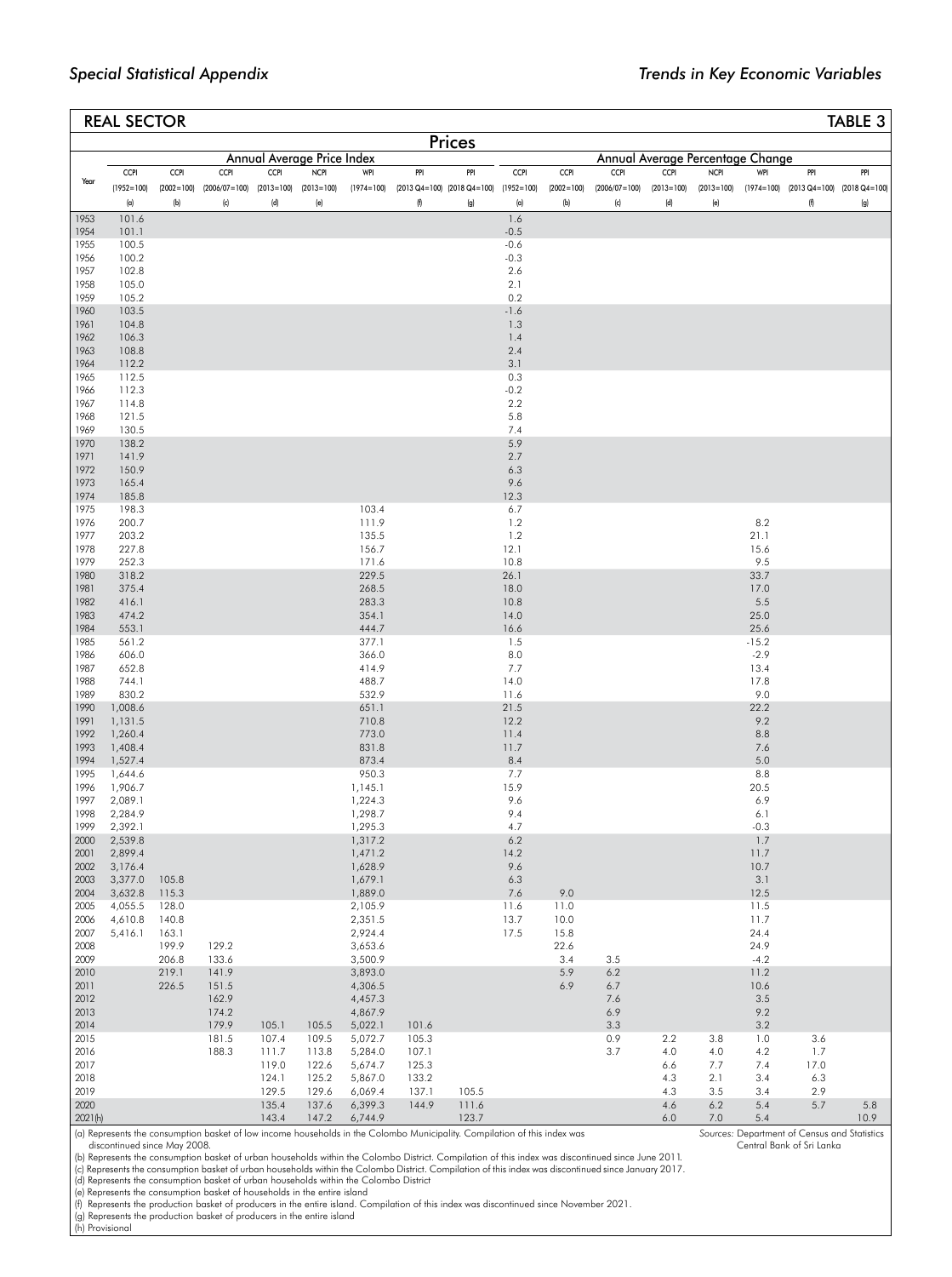## REAL SECTOR

## TABLE 3

### Prices

| Year | Annual Average Price Index | | | | | | | | Annual Average Percentage Change | | | | | | | |
|---|---|---|---|---|---|---|---|---|---|---|---|---|---|---|---|---|
| | CCPI (1952=100) (a) | CCPI (2002=100) (b) | CCPI (2006/07=100) (c) | CCPI (2013=100) (d) | NCPI (2013=100) (e) | WPI (1974=100) | PPI (2013 Q4=100) (f) | PPI (2018 Q4=100) (g) | CCPI (1952=100) (a) | CCPI (2002=100) (b) | CCPI (2006/07=100) (c) | CCPI (2013=100) (d) | NCPI (2013=100) (e) | WPI (1974=100) | PPI (2013 Q4=100) (f) | PPI (2018 Q4=100) (g) |
| 1953 | 101.6 | | | | | | | | 1.6 | | | | | | | |
| 1954 | 101.1 | | | | | | | | -0.5 | | | | | | | |
| 1955 | 100.5 | | | | | | | | -0.6 | | | | | | | |
| 1956 | 100.2 | | | | | | | | -0.3 | | | | | | | |
| 1957 | 102.8 | | | | | | | | 2.6 | | | | | | | |
| 1958 | 105.0 | | | | | | | | 2.1 | | | | | | | |
| 1959 | 105.2 | | | | | | | | 0.2 | | | | | | | |
| 1960 | 103.5 | | | | | | | | -1.6 | | | | | | | |
| 1961 | 104.8 | | | | | | | | 1.3 | | | | | | | |
| 1962 | 106.3 | | | | | | | | 1.4 | | | | | | | |
| 1963 | 108.8 | | | | | | | | 2.4 | | | | | | | |
| 1964 | 112.2 | | | | | | | | 3.1 | | | | | | | |
| 1965 | 112.5 | | | | | | | | 0.3 | | | | | | | |
| 1966 | 112.3 | | | | | | | | -0.2 | | | | | | | |
| 1967 | 114.8 | | | | | | | | 2.2 | | | | | | | |
| 1968 | 121.5 | | | | | | | | 5.8 | | | | | | | |
| 1969 | 130.5 | | | | | | | | 7.4 | | | | | | | |
| 1970 | 138.2 | | | | | | | | 5.9 | | | | | | | |
| 1971 | 141.9 | | | | | | | | 2.7 | | | | | | | |
| 1972 | 150.9 | | | | | | | | 6.3 | | | | | | | |
| 1973 | 165.4 | | | | | | | | 9.6 | | | | | | | |
| 1974 | 185.8 | | | | | | | | 12.3 | | | | | | | |
| 1975 | 198.3 | | | | | 103.4 | | | 6.7 | | | | | | | |
| 1976 | 200.7 | | | | | 111.9 | | | 1.2 | | | | | 8.2 | | |
| 1977 | 203.2 | | | | | 135.5 | | | 1.2 | | | | | 21.1 | | |
| 1978 | 227.8 | | | | | 156.7 | | | 12.1 | | | | | 15.6 | | |
| 1979 | 252.3 | | | | | 171.6 | | | 10.8 | | | | | 9.5 | | |
| 1980 | 318.2 | | | | | 229.5 | | | 26.1 | | | | | 33.7 | | |
| 1981 | 375.4 | | | | | 268.5 | | | 18.0 | | | | | 17.0 | | |
| 1982 | 416.1 | | | | | 283.3 | | | 10.8 | | | | | 5.5 | | |
| 1983 | 474.2 | | | | | 354.1 | | | 14.0 | | | | | 25.0 | | |
| 1984 | 553.1 | | | | | 444.7 | | | 16.6 | | | | | 25.6 | | |
| 1985 | 561.2 | | | | | 377.1 | | | 1.5 | | | | | -15.2 | | |
| 1986 | 606.0 | | | | | 366.0 | | | 8.0 | | | | | -2.9 | | |
| 1987 | 652.8 | | | | | 414.9 | | | 7.7 | | | | | 13.4 | | |
| 1988 | 744.1 | | | | | 488.7 | | | 14.0 | | | | | 17.8 | | |
| 1989 | 830.2 | | | | | 532.9 | | | 11.6 | | | | | 9.0 | | |
| 1990 | 1,008.6 | | | | | 651.1 | | | 21.5 | | | | | 22.2 | | |
| 1991 | 1,131.5 | | | | | 710.8 | | | 12.2 | | | | | 9.2 | | |
| 1992 | 1,260.4 | | | | | 773.0 | | | 11.4 | | | | | 8.8 | | |
| 1993 | 1,408.4 | | | | | 831.8 | | | 11.7 | | | | | 7.6 | | |
| 1994 | 1,527.4 | | | | | 873.4 | | | 8.4 | | | | | 5.0 | | |
| 1995 | 1,644.6 | | | | | 950.3 | | | 7.7 | | | | | 8.8 | | |
| 1996 | 1,906.7 | | | | | 1,145.1 | | | 15.9 | | | | | 20.5 | | |
| 1997 | 2,089.1 | | | | | 1,224.3 | | | 9.6 | | | | | 6.9 | | |
| 1998 | 2,284.9 | | | | | 1,298.7 | | | 9.4 | | | | | 6.1 | | |
| 1999 | 2,392.1 | | | | | 1,295.3 | | | 4.7 | | | | | -0.3 | | |
| 2000 | 2,539.8 | | | | | 1,317.2 | | | 6.2 | | | | | 1.7 | | |
| 2001 | 2,899.4 | | | | | 1,471.2 | | | 14.2 | | | | | 11.7 | | |
| 2002 | 3,176.4 | | | | | 1,628.9 | | | 9.6 | | | | | 10.7 | | |
| 2003 | 3,377.0 | 105.8 | | | | 1,679.1 | | | 6.3 | | | | | 3.1 | | |
| 2004 | 3,632.8 | 115.3 | | | | 1,889.0 | | | 7.6 | 9.0 | | | | 12.5 | | |
| 2005 | 4,055.5 | 128.0 | | | | 2,105.9 | | | 11.6 | 11.0 | | | | 11.5 | | |
| 2006 | 4,610.8 | 140.8 | | | | 2,351.5 | | | 13.7 | 10.0 | | | | 11.7 | | |
| 2007 | 5,416.1 | 163.1 | | | | 2,924.4 | | | 17.5 | 15.8 | | | | 24.4 | | |
| 2008 | | 199.9 | 129.2 | | | 3,653.6 | | | | 22.6 | | | | 24.9 | | |
| 2009 | | 206.8 | 133.6 | | | 3,500.9 | | | | 3.4 | 3.5 | | | -4.2 | | |
| 2010 | | 219.1 | 141.9 | | | 3,893.0 | | | | 5.9 | 6.2 | | | 11.2 | | |
| 2011 | | 226.5 | 151.5 | | | 4,306.5 | | | | 6.9 | 6.7 | | | 10.6 | | |
| 2012 | | | 162.9 | | | 4,457.3 | | | | | 7.6 | | | 3.5 | | |
| 2013 | | | 174.2 | | | 4,867.9 | | | | | 6.9 | | | 9.2 | | |
| 2014 | | | 179.9 | 105.1 | 105.5 | 5,022.1 | 101.6 | | | | 3.3 | | | 3.2 | | |
| 2015 | | | 181.5 | 107.4 | 109.5 | 5,072.7 | 105.3 | | | | 0.9 | 2.2 | 3.8 | 1.0 | 3.6 | |
| 2016 | | | 188.3 | 111.7 | 113.8 | 5,284.0 | 107.1 | | | | 3.7 | 4.0 | 4.0 | 4.2 | 1.7 | |
| 2017 | | | | 119.0 | 122.6 | 5,674.7 | 125.3 | | | | | 6.6 | 7.7 | 7.4 | 17.0 | |
| 2018 | | | | 124.1 | 125.2 | 5,867.0 | 133.2 | | | | | 4.3 | 2.1 | 3.4 | 6.3 | |
| 2019 | | | | 129.5 | 129.6 | 6,069.4 | 137.1 | 105.5 | | | | 4.3 | 3.5 | 3.4 | 2.9 | |
| 2020 | | | | 135.4 | 137.6 | 6,399.3 | 144.9 | 111.6 | | | | 4.6 | 6.2 | 5.4 | 5.7 | 5.8 |
| 2021(h) | | | | 143.4 | 147.2 | 6,744.9 | | 123.7 | | | | 6.0 | 7.0 | 5.4 | | 10.9 |

(a) Represents the consumption basket of low income households in the Colombo Municipality. Compilation of this index was discontinued since May 2008.
(b) Represents the consumption basket of urban households within the Colombo District. Compilation of this index was discontinued since June 2011.
(c) Represents the consumption basket of urban households within the Colombo District. Compilation of this index was discontinued since January 2017.
(d) Represents the consumption basket of urban households within the Colombo District
(e) Represents the consumption basket of households in the entire island
(f) Represents the production basket of producers in the entire island. Compilation of this index was discontinued since November 2021.
(g) Represents the production basket of producers in the entire island
(h) Provisional

Sources: Department of Census and Statistics
Central Bank of Sri Lanka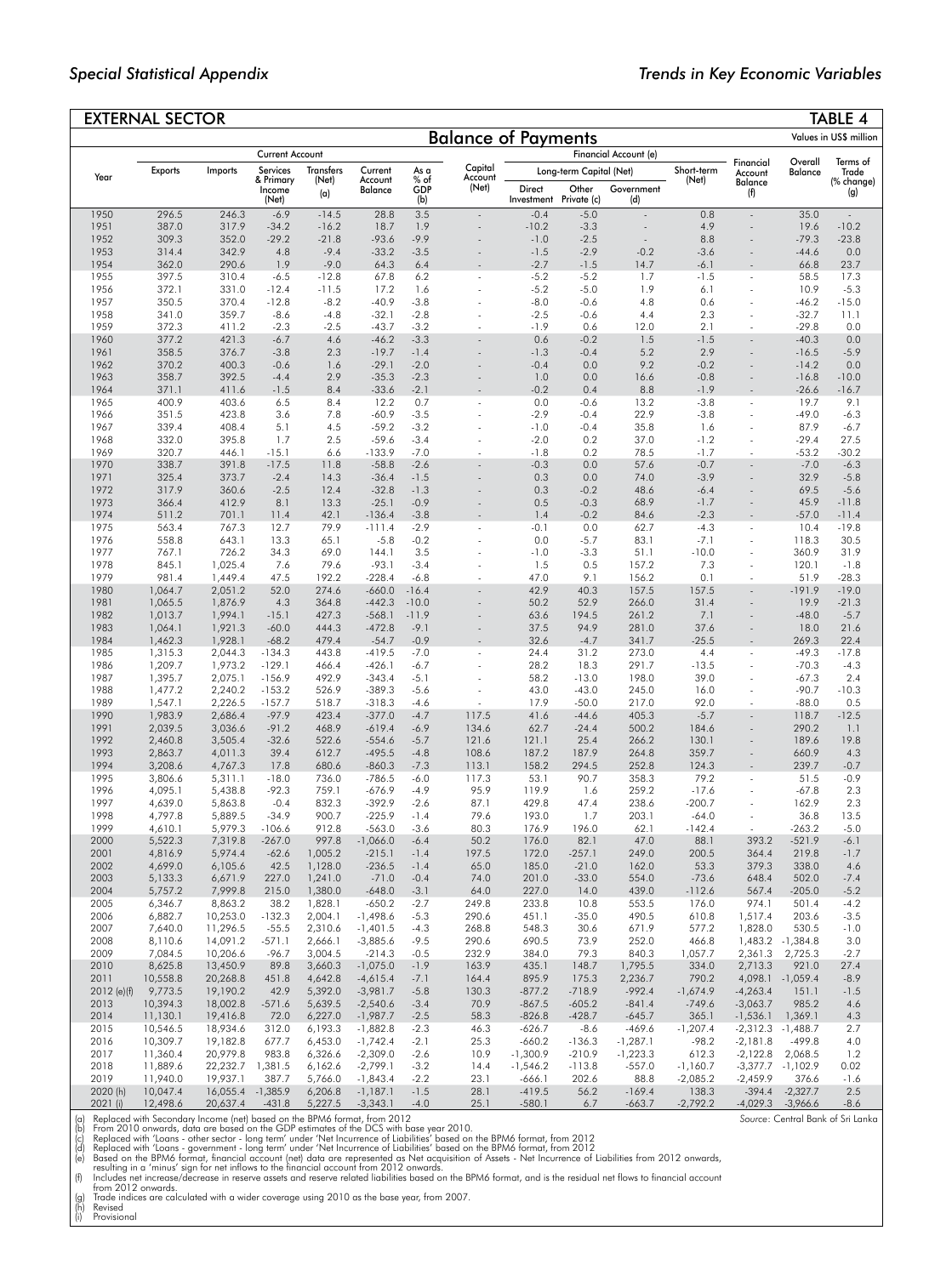## EXTERNAL SECTOR

## TABLE 4

## Balance of Payments

Values in US$ million

| Year | Current Account | | | | | | Capital Account (Net) | Financial Account (e) | | | | Financial Account Balance (f) | Overall Balance | Terms of Trade (% change) (g) |
|---|---|---|---|---|---|---|---|---|---|---|---|---|---|---|
| | Exports | Imports | Services & Primary Income (Net) | Transfers (Net) (a) | Current Account Balance | As a % of GDP (b) | | Long-term Capital (Net) | | | Short-term (Net) | | | |
| | | | | | | | | Direct Investment | Other Private (c) | Government (d) | | | | |
| 1950 | 296.5 | 246.3 | -6.9 | -14.5 | 28.8 | 3.5 | - | -0.4 | -5.0 | - | 0.8 | - | 35.0 | - |
| 1951 | 387.0 | 317.9 | -34.2 | -16.2 | 18.7 | 1.9 | - | -10.2 | -3.3 | - | 4.9 | - | 19.6 | -10.2 |
| 1952 | 309.3 | 352.0 | -29.2 | -21.8 | -93.6 | -9.9 | - | -1.0 | -2.5 | - | 8.8 | - | -79.3 | -23.8 |
| 1953 | 314.4 | 342.9 | 4.8 | -9.4 | -33.2 | -3.5 | - | -1.5 | -2.9 | -0.2 | -3.6 | - | -44.6 | 0.0 |
| 1954 | 362.0 | 290.6 | 1.9 | -9.0 | 64.3 | 6.4 | - | -2.7 | -1.5 | 14.7 | -6.1 | - | 66.8 | 23.7 |
| 1955 | 397.5 | 310.4 | -6.5 | -12.8 | 67.8 | 6.2 | - | -5.2 | -5.2 | 1.7 | -1.5 | - | 58.5 | 17.3 |
| 1956 | 372.1 | 331.0 | -12.4 | -11.5 | 17.2 | 1.6 | - | -5.2 | -5.0 | 1.9 | 6.1 | - | 10.9 | -5.3 |
| 1957 | 350.5 | 370.4 | -12.8 | -8.2 | -40.9 | -3.8 | - | -8.0 | -0.6 | 4.8 | 0.6 | - | -46.2 | -15.0 |
| 1958 | 341.0 | 359.7 | -8.6 | -4.8 | -32.1 | -2.8 | - | -2.5 | -0.6 | 4.4 | 2.3 | - | -32.7 | 11.1 |
| 1959 | 372.3 | 411.2 | -2.3 | -2.5 | -43.7 | -3.2 | - | -1.9 | 0.6 | 12.0 | 2.1 | - | -29.8 | 0.0 |
| 1960 | 377.2 | 421.3 | -6.7 | 4.6 | -46.2 | -3.3 | - | 0.6 | -0.2 | 1.5 | -1.5 | - | -40.3 | 0.0 |
| 1961 | 358.5 | 376.7 | -3.8 | 2.3 | -19.7 | -1.4 | - | -1.3 | -0.4 | 5.2 | 2.9 | - | -16.5 | -5.9 |
| 1962 | 370.2 | 400.3 | -0.6 | 1.6 | -29.1 | -2.0 | - | -0.4 | 0.0 | 9.2 | -0.2 | - | -14.2 | 0.0 |
| 1963 | 358.7 | 392.5 | -4.4 | 2.9 | -35.3 | -2.3 | - | 1.0 | 0.0 | 16.6 | -0.8 | - | -16.8 | -10.0 |
| 1964 | 371.1 | 411.6 | -1.5 | 8.4 | -33.6 | -2.1 | - | -0.2 | 0.4 | 8.8 | -1.9 | - | -26.6 | -16.7 |
| 1965 | 400.9 | 403.6 | 6.5 | 8.4 | 12.2 | 0.7 | - | 0.0 | -0.6 | 13.2 | -3.8 | - | 19.7 | 9.1 |
| 1966 | 351.5 | 423.8 | 3.6 | 7.8 | -60.9 | -3.5 | - | -2.9 | -0.4 | 22.9 | -3.8 | - | -49.0 | -6.3 |
| 1967 | 339.4 | 408.4 | 5.1 | 4.5 | -59.2 | -3.2 | - | -1.0 | -0.4 | 35.8 | 1.6 | - | 87.9 | -6.7 |
| 1968 | 332.0 | 395.8 | 1.7 | 2.5 | -59.6 | -3.4 | - | -2.0 | 0.2 | 37.0 | -1.2 | - | -29.4 | 27.5 |
| 1969 | 320.7 | 446.1 | -15.1 | 6.6 | -133.9 | -7.0 | - | -1.8 | 0.2 | 78.5 | -1.7 | - | -53.2 | -30.2 |
| 1970 | 338.7 | 391.8 | -17.5 | 11.8 | -58.8 | -2.6 | - | -0.3 | 0.0 | 57.6 | -0.7 | - | -7.0 | -6.3 |
| 1971 | 325.4 | 373.7 | -2.4 | 14.3 | -36.4 | -1.5 | - | 0.3 | 0.0 | 74.0 | -3.9 | - | 32.9 | -5.8 |
| 1972 | 317.9 | 360.6 | -2.5 | 12.4 | -32.8 | -1.3 | - | 0.3 | -0.2 | 48.6 | -6.4 | - | 69.5 | -5.6 |
| 1973 | 366.4 | 412.9 | 8.1 | 13.3 | -25.1 | -0.9 | - | 0.5 | -0.3 | 68.9 | -1.7 | - | 45.9 | -11.8 |
| 1974 | 511.2 | 701.1 | 11.4 | 42.1 | -136.4 | -3.8 | - | 1.4 | -0.2 | 84.6 | -2.3 | - | -57.0 | -11.4 |
| 1975 | 563.4 | 767.3 | 12.7 | 79.9 | -111.4 | -2.9 | - | -0.1 | 0.0 | 62.7 | -4.3 | - | 10.4 | -19.8 |
| 1976 | 558.8 | 643.1 | 13.3 | 65.1 | -5.8 | -0.2 | - | 0.0 | -5.7 | 83.1 | -7.1 | - | 118.3 | 30.5 |
| 1977 | 767.1 | 726.2 | 34.3 | 69.0 | 144.1 | 3.5 | - | -1.0 | -3.3 | 51.1 | -10.0 | - | 360.9 | 31.9 |
| 1978 | 845.1 | 1,025.4 | 7.6 | 79.6 | -93.1 | -3.4 | - | 1.5 | 0.5 | 157.2 | 7.3 | - | 120.1 | -1.8 |
| 1979 | 981.4 | 1,449.4 | 47.5 | 192.2 | -228.4 | -6.8 | - | 47.0 | 9.1 | 156.2 | 0.1 | - | 51.9 | -28.3 |
| 1980 | 1,064.7 | 2,051.2 | 52.0 | 274.6 | -660.0 | -16.4 | - | 42.9 | 40.3 | 157.5 | 157.5 | - | -191.9 | -19.0 |
| 1981 | 1,065.5 | 1,876.9 | 4.3 | 364.8 | -442.3 | -10.0 | - | 50.2 | 52.9 | 266.0 | 31.4 | - | 19.9 | -21.3 |
| 1982 | 1,013.7 | 1,994.1 | -15.1 | 427.3 | -568.1 | -11.9 | - | 63.6 | 194.5 | 261.2 | 7.1 | - | -48.0 | -5.7 |
| 1983 | 1,064.1 | 1,921.3 | -60.0 | 444.3 | -472.8 | -9.1 | - | 37.5 | 94.9 | 281.0 | 37.6 | - | 18.0 | 21.6 |
| 1984 | 1,462.3 | 1,928.1 | -68.2 | 479.4 | -54.7 | -0.9 | - | 32.6 | -4.7 | 341.7 | -25.5 | - | 269.3 | 22.4 |
| 1985 | 1,315.3 | 2,044.3 | -134.3 | 443.8 | -419.5 | -7.0 | - | 24.4 | 31.2 | 273.0 | 4.4 | - | -49.3 | -17.8 |
| 1986 | 1,209.7 | 1,973.2 | -129.1 | 466.4 | -426.1 | -6.7 | - | 28.2 | 18.3 | 291.7 | -13.5 | - | -70.3 | -4.3 |
| 1987 | 1,395.7 | 2,075.1 | -156.9 | 492.9 | -343.4 | -5.1 | - | 58.2 | -13.0 | 198.0 | 39.0 | - | -67.3 | 2.4 |
| 1988 | 1,477.2 | 2,240.2 | -153.2 | 526.9 | -389.3 | -5.6 | - | 43.0 | -43.0 | 245.0 | 16.0 | - | -90.7 | -10.3 |
| 1989 | 1,547.1 | 2,226.5 | -157.7 | 518.7 | -318.3 | -4.6 | - | 17.9 | -50.0 | 217.0 | 92.0 | - | -88.0 | 0.5 |
| 1990 | 1,983.9 | 2,686.4 | -97.9 | 423.4 | -377.0 | -4.7 | 117.5 | 41.6 | -44.6 | 405.3 | -5.7 | - | 118.7 | -12.5 |
| 1991 | 2,039.5 | 3,036.6 | -91.2 | 468.9 | -619.4 | -6.9 | 134.6 | 62.7 | -24.4 | 500.2 | 184.6 | - | 290.2 | 1.1 |
| 1992 | 2,460.8 | 3,505.4 | -32.6 | 522.6 | -554.6 | -5.7 | 121.6 | 121.1 | 25.4 | 266.2 | 130.1 | - | 189.6 | 19.8 |
| 1993 | 2,863.7 | 4,011.3 | 39.4 | 612.7 | -495.5 | -4.8 | 108.6 | 187.2 | 187.9 | 264.8 | 359.7 | - | 660.9 | 4.3 |
| 1994 | 3,208.6 | 4,767.3 | 17.8 | 680.6 | -860.3 | -7.3 | 113.1 | 158.2 | 294.5 | 252.8 | 124.3 | - | 239.7 | -0.7 |
| 1995 | 3,806.6 | 5,311.1 | -18.0 | 736.0 | -786.5 | -6.0 | 117.3 | 53.1 | 90.7 | 358.3 | 79.2 | - | 51.5 | -0.9 |
| 1996 | 4,095.1 | 5,438.8 | -92.3 | 759.1 | -676.9 | -4.9 | 95.9 | 119.9 | 1.6 | 259.2 | -17.6 | - | -67.8 | 2.3 |
| 1997 | 4,639.0 | 5,863.8 | -0.4 | 832.3 | -392.9 | -2.6 | 87.1 | 429.8 | 47.4 | 238.6 | -200.7 | - | 162.9 | 2.3 |
| 1998 | 4,797.8 | 5,889.5 | -34.9 | 900.7 | -225.9 | -1.4 | 79.6 | 193.0 | 1.7 | 203.1 | -64.0 | - | 36.8 | 13.5 |
| 1999 | 4,610.1 | 5,979.3 | -106.6 | 912.8 | -563.0 | -3.6 | 80.3 | 176.9 | 196.0 | 62.1 | -142.4 | - | -263.2 | -5.0 |
| 2000 | 5,522.3 | 7,319.8 | -267.0 | 997.8 | -1,066.0 | -6.4 | 50.2 | 176.0 | 82.1 | 47.0 | 88.1 | 393.2 | -521.9 | -6.1 |
| 2001 | 4,816.9 | 5,974.4 | -62.6 | 1,005.2 | -215.1 | -1.4 | 197.5 | 172.0 | -257.1 | 249.0 | 200.5 | 364.4 | 219.8 | -1.7 |
| 2002 | 4,699.0 | 6,105.6 | 42.5 | 1,128.0 | -236.5 | -1.4 | 65.0 | 185.0 | -21.0 | 162.0 | 53.3 | 379.3 | 338.0 | 4.6 |
| 2003 | 5,133.3 | 6,671.9 | 227.0 | 1,241.0 | -71.0 | -0.4 | 74.0 | 201.0 | -33.0 | 554.0 | -73.6 | 648.4 | 502.0 | -7.4 |
| 2004 | 5,757.2 | 7,999.8 | 215.0 | 1,380.0 | -648.0 | -3.1 | 64.0 | 227.0 | 14.0 | 439.0 | -112.6 | 567.4 | -205.0 | -5.2 |
| 2005 | 6,346.7 | 8,863.2 | 38.2 | 1,828.1 | -650.2 | -2.7 | 249.8 | 233.8 | 10.8 | 553.5 | 176.0 | 974.1 | 501.4 | -4.2 |
| 2006 | 6,882.7 | 10,253.0 | -132.3 | 2,004.1 | -1,498.6 | -5.3 | 290.6 | 451.1 | -35.0 | 490.5 | 610.8 | 1,517.4 | 203.6 | -3.5 |
| 2007 | 7,640.0 | 11,296.5 | -55.5 | 2,310.6 | -1,401.5 | -4.3 | 268.8 | 548.3 | 30.6 | 671.9 | 577.2 | 1,828.0 | 530.5 | -1.0 |
| 2008 | 8,110.6 | 14,091.2 | -571.1 | 2,666.1 | -3,885.6 | -9.5 | 290.6 | 690.5 | 73.9 | 252.0 | 466.8 | 1,483.2 | -1,384.8 | 3.0 |
| 2009 | 7,084.5 | 10,206.6 | -96.7 | 3,004.5 | -214.3 | -0.5 | 232.9 | 384.0 | 79.3 | 840.3 | 1,057.7 | 2,361.3 | 2,725.3 | -2.7 |
| 2010 | 8,625.8 | 13,450.9 | 89.8 | 3,660.3 | -1,075.0 | -1.9 | 163.9 | 435.1 | 148.7 | 1,795.5 | 334.0 | 2,713.3 | 921.0 | 27.4 |
| 2011 | 10,558.8 | 20,268.8 | 451.8 | 4,642.8 | -4,615.4 | -7.1 | 164.4 | 895.9 | 175.3 | 2,236.7 | 790.2 | 4,098.1 | -1,059.4 | -8.9 |
| 2012 (e)(f) | 9,773.5 | 19,190.2 | 42.9 | 5,392.0 | -3,981.7 | -5.8 | 130.3 | -877.2 | -718.9 | -992.4 | -1,674.9 | -4,263.4 | 151.1 | -1.5 |
| 2013 | 10,394.3 | 18,002.8 | -571.6 | 5,639.5 | -2,540.6 | -3.4 | 70.9 | -867.5 | -605.2 | -841.4 | -749.6 | -3,063.7 | 985.2 | 4.6 |
| 2014 | 11,130.1 | 19,416.8 | 72.0 | 6,227.0 | -1,987.7 | -2.5 | 58.3 | -826.8 | -428.7 | -645.7 | 365.1 | -1,536.1 | 1,369.1 | 4.3 |
| 2015 | 10,546.5 | 18,934.6 | 312.0 | 6,193.3 | -1,882.8 | -2.3 | 46.3 | -626.7 | -8.6 | -469.6 | -1,207.4 | -2,312.3 | -1,488.7 | 2.7 |
| 2016 | 10,309.7 | 19,182.8 | 677.7 | 6,453.0 | -1,742.4 | -2.1 | 25.3 | -660.2 | -136.3 | -1,287.1 | -98.2 | -2,181.8 | -499.8 | 4.0 |
| 2017 | 11,360.4 | 20,979.8 | 983.8 | 6,326.6 | -2,309.0 | -2.6 | 10.9 | -1,300.9 | -210.9 | -1,223.3 | 612.3 | -2,122.8 | 2,068.5 | 1.2 |
| 2018 | 11,889.6 | 22,232.7 | 1,381.5 | 6,162.6 | -2,799.1 | -3.2 | 14.4 | -1,546.2 | -113.8 | -557.0 | -1,160.7 | -3,377.7 | -1,102.9 | 0.02 |
| 2019 | 11,940.0 | 19,937.1 | 387.7 | 5,766.0 | -1,843.4 | -2.2 | 23.1 | -666.1 | 202.6 | 88.8 | -2,085.2 | -2,459.9 | 376.6 | -1.6 |
| 2020 (h) | 10,047.4 | 16,055.4 | -1,385.9 | 6,206.8 | -1,187.1 | -1.5 | 28.1 | -419.5 | 56.2 | -169.4 | 138.3 | -394.4 | -2,327.7 | 2.5 |
| 2021 (i) | 12,498.6 | 20,637.4 | -431.8 | 5,227.5 | -3,343.1 | -4.0 | 25.1 | -580.1 | 6.7 | -663.7 | -2,792.2 | -4,029.3 | -3,966.6 | -8.6 |

(a) Replaced with Secondary Income (net) based on the BPM6 format, from 2012
(b) From 2010 onwards, data are based on the GDP estimates of the DCS with base year 2010.
(c) Replaced with 'Loans - other sector - long term' under 'Net Incurrence of Liabilities' based on the BPM6 format, from 2012
(d) Replaced with 'Loans - government - long term' under 'Net Incurrence of Liabilities' based on the BPM6 format, from 2012
(e) Based on the BPM6 format, financial account (net) data are represented as Net acquisition of Assets - Net Incurrence of Liabilities from 2012 onwards, resulting in a 'minus' sign for net inflows to the financial account from 2012 onwards.
(f) Includes net increase/decrease in reserve assets and reserve related liabilities based on the BPM6 format, and is the residual net flows to financial account from 2012 onwards.
(g) Trade indices are calculated with a wider coverage using 2010 as the base year, from 2007.
(h) Revised
(i) Provisional

Source: Central Bank of Sri Lanka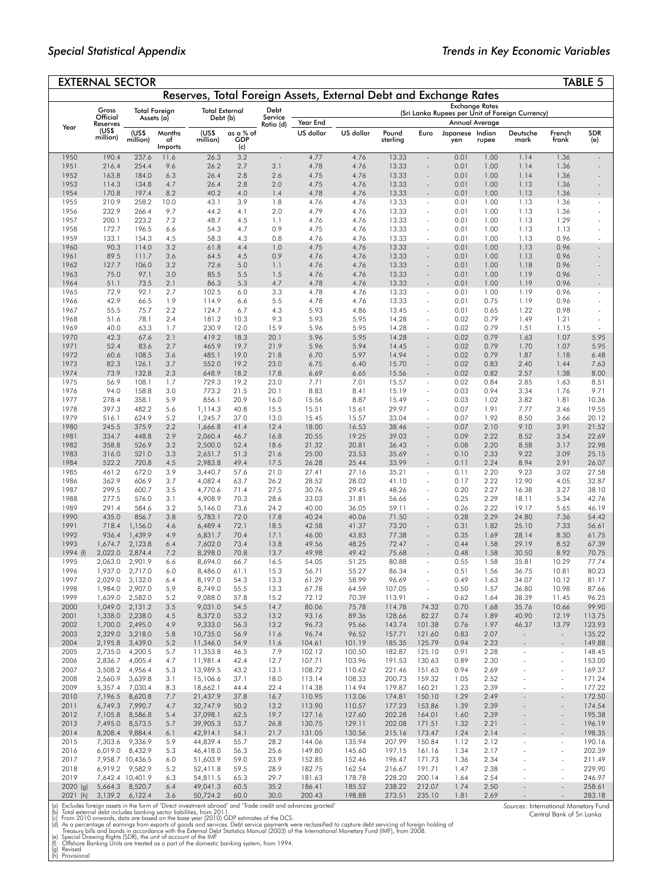## EXTERNAL SECTOR — TABLE 5

### Reserves, Total Foreign Assets, External Debt and Exchange Rates

| Year | Gross Official Reserves (US$ million) | Total Foreign Assets (a) (US$ million) | Total Foreign Assets (a) Months of Imports | Total External Debt (b) (US$ million) | Total External Debt (b) as a % of GDP (c) | Debt Service Ratio (d) | Exchange Rates (Sri Lanka Rupees per Unit of Foreign Currency) Year End US dollar | Annual Average US dollar | Annual Average Pound sterling | Annual Average Euro | Annual Average Japanese yen | Annual Average Indian rupee | Annual Average Deutsche mark | Annual Average French frank | Annual Average SDR (e) |
|---|---|---|---|---|---|---|---|---|---|---|---|---|---|---|---|
| 1950 | 190.4 | 237.6 | 11.6 | 26.3 | 3.2 | - | 4.77 | 4.76 | 13.33 | - | 0.01 | 1.00 | 1.14 | 1.36 | - |
| 1951 | 216.4 | 254.4 | 9.6 | 26.2 | 2.7 | 3.1 | 4.78 | 4.76 | 13.33 | - | 0.01 | 1.00 | 1.14 | 1.36 | - |
| 1952 | 163.8 | 184.0 | 6.3 | 26.4 | 2.8 | 2.6 | 4.75 | 4.76 | 13.33 | - | 0.01 | 1.00 | 1.14 | 1.36 | - |
| 1953 | 114.3 | 134.8 | 4.7 | 26.4 | 2.8 | 2.0 | 4.75 | 4.76 | 13.33 | - | 0.01 | 1.00 | 1.13 | 1.36 | - |
| 1954 | 170.8 | 197.4 | 8.2 | 40.2 | 4.0 | 1.4 | 4.78 | 4.76 | 13.33 | - | 0.01 | 1.00 | 1.13 | 1.36 | - |
| 1955 | 210.9 | 258.2 | 10.0 | 43.1 | 3.9 | 1.8 | 4.76 | 4.76 | 13.33 | - | 0.01 | 1.00 | 1.13 | 1.36 | - |
| 1956 | 232.9 | 266.4 | 9.7 | 44.2 | 4.1 | 2.0 | 4.79 | 4.76 | 13.33 | - | 0.01 | 1.00 | 1.13 | 1.36 | - |
| 1957 | 200.1 | 223.2 | 7.2 | 48.7 | 4.5 | 1.1 | 4.76 | 4.76 | 13.33 | - | 0.01 | 1.00 | 1.13 | 1.29 | - |
| 1958 | 172.7 | 196.5 | 6.6 | 54.3 | 4.7 | 0.9 | 4.75 | 4.76 | 13.33 | - | 0.01 | 1.00 | 1.13 | 1.13 | - |
| 1959 | 133.1 | 154.3 | 4.5 | 58.3 | 4.3 | 0.8 | 4.76 | 4.76 | 13.33 | - | 0.01 | 1.00 | 1.13 | 0.96 | - |
| 1960 | 90.3 | 114.0 | 3.2 | 61.8 | 4.4 | 1.0 | 4.75 | 4.76 | 13.33 | - | 0.01 | 1.00 | 1.13 | 0.96 | - |
| 1961 | 89.5 | 111.7 | 3.6 | 64.5 | 4.5 | 0.9 | 4.76 | 4.76 | 13.33 | - | 0.01 | 1.00 | 1.13 | 0.96 | - |
| 1962 | 127.7 | 106.0 | 3.2 | 72.6 | 5.0 | 1.1 | 4.76 | 4.76 | 13.33 | - | 0.01 | 1.00 | 1.18 | 0.96 | - |
| 1963 | 75.0 | 97.1 | 3.0 | 85.5 | 5.5 | 1.5 | 4.76 | 4.76 | 13.33 | - | 0.01 | 1.00 | 1.19 | 0.96 | - |
| 1964 | 51.1 | 73.5 | 2.1 | 86.3 | 5.3 | 4.7 | 4.78 | 4.76 | 13.33 | - | 0.01 | 1.00 | 1.19 | 0.96 | - |
| 1965 | 72.9 | 92.1 | 2.7 | 102.5 | 6.0 | 3.3 | 4.78 | 4.76 | 13.33 | - | 0.01 | 1.00 | 1.19 | 0.96 | - |
| 1966 | 42.9 | 66.5 | 1.9 | 114.9 | 6.6 | 5.5 | 4.78 | 4.76 | 13.33 | - | 0.01 | 0.75 | 1.19 | 0.96 | - |
| 1967 | 55.5 | 75.7 | 2.2 | 124.7 | 6.7 | 4.3 | 5.93 | 4.86 | 13.45 | - | 0.01 | 0.65 | 1.22 | 0.98 | - |
| 1968 | 51.6 | 78.1 | 2.4 | 181.2 | 10.3 | 9.3 | 5.93 | 5.95 | 14.28 | - | 0.02 | 0.79 | 1.49 | 1.21 | - |
| 1969 | 40.0 | 63.3 | 1.7 | 230.9 | 12.0 | 15.9 | 5.96 | 5.95 | 14.28 | - | 0.02 | 0.79 | 1.51 | 1.15 | - |
| 1970 | 42.3 | 67.6 | 2.1 | 419.2 | 18.3 | 20.1 | 5.96 | 5.95 | 14.28 | - | 0.02 | 0.79 | 1.63 | 1.07 | 5.95 |
| 1971 | 52.4 | 83.6 | 2.7 | 465.9 | 19.7 | 21.9 | 5.96 | 5.94 | 14.45 | - | 0.02 | 0.79 | 1.70 | 1.07 | 5.95 |
| 1972 | 60.6 | 108.5 | 3.6 | 485.1 | 19.0 | 21.8 | 6.70 | 5.97 | 14.94 | - | 0.02 | 0.79 | 1.87 | 1.18 | 6.48 |
| 1973 | 82.3 | 126.1 | 3.7 | 552.0 | 19.2 | 23.0 | 6.75 | 6.40 | 15.70 | - | 0.02 | 0.83 | 2.40 | 1.44 | 7.63 |
| 1974 | 73.9 | 132.8 | 2.3 | 648.9 | 18.2 | 17.8 | 6.69 | 6.65 | 15.56 | - | 0.02 | 0.82 | 2.57 | 1.38 | 8.00 |
| 1975 | 56.9 | 108.1 | 1.7 | 729.3 | 19.2 | 23.0 | 7.71 | 7.01 | 15.57 | - | 0.02 | 0.84 | 2.85 | 1.63 | 8.51 |
| 1976 | 94.0 | 158.8 | 3.0 | 773.2 | 21.5 | 20.1 | 8.83 | 8.41 | 15.19 | - | 0.03 | 0.94 | 3.34 | 1.76 | 9.71 |
| 1977 | 278.4 | 358.1 | 5.9 | 856.1 | 20.9 | 16.0 | 15.56 | 8.87 | 15.49 | - | 0.03 | 1.02 | 3.82 | 1.81 | 10.36 |
| 1978 | 397.3 | 482.2 | 5.6 | 1,114.3 | 40.8 | 15.5 | 15.51 | 15.61 | 29.97 | - | 0.07 | 1.91 | 7.77 | 3.46 | 19.55 |
| 1979 | 516.1 | 624.9 | 5.2 | 1,245.7 | 37.0 | 13.0 | 15.45 | 15.57 | 33.04 | - | 0.07 | 1.92 | 8.50 | 3.66 | 20.12 |
| 1980 | 245.5 | 375.9 | 2.2 | 1,666.8 | 41.4 | 12.4 | 18.00 | 16.53 | 38.46 | - | 0.07 | 2.10 | 9.10 | 3.91 | 21.52 |
| 1981 | 334.7 | 448.8 | 2.9 | 2,060.4 | 46.7 | 16.8 | 20.55 | 19.25 | 39.03 | - | 0.09 | 2.22 | 8.52 | 3.54 | 22.69 |
| 1982 | 358.8 | 526.9 | 3.2 | 2,500.0 | 52.4 | 18.6 | 21.32 | 20.81 | 36.43 | - | 0.08 | 2.20 | 8.58 | 3.17 | 22.98 |
| 1983 | 316.0 | 521.0 | 3.3 | 2,651.7 | 51.3 | 21.6 | 25.00 | 23.53 | 35.69 | - | 0.10 | 2.33 | 9.22 | 3.09 | 25.15 |
| 1984 | 522.2 | 720.8 | 4.5 | 2,983.8 | 49.4 | 17.5 | 26.28 | 25.44 | 33.99 | - | 0.11 | 2.24 | 8.94 | 2.91 | 26.07 |
| 1985 | 461.2 | 672.0 | 3.9 | 3,440.7 | 57.6 | 21.0 | 27.41 | 27.16 | 35.21 | - | 0.11 | 2.20 | 9.23 | 3.02 | 27.58 |
| 1986 | 362.9 | 606.9 | 3.7 | 4,082.4 | 63.7 | 26.2 | 28.52 | 28.02 | 41.10 | - | 0.17 | 2.22 | 12.90 | 4.05 | 32.87 |
| 1987 | 299.5 | 600.7 | 3.5 | 4,770.6 | 71.4 | 27.5 | 30.76 | 29.45 | 48.26 | - | 0.20 | 2.27 | 16.38 | 3.27 | 38.10 |
| 1988 | 277.5 | 576.0 | 3.1 | 4,908.9 | 70.3 | 28.6 | 33.03 | 31.81 | 56.66 | - | 0.25 | 2.29 | 18.11 | 5.34 | 42.76 |
| 1989 | 291.4 | 584.6 | 3.2 | 5,146.0 | 73.6 | 24.2 | 40.00 | 36.05 | 59.11 | - | 0.26 | 2.22 | 19.17 | 5.65 | 46.19 |
| 1990 | 435.0 | 856.7 | 3.8 | 5,783.1 | 72.0 | 17.8 | 40.24 | 40.06 | 71.50 | - | 0.28 | 2.29 | 24.80 | 7.36 | 54.42 |
| 1991 | 718.4 | 1,156.0 | 4.6 | 6,489.4 | 72.1 | 18.5 | 42.58 | 41.37 | 73.20 | - | 0.31 | 1.82 | 25.10 | 7.33 | 56.61 |
| 1992 | 936.4 | 1,439.9 | 4.9 | 6,831.7 | 70.4 | 17.1 | 46.00 | 43.83 | 77.38 | - | 0.35 | 1.69 | 28.14 | 8.30 | 61.75 |
| 1993 | 1,674.7 | 2,123.8 | 6.4 | 7,602.0 | 73.4 | 13.8 | 49.56 | 48.25 | 72.47 | - | 0.44 | 1.58 | 29.19 | 8.52 | 67.39 |
| 1994 (f) | 2,022.0 | 2,874.4 | 7.2 | 8,298.0 | 70.8 | 13.7 | 49.98 | 49.42 | 75.68 | - | 0.48 | 1.58 | 30.50 | 8.92 | 70.75 |
| 1995 | 2,063.0 | 2,901.9 | 6.6 | 8,694.0 | 66.7 | 16.5 | 54.05 | 51.25 | 80.88 | - | 0.55 | 1.58 | 35.81 | 10.29 | 77.74 |
| 1996 | 1,937.0 | 2,717.0 | 6.0 | 8,486.0 | 61.1 | 15.3 | 56.71 | 55.27 | 86.34 | - | 0.51 | 1.56 | 36.75 | 10.81 | 80.23 |
| 1997 | 2,029.0 | 3,132.0 | 6.4 | 8,197.0 | 54.3 | 13.3 | 61.29 | 58.99 | 96.69 | - | 0.49 | 1.63 | 34.07 | 10.12 | 81.17 |
| 1998 | 1,984.0 | 2,907.0 | 5.9 | 8,749.0 | 55.5 | 13.3 | 67.78 | 64.59 | 107.05 | - | 0.50 | 1.57 | 36.80 | 10.98 | 87.66 |
| 1999 | 1,639.0 | 2,582.0 | 5.2 | 9,088.0 | 57.8 | 15.2 | 72.12 | 70.39 | 113.91 | - | 0.62 | 1.64 | 38.39 | 11.45 | 96.25 |
| 2000 | 1,049.0 | 2,131.2 | 3.5 | 9,031.0 | 54.5 | 14.7 | 80.06 | 75.78 | 114.78 | 74.32 | 0.70 | 1.68 | 35.76 | 10.66 | 99.90 |
| 2001 | 1,338.0 | 2,238.0 | 4.5 | 8,372.0 | 53.2 | 13.2 | 93.16 | 89.36 | 128.66 | 82.27 | 0.74 | 1.89 | 40.90 | 12.19 | 113.75 |
| 2002 | 1,700.0 | 2,495.0 | 4.9 | 9,333.0 | 56.3 | 13.2 | 96.73 | 95.66 | 143.74 | 101.38 | 0.76 | 1.97 | 46.37 | 13.79 | 123.93 |
| 2003 | 2,329.0 | 3,218.0 | 5.8 | 10,735.0 | 56.9 | 11.6 | 96.74 | 96.52 | 157.71 | 121.60 | 0.83 | 2.07 | - | - | 135.22 |
| 2004 | 2,195.8 | 3,439.0 | 5.2 | 11,346.0 | 54.9 | 11.6 | 104.61 | 101.19 | 185.35 | 125.79 | 0.94 | 2.23 | - | - | 149.88 |
| 2005 | 2,735.0 | 4,200.5 | 5.7 | 11,353.8 | 46.5 | 7.9 | 102.12 | 100.50 | 182.87 | 125.10 | 0.91 | 2.28 | - | - | 148.45 |
| 2006 | 2,836.7 | 4,005.4 | 4.7 | 11,981.4 | 42.4 | 12.7 | 107.71 | 103.96 | 191.53 | 130.63 | 0.89 | 2.30 | - | - | 153.00 |
| 2007 | 3,508.2 | 4,956.4 | 5.3 | 13,989.5 | 43.2 | 13.1 | 108.72 | 110.62 | 221.46 | 151.63 | 0.94 | 2.69 | - | - | 169.37 |
| 2008 | 2,560.9 | 3,639.8 | 3.1 | 15,106.6 | 37.1 | 18.0 | 113.14 | 108.33 | 200.73 | 159.32 | 1.05 | 2.52 | - | - | 171.24 |
| 2009 | 5,357.4 | 7,030.4 | 8.3 | 18,662.1 | 44.4 | 22.4 | 114.38 | 114.94 | 179.87 | 160.21 | 1.23 | 2.39 | - | - | 177.22 |
| 2010 | 7,196.5 | 8,620.8 | 7.7 | 21,437.9 | 37.8 | 16.7 | 110.95 | 113.06 | 174.81 | 150.10 | 1.29 | 2.49 | - | - | 172.50 |
| 2011 | 6,749.3 | 7,990.7 | 4.7 | 32,747.9 | 50.2 | 13.2 | 113.90 | 110.57 | 177.23 | 153.86 | 1.39 | 2.39 | - | - | 174.54 |
| 2012 | 7,105.8 | 8,586.8 | 5.4 | 37,098.1 | 62.5 | 19.7 | 127.16 | 127.60 | 202.28 | 164.01 | 1.60 | 2.39 | - | - | 195.38 |
| 2013 | 7,495.0 | 8,573.5 | 5.7 | 39,905.3 | 53.7 | 26.8 | 130.75 | 129.11 | 202.08 | 171.51 | 1.32 | 2.21 | - | - | 196.19 |
| 2014 | 8,208.4 | 9,884.4 | 6.1 | 42,914.1 | 54.1 | 21.7 | 131.05 | 130.56 | 215.16 | 173.47 | 1.24 | 2.14 | - | - | 198.35 |
| 2015 | 7,303.6 | 9,336.9 | 5.9 | 44,839.4 | 55.7 | 28.2 | 144.06 | 135.94 | 207.99 | 150.84 | 1.12 | 2.12 | - | - | 190.16 |
| 2016 | 6,019.0 | 8,432.9 | 5.3 | 46,418.0 | 56.3 | 25.6 | 149.80 | 145.60 | 197.15 | 161.16 | 1.34 | 2.17 | - | - | 202.39 |
| 2017 | 7,958.7 | 10,436.5 | 6.0 | 51,603.9 | 59.0 | 23.9 | 152.85 | 152.46 | 196.47 | 171.73 | 1.36 | 2.34 | - | - | 211.49 |
| 2018 | 6,919.2 | 9,582.9 | 5.2 | 52,411.8 | 59.5 | 28.9 | 182.75 | 162.54 | 216.67 | 191.71 | 1.47 | 2.38 | - | - | 229.90 |
| 2019 | 7,642.4 | 10,401.9 | 6.3 | 54,811.5 | 65.3 | 29.7 | 181.63 | 178.78 | 228.20 | 200.14 | 1.64 | 2.54 | - | - | 246.97 |
| 2020 (g) | 5,664.3 | 8,520.7 | 6.4 | 49,041.3 | 60.5 | 35.2 | 186.41 | 185.52 | 238.22 | 212.07 | 1.74 | 2.50 | - | - | 258.61 |
| 2021 (h) | 3,139.2 | 6,122.4 | 3.6 | 50,724.2 | 60.0 | 30.0 | 200.43 | 198.88 | 273.51 | 235.10 | 1.81 | 2.69 | - | - | 283.18 |

(a) Excludes foreign assets in the form of 'Direct investment abroad' and 'Trade credit and advances granted'
(b) Total external debt includes banking sector liabilities, from 2011.
(c) From 2010 onwards, data are based on the base year (2010) GDP estimates of the DCS.
(d) As a percentage of earnings from exports of goods and services. Debt service payments were reclassified to capture debt servicing of foreign holding of Treasury bills and bonds in accordance with the External Debt Statistics Manual (2003) of the International Monetary Fund (IMF), from 2008.
(e) Special Drawing Rights (SDR), the unit of account of the IMF
(f) Offshore Banking Units are treated as a part of the domestic banking system, from 1994.
(g) Revised
(h) Provisional

Sources: International Monetary Fund
Central Bank of Sri Lanka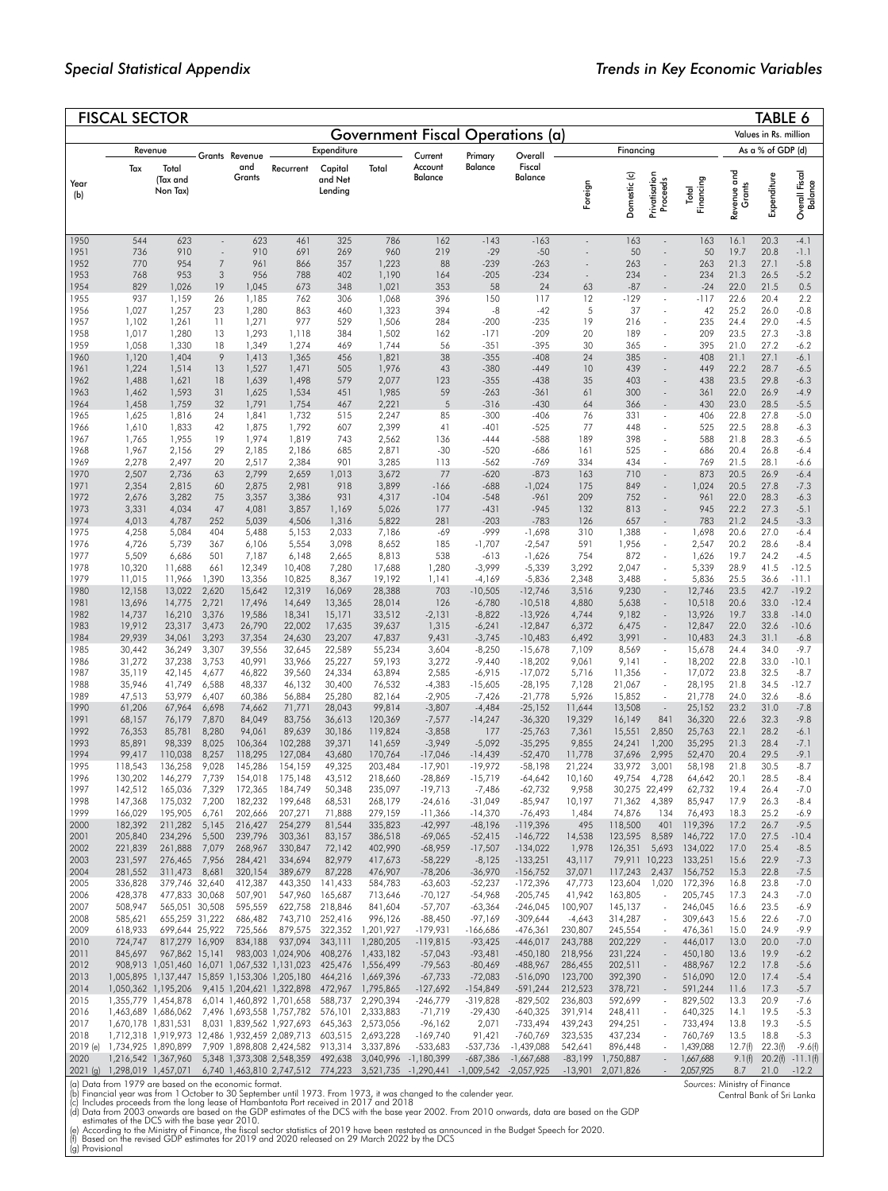## FISCAL SECTOR

## TABLE 6

### Government Fiscal Operations (a)

Values in Rs. million

| Year (b) | Revenue | | Grants | Revenue and Grants | Expenditure | | | Current Account Balance | Primary Balance | Overall Fiscal Balance | Financing | | | | As a % of GDP (d) | | |
|---|---|---|---|---|---|---|---|---|---|---|---|---|---|---|---|---|---|
| | Tax | Total (Tax and Non Tax) | | | Recurrent | Capital and Net Lending | Total | | | | Foreign | Domestic (c) | Privatisation Proceeds | Total Financing | Revenue and Grants | Expenditure | Overall Fiscal Balance |
| 1950 | 544 | 623 | - | 623 | 461 | 325 | 786 | 162 | -143 | -163 | - | 163 | - | 163 | 16.1 | 20.3 | -4.1 |
| 1951 | 736 | 910 | - | 910 | 691 | 269 | 960 | 219 | -29 | -50 | - | 50 | - | 50 | 19.7 | 20.8 | -1.1 |
| 1952 | 770 | 954 | 7 | 961 | 866 | 357 | 1,223 | 88 | -239 | -263 | - | 263 | - | 263 | 21.3 | 27.1 | -5.8 |
| 1953 | 768 | 953 | 3 | 956 | 788 | 402 | 1,190 | 164 | -205 | -234 | - | 234 | - | 234 | 21.3 | 26.5 | -5.2 |
| 1954 | 829 | 1,026 | 19 | 1,045 | 673 | 348 | 1,021 | 353 | 58 | 24 | 63 | -87 | - | -24 | 22.0 | 21.5 | 0.5 |
| 1955 | 937 | 1,159 | 26 | 1,185 | 762 | 306 | 1,068 | 396 | 150 | 117 | 12 | -129 | - | -117 | 22.6 | 20.4 | 2.2 |
| 1956 | 1,027 | 1,257 | 23 | 1,280 | 863 | 460 | 1,323 | 394 | -8 | -42 | 5 | 37 | - | 42 | 25.2 | 26.0 | -0.8 |
| 1957 | 1,102 | 1,261 | 11 | 1,271 | 977 | 529 | 1,506 | 284 | -200 | -235 | 19 | 216 | - | 235 | 24.4 | 29.0 | -4.5 |
| 1958 | 1,017 | 1,280 | 13 | 1,293 | 1,118 | 384 | 1,502 | 162 | -171 | -209 | 20 | 189 | - | 209 | 23.5 | 27.3 | -3.8 |
| 1959 | 1,058 | 1,330 | 18 | 1,349 | 1,274 | 469 | 1,744 | 56 | -351 | -395 | 30 | 365 | - | 395 | 21.0 | 27.2 | -6.2 |
| 1960 | 1,120 | 1,404 | 9 | 1,413 | 1,365 | 456 | 1,821 | 38 | -355 | -408 | 24 | 385 | - | 408 | 21.1 | 27.1 | -6.1 |
| 1961 | 1,224 | 1,514 | 13 | 1,527 | 1,471 | 505 | 1,976 | 43 | -380 | -449 | 10 | 439 | - | 449 | 22.2 | 28.7 | -6.5 |
| 1962 | 1,488 | 1,621 | 18 | 1,639 | 1,498 | 579 | 2,077 | 123 | -355 | -438 | 35 | 403 | - | 438 | 23.5 | 29.8 | -6.3 |
| 1963 | 1,462 | 1,593 | 31 | 1,625 | 1,534 | 451 | 1,985 | 59 | -263 | -361 | 61 | 300 | - | 361 | 22.0 | 26.9 | -4.9 |
| 1964 | 1,458 | 1,759 | 32 | 1,791 | 1,754 | 467 | 2,221 | 5 | -316 | -430 | 64 | 366 | - | 430 | 23.0 | 28.5 | -5.5 |
| 1965 | 1,625 | 1,816 | 24 | 1,841 | 1,732 | 515 | 2,247 | 85 | -300 | -406 | 76 | 331 | - | 406 | 22.8 | 27.8 | -5.0 |
| 1966 | 1,610 | 1,833 | 42 | 1,875 | 1,792 | 607 | 2,399 | 41 | -401 | -525 | 77 | 448 | - | 525 | 22.5 | 28.8 | -6.3 |
| 1967 | 1,765 | 1,955 | 19 | 1,974 | 1,819 | 743 | 2,562 | 136 | -444 | -588 | 189 | 398 | - | 588 | 21.8 | 28.3 | -6.5 |
| 1968 | 1,967 | 2,156 | 29 | 2,185 | 2,186 | 685 | 2,871 | -30 | -520 | -686 | 161 | 525 | - | 686 | 20.4 | 26.8 | -6.4 |
| 1969 | 2,278 | 2,497 | 20 | 2,517 | 2,384 | 901 | 3,285 | 113 | -562 | -769 | 334 | 434 | - | 769 | 21.5 | 28.1 | -6.6 |
| 1970 | 2,507 | 2,736 | 63 | 2,799 | 2,659 | 1,013 | 3,672 | 77 | -620 | -873 | 163 | 710 | - | 873 | 20.5 | 26.9 | -6.4 |
| 1971 | 2,354 | 2,815 | 60 | 2,875 | 2,981 | 918 | 3,899 | -166 | -688 | -1,024 | 175 | 849 | - | 1,024 | 20.5 | 27.8 | -7.3 |
| 1972 | 2,676 | 3,282 | 75 | 3,357 | 3,386 | 931 | 4,317 | -104 | -548 | -961 | 209 | 752 | - | 961 | 22.0 | 28.3 | -6.3 |
| 1973 | 3,331 | 4,034 | 47 | 4,081 | 3,857 | 1,169 | 5,026 | 177 | -431 | -945 | 132 | 813 | - | 945 | 22.2 | 27.3 | -5.1 |
| 1974 | 4,013 | 4,787 | 252 | 5,039 | 4,506 | 1,316 | 5,822 | 281 | -203 | -783 | 126 | 657 | - | 783 | 21.2 | 24.5 | -3.3 |
| 1975 | 4,258 | 5,084 | 404 | 5,488 | 5,153 | 2,033 | 7,186 | -69 | -999 | -1,698 | 310 | 1,388 | - | 1,698 | 20.6 | 27.0 | -6.4 |
| 1976 | 4,726 | 5,739 | 367 | 6,106 | 5,554 | 3,098 | 8,652 | 185 | -1,707 | -2,547 | 591 | 1,956 | - | 2,547 | 20.2 | 28.6 | -8.4 |
| 1977 | 5,509 | 6,686 | 501 | 7,187 | 6,148 | 2,665 | 8,813 | 538 | -613 | -1,626 | 754 | 872 | - | 1,626 | 19.7 | 24.2 | -4.5 |
| 1978 | 10,320 | 11,688 | 661 | 12,349 | 10,408 | 7,280 | 17,688 | 1,280 | -3,999 | -5,339 | 3,292 | 2,047 | - | 5,339 | 28.9 | 41.5 | -12.5 |
| 1979 | 11,015 | 11,966 | 1,390 | 13,356 | 10,825 | 8,367 | 19,192 | 1,141 | -4,169 | -5,836 | 2,348 | 3,488 | - | 5,836 | 25.5 | 36.6 | -11.1 |
| 1980 | 12,158 | 13,022 | 2,620 | 15,642 | 12,319 | 16,069 | 28,388 | 703 | -10,505 | -12,746 | 3,516 | 9,230 | - | 12,746 | 23.5 | 42.7 | -19.2 |
| 1981 | 13,696 | 14,775 | 2,721 | 17,496 | 14,649 | 13,365 | 28,014 | 126 | -6,780 | -10,518 | 4,880 | 5,638 | - | 10,518 | 20.6 | 33.0 | -12.4 |
| 1982 | 14,737 | 16,210 | 3,376 | 19,586 | 18,341 | 15,171 | 33,512 | -2,131 | -8,822 | -13,926 | 4,744 | 9,182 | - | 13,926 | 19.7 | 33.8 | -14.0 |
| 1983 | 19,912 | 23,317 | 3,473 | 26,790 | 22,002 | 17,635 | 39,637 | 1,315 | -6,241 | -12,847 | 6,372 | 6,475 | - | 12,847 | 22.0 | 32.6 | -10.6 |
| 1984 | 29,939 | 34,061 | 3,293 | 37,354 | 24,630 | 23,207 | 47,837 | 9,431 | -3,745 | -10,483 | 6,492 | 3,991 | - | 10,483 | 24.3 | 31.1 | -6.8 |
| 1985 | 30,442 | 36,249 | 3,307 | 39,556 | 32,645 | 22,589 | 55,234 | 3,604 | -8,250 | -15,678 | 7,109 | 8,569 | - | 15,678 | 24.4 | 34.0 | -9.7 |
| 1986 | 31,272 | 37,238 | 3,753 | 40,991 | 33,966 | 25,227 | 59,193 | 3,272 | -9,440 | -18,202 | 9,061 | 9,141 | - | 18,202 | 22.8 | 33.0 | -10.1 |
| 1987 | 35,119 | 42,145 | 4,677 | 46,822 | 39,560 | 24,334 | 63,894 | 2,585 | -6,915 | -17,072 | 5,716 | 11,356 | - | 17,072 | 23.8 | 32.5 | -8.7 |
| 1988 | 35,946 | 41,749 | 6,588 | 48,337 | 46,132 | 30,400 | 76,532 | -4,383 | -15,605 | -28,195 | 7,128 | 21,067 | - | 28,195 | 21.8 | 34.5 | -12.7 |
| 1989 | 47,513 | 53,979 | 6,407 | 60,386 | 56,884 | 25,280 | 82,164 | -2,905 | -7,426 | -21,778 | 5,926 | 15,852 | - | 21,778 | 24.0 | 32.6 | -8.6 |
| 1990 | 61,206 | 67,964 | 6,698 | 74,662 | 71,771 | 28,043 | 99,814 | -3,807 | -4,484 | -25,152 | 11,644 | 13,508 | - | 25,152 | 23.2 | 31.0 | -7.8 |
| 1991 | 68,157 | 76,179 | 7,870 | 84,049 | 83,756 | 36,613 | 120,369 | -7,577 | -14,247 | -36,320 | 19,329 | 16,149 | 841 | 36,320 | 22.6 | 32.3 | -9.8 |
| 1992 | 76,353 | 85,781 | 8,280 | 94,061 | 89,639 | 30,186 | 119,824 | -3,858 | 177 | -25,763 | 7,361 | 15,551 | 2,850 | 25,763 | 22.1 | 28.2 | -6.1 |
| 1993 | 85,891 | 98,339 | 8,025 | 106,364 | 102,288 | 39,371 | 141,659 | -3,949 | -5,092 | -35,295 | 9,855 | 24,241 | 1,200 | 35,295 | 21.3 | 28.4 | -7.1 |
| 1994 | 99,417 | 110,038 | 8,257 | 118,295 | 127,084 | 43,680 | 170,764 | -17,046 | -14,439 | -52,470 | 11,778 | 37,696 | 2,995 | 52,470 | 20.4 | 29.5 | -9.1 |
| 1995 | 118,543 | 136,258 | 9,028 | 145,286 | 154,159 | 49,325 | 203,484 | -17,901 | -19,972 | -58,198 | 21,224 | 33,972 | 3,001 | 58,198 | 21.8 | 30.5 | -8.7 |
| 1996 | 130,202 | 146,279 | 7,739 | 154,018 | 175,148 | 43,512 | 218,660 | -28,869 | -15,719 | -64,642 | 10,160 | 49,754 | 4,728 | 64,642 | 20.1 | 28.5 | -8.4 |
| 1997 | 142,512 | 165,036 | 7,329 | 172,365 | 184,749 | 50,348 | 235,097 | -19,713 | -7,486 | -62,732 | 9,958 | 30,275 | 22,499 | 62,732 | 19.4 | 26.4 | -7.0 |
| 1998 | 147,368 | 175,032 | 7,200 | 182,232 | 199,648 | 68,531 | 268,179 | -24,616 | -31,049 | -85,947 | 10,197 | 71,362 | 4,389 | 85,947 | 17.9 | 26.3 | -8.4 |
| 1999 | 166,029 | 195,905 | 6,761 | 202,666 | 207,271 | 71,888 | 279,159 | -11,366 | -14,370 | -76,493 | 1,484 | 74,876 | 134 | 76,493 | 18.3 | 25.2 | -6.9 |
| 2000 | 182,392 | 211,282 | 5,145 | 216,427 | 254,279 | 81,544 | 335,823 | -42,997 | -48,196 | -119,396 | 495 | 118,500 | 401 | 119,396 | 17.2 | 26.7 | -9.5 |
| 2001 | 205,840 | 234,296 | 5,500 | 239,796 | 303,361 | 83,157 | 386,518 | -69,065 | -52,415 | -146,722 | 14,538 | 123,595 | 8,589 | 146,722 | 17.0 | 27.5 | -10.4 |
| 2002 | 221,839 | 261,888 | 7,079 | 268,967 | 330,847 | 72,142 | 402,990 | -68,959 | -17,507 | -134,022 | 1,978 | 126,351 | 5,693 | 134,022 | 17.0 | 25.4 | -8.5 |
| 2003 | 231,597 | 276,465 | 7,956 | 284,421 | 334,694 | 82,979 | 417,673 | -58,229 | -8,125 | -133,251 | 43,117 | 79,911 | 10,223 | 133,251 | 15.6 | 22.9 | -7.3 |
| 2004 | 281,552 | 311,473 | 8,681 | 320,154 | 389,679 | 87,228 | 476,907 | -78,206 | -36,970 | -156,752 | 37,071 | 117,243 | 2,437 | 156,752 | 15.3 | 22.8 | -7.5 |
| 2005 | 336,828 | 379,746 | 32,640 | 412,387 | 443,350 | 141,433 | 584,783 | -63,603 | -52,237 | -172,396 | 47,773 | 123,604 | 1,020 | 172,396 | 16.8 | 23.8 | -7.0 |
| 2006 | 428,378 | 477,833 | 30,068 | 507,901 | 547,960 | 165,687 | 713,646 | -70,127 | -54,968 | -205,745 | 41,942 | 163,805 | - | 205,745 | 17.3 | 24.3 | -7.0 |
| 2007 | 508,947 | 565,051 | 30,508 | 595,559 | 622,758 | 218,846 | 841,604 | -57,707 | -63,364 | -246,045 | 100,907 | 145,137 | - | 246,045 | 16.6 | 23.5 | -6.9 |
| 2008 | 585,621 | 655,259 | 31,222 | 686,482 | 743,710 | 252,416 | 996,126 | -88,450 | -97,169 | -309,644 | -4,643 | 314,287 | - | 309,643 | 15.6 | 22.6 | -7.0 |
| 2009 | 618,933 | 699,644 | 25,922 | 725,566 | 879,575 | 322,352 | 1,201,927 | -179,931 | -166,686 | -476,361 | 230,807 | 245,554 | - | 476,361 | 15.0 | 24.9 | -9.9 |
| 2010 | 724,747 | 817,279 | 16,909 | 834,188 | 937,094 | 343,111 | 1,280,205 | -119,815 | -93,425 | -446,017 | 243,788 | 202,229 | - | 446,017 | 13.0 | 20.0 | -7.0 |
| 2011 | 845,697 | 967,862 | 15,141 | 983,003 | 1,024,906 | 408,276 | 1,433,182 | -57,043 | -93,481 | -450,180 | 218,956 | 231,224 | - | 450,180 | 13.6 | 19.9 | -6.2 |
| 2012 | 908,913 | 1,051,460 | 16,071 | 1,067,532 | 1,131,023 | 425,476 | 1,556,499 | -79,563 | -80,469 | -488,967 | 286,455 | 202,511 | - | 488,967 | 12.2 | 17.8 | -5.6 |
| 2013 | 1,005,895 | 1,137,447 | 15,859 | 1,153,306 | 1,205,180 | 464,216 | 1,669,396 | -67,733 | -72,083 | -516,090 | 123,700 | 392,390 | - | 516,090 | 12.0 | 17.4 | -5.4 |
| 2014 | 1,050,362 | 1,195,206 | 9,415 | 1,204,621 | 1,322,898 | 472,967 | 1,795,865 | -127,692 | -154,849 | -591,244 | 212,523 | 378,721 | - | 591,244 | 11.6 | 17.3 | -5.7 |
| 2015 | 1,355,779 | 1,454,878 | 6,014 | 1,460,892 | 1,701,658 | 588,737 | 2,290,394 | -246,779 | -319,828 | -829,502 | 236,803 | 592,699 | - | 829,502 | 13.3 | 20.9 | -7.6 |
| 2016 | 1,463,689 | 1,686,062 | 7,496 | 1,693,558 | 1,757,782 | 576,101 | 2,333,883 | -71,719 | -29,430 | -640,325 | 391,914 | 248,411 | - | 640,325 | 14.1 | 19.5 | -5.3 |
| 2017 | 1,670,178 | 1,831,531 | 8,031 | 1,839,562 | 1,927,693 | 645,363 | 2,573,056 | -96,162 | 2,071 | -733,494 | 439,243 | 294,251 | - | 733,494 | 13.8 | 19.3 | -5.5 |
| 2018 | 1,712,318 | 1,919,973 | 12,486 | 1,932,459 | 2,089,713 | 603,515 | 2,693,228 | -169,740 | 91,421 | -760,769 | 323,535 | 437,234 | - | 760,769 | 13.5 | 18.8 | -5.3 |
| 2019 (e) | 1,734,925 | 1,890,899 | 7,909 | 1,898,808 | 2,424,582 | 913,314 | 3,337,896 | -533,683 | -537,736 | -1,439,088 | 542,641 | 896,448 | - | 1,439,088 | 12.7(f) | 22.3(f) | -9.6(f) |
| 2020 | 1,216,542 | 1,367,960 | 5,348 | 1,373,308 | 2,548,359 | 492,638 | 3,040,996 | -1,180,399 | -687,386 | -1,667,688 | -83,199 | 1,750,887 | - | 1,667,688 | 9.1(f) | 20.2(f) | -11.1(f) |
| 2021 (g) | 1,298,019 | 1,457,071 | 6,740 | 1,463,810 | 2,747,512 | 774,223 | 3,521,735 | -1,290,441 | -1,009,542 | -2,057,925 | -13,901 | 2,071,826 | - | 2,057,925 | 8.7 | 21.0 | -12.2 |

(a) Data from 1979 are based on the economic format.
(b) Financial year was from 1 October to 30 September until 1973. From 1973, it was changed to the calender year.
(c) Includes proceeds from the long lease of Hambantota Port received in 2017 and 2018
(d) Data from 2003 onwards are based on the GDP estimates of the DCS with the base year 2002. From 2010 onwards, data are based on the GDP estimates of the DCS with the base year 2010.
(e) According to the Ministry of Finance, the fiscal sector statistics of 2019 have been restated as announced in the Budget Speech for 2020.
(f) Based on the revised GDP estimates for 2019 and 2020 released on 29 March 2022 by the DCS
(g) Provisional

Sources: Ministry of Finance
Central Bank of Sri Lanka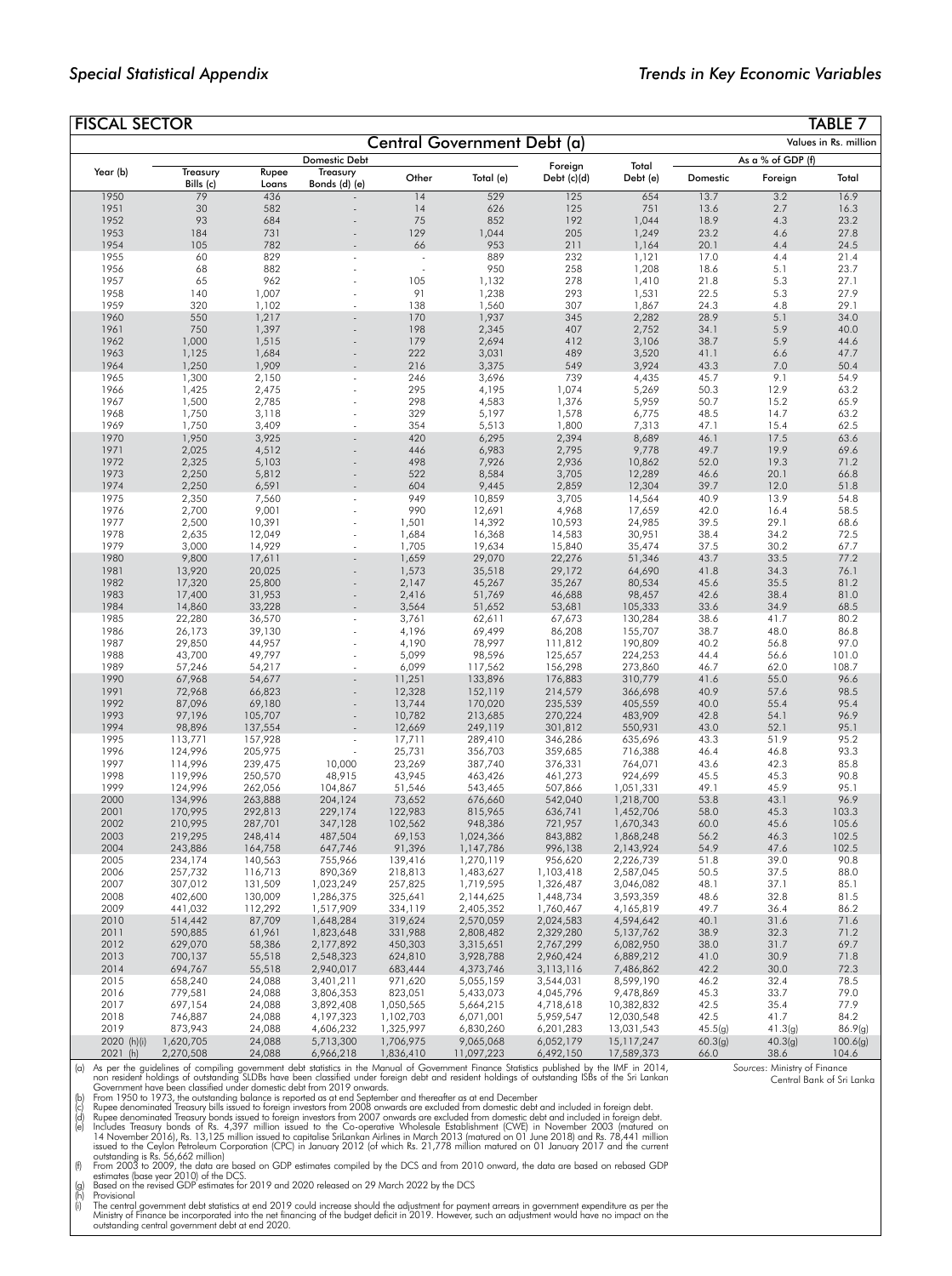## FISCAL SECTOR — TABLE 7

### Central Government Debt (a)

Values in Rs. million

| Year (b) | Domestic Debt | | | | | Foreign Debt (c)(d) | Total Debt (e) | As a % of GDP (f) | | |
|---|---|---|---|---|---|---|---|---|---|---|
| | Treasury Bills (c) | Rupee Loans | Treasury Bonds (d) (e) | Other | Total (e) | | | Domestic | Foreign | Total |
| 1950 | 79 | 436 | - | 14 | 529 | 125 | 654 | 13.7 | 3.2 | 16.9 |
| 1951 | 30 | 582 | - | 14 | 626 | 125 | 751 | 13.6 | 2.7 | 16.3 |
| 1952 | 93 | 684 | - | 75 | 852 | 192 | 1,044 | 18.9 | 4.3 | 23.2 |
| 1953 | 184 | 731 | - | 129 | 1,044 | 205 | 1,249 | 23.2 | 4.6 | 27.8 |
| 1954 | 105 | 782 | - | 66 | 953 | 211 | 1,164 | 20.1 | 4.4 | 24.5 |
| 1955 | 60 | 829 | - | - | 889 | 232 | 1,121 | 17.0 | 4.4 | 21.4 |
| 1956 | 68 | 882 | - | - | 950 | 258 | 1,208 | 18.6 | 5.1 | 23.7 |
| 1957 | 65 | 962 | - | 105 | 1,132 | 278 | 1,410 | 21.8 | 5.3 | 27.1 |
| 1958 | 140 | 1,007 | - | 91 | 1,238 | 293 | 1,531 | 22.5 | 5.3 | 27.9 |
| 1959 | 320 | 1,102 | - | 138 | 1,560 | 307 | 1,867 | 24.3 | 4.8 | 29.1 |
| 1960 | 550 | 1,217 | - | 170 | 1,937 | 345 | 2,282 | 28.9 | 5.1 | 34.0 |
| 1961 | 750 | 1,397 | - | 198 | 2,345 | 407 | 2,752 | 34.1 | 5.9 | 40.0 |
| 1962 | 1,000 | 1,515 | - | 179 | 2,694 | 412 | 3,106 | 38.7 | 5.9 | 44.6 |
| 1963 | 1,125 | 1,684 | - | 222 | 3,031 | 489 | 3,520 | 41.1 | 6.6 | 47.7 |
| 1964 | 1,250 | 1,909 | - | 216 | 3,375 | 549 | 3,924 | 43.3 | 7.0 | 50.4 |
| 1965 | 1,300 | 2,150 | - | 246 | 3,696 | 739 | 4,435 | 45.7 | 9.1 | 54.9 |
| 1966 | 1,425 | 2,475 | - | 295 | 4,195 | 1,074 | 5,269 | 50.3 | 12.9 | 63.2 |
| 1967 | 1,500 | 2,785 | - | 298 | 4,583 | 1,376 | 5,959 | 50.7 | 15.2 | 65.9 |
| 1968 | 1,750 | 3,118 | - | 329 | 5,197 | 1,578 | 6,775 | 48.5 | 14.7 | 63.2 |
| 1969 | 1,750 | 3,409 | - | 354 | 5,513 | 1,800 | 7,313 | 47.1 | 15.4 | 62.5 |
| 1970 | 1,950 | 3,925 | - | 420 | 6,295 | 2,394 | 8,689 | 46.1 | 17.5 | 63.6 |
| 1971 | 2,025 | 4,512 | - | 446 | 6,983 | 2,795 | 9,778 | 49.7 | 19.9 | 69.6 |
| 1972 | 2,325 | 5,103 | - | 498 | 7,926 | 2,936 | 10,862 | 52.0 | 19.3 | 71.2 |
| 1973 | 2,250 | 5,812 | - | 522 | 8,584 | 3,705 | 12,289 | 46.6 | 20.1 | 66.8 |
| 1974 | 2,250 | 6,591 | - | 604 | 9,445 | 2,859 | 12,304 | 39.7 | 12.0 | 51.8 |
| 1975 | 2,350 | 7,560 | - | 949 | 10,859 | 3,705 | 14,564 | 40.9 | 13.9 | 54.8 |
| 1976 | 2,700 | 9,001 | - | 990 | 12,691 | 4,968 | 17,659 | 42.0 | 16.4 | 58.5 |
| 1977 | 2,500 | 10,391 | - | 1,501 | 14,392 | 10,593 | 24,985 | 39.5 | 29.1 | 68.6 |
| 1978 | 2,635 | 12,049 | - | 1,684 | 16,368 | 14,583 | 30,951 | 38.4 | 34.2 | 72.5 |
| 1979 | 3,000 | 14,929 | - | 1,705 | 19,634 | 15,840 | 35,474 | 37.5 | 30.2 | 67.7 |
| 1980 | 9,800 | 17,611 | - | 1,659 | 29,070 | 22,276 | 51,346 | 43.7 | 33.5 | 77.2 |
| 1981 | 13,920 | 20,025 | - | 1,573 | 35,518 | 29,172 | 64,690 | 41.8 | 34.3 | 76.1 |
| 1982 | 17,320 | 25,800 | - | 2,147 | 45,267 | 35,267 | 80,534 | 45.6 | 35.5 | 81.2 |
| 1983 | 17,400 | 31,953 | - | 2,416 | 51,769 | 46,688 | 98,457 | 42.6 | 38.4 | 81.0 |
| 1984 | 14,860 | 33,228 | - | 3,564 | 51,652 | 53,681 | 105,333 | 33.6 | 34.9 | 68.5 |
| 1985 | 22,280 | 36,570 | - | 3,761 | 62,611 | 67,673 | 130,284 | 38.6 | 41.7 | 80.2 |
| 1986 | 26,173 | 39,130 | - | 4,196 | 69,499 | 86,208 | 155,707 | 38.7 | 48.0 | 86.8 |
| 1987 | 29,850 | 44,957 | - | 4,190 | 78,997 | 111,812 | 190,809 | 40.2 | 56.8 | 97.0 |
| 1988 | 43,700 | 49,797 | - | 5,099 | 98,596 | 125,657 | 224,253 | 44.4 | 56.6 | 101.0 |
| 1989 | 57,246 | 54,217 | - | 6,099 | 117,562 | 156,298 | 273,860 | 46.7 | 62.0 | 108.7 |
| 1990 | 67,968 | 54,677 | - | 11,251 | 133,896 | 176,883 | 310,779 | 41.6 | 55.0 | 96.6 |
| 1991 | 72,968 | 66,823 | - | 12,328 | 152,119 | 214,579 | 366,698 | 40.9 | 57.6 | 98.5 |
| 1992 | 87,096 | 69,180 | - | 13,744 | 170,020 | 235,539 | 405,559 | 40.0 | 55.4 | 95.4 |
| 1993 | 97,196 | 105,707 | - | 10,782 | 213,685 | 270,224 | 483,909 | 42.8 | 54.1 | 96.9 |
| 1994 | 98,896 | 137,554 | - | 12,669 | 249,119 | 301,812 | 550,931 | 43.0 | 52.1 | 95.1 |
| 1995 | 113,771 | 157,928 | - | 17,711 | 289,410 | 346,286 | 635,696 | 43.3 | 51.9 | 95.2 |
| 1996 | 124,996 | 205,975 | - | 25,731 | 356,703 | 359,685 | 716,388 | 46.4 | 46.8 | 93.3 |
| 1997 | 114,996 | 239,475 | 10,000 | 23,269 | 387,740 | 376,331 | 764,071 | 43.6 | 42.3 | 85.8 |
| 1998 | 119,996 | 250,570 | 48,915 | 43,945 | 463,426 | 461,273 | 924,699 | 45.5 | 45.3 | 90.8 |
| 1999 | 124,996 | 262,056 | 104,867 | 51,546 | 543,465 | 507,866 | 1,051,331 | 49.1 | 45.9 | 95.1 |
| 2000 | 134,996 | 263,888 | 204,124 | 73,652 | 676,660 | 542,040 | 1,218,700 | 53.8 | 43.1 | 96.9 |
| 2001 | 170,995 | 292,813 | 229,174 | 122,983 | 815,965 | 636,741 | 1,452,706 | 58.0 | 45.3 | 103.3 |
| 2002 | 210,995 | 287,701 | 347,128 | 102,562 | 948,386 | 721,957 | 1,670,343 | 60.0 | 45.6 | 105.6 |
| 2003 | 219,295 | 248,414 | 487,504 | 69,153 | 1,024,366 | 843,882 | 1,868,248 | 56.2 | 46.3 | 102.5 |
| 2004 | 243,886 | 164,758 | 647,746 | 91,396 | 1,147,786 | 996,138 | 2,143,924 | 54.9 | 47.6 | 102.5 |
| 2005 | 234,174 | 140,563 | 755,966 | 139,416 | 1,270,119 | 956,620 | 2,226,739 | 51.8 | 39.0 | 90.8 |
| 2006 | 257,732 | 116,713 | 890,369 | 218,813 | 1,483,627 | 1,103,418 | 2,587,045 | 50.5 | 37.5 | 88.0 |
| 2007 | 307,012 | 131,509 | 1,023,249 | 257,825 | 1,719,595 | 1,326,487 | 3,046,082 | 48.1 | 37.1 | 85.1 |
| 2008 | 402,600 | 130,009 | 1,286,375 | 325,641 | 2,144,625 | 1,448,734 | 3,593,359 | 48.6 | 32.8 | 81.5 |
| 2009 | 441,032 | 112,292 | 1,517,909 | 334,119 | 2,405,352 | 1,760,467 | 4,165,819 | 49.7 | 36.4 | 86.2 |
| 2010 | 514,442 | 87,709 | 1,648,284 | 319,624 | 2,570,059 | 2,024,583 | 4,594,642 | 40.1 | 31.6 | 71.6 |
| 2011 | 590,885 | 61,961 | 1,823,648 | 331,988 | 2,808,482 | 2,329,280 | 5,137,762 | 38.9 | 32.3 | 71.2 |
| 2012 | 629,070 | 58,386 | 2,177,892 | 450,303 | 3,315,651 | 2,767,299 | 6,082,950 | 38.0 | 31.7 | 69.7 |
| 2013 | 700,137 | 55,518 | 2,548,323 | 624,810 | 3,928,788 | 2,960,424 | 6,889,212 | 41.0 | 30.9 | 71.8 |
| 2014 | 694,767 | 55,518 | 2,940,017 | 683,444 | 4,373,746 | 3,113,116 | 7,486,862 | 42.2 | 30.0 | 72.3 |
| 2015 | 658,240 | 24,088 | 3,401,211 | 971,620 | 5,055,159 | 3,544,031 | 8,599,190 | 46.2 | 32.4 | 78.5 |
| 2016 | 779,581 | 24,088 | 3,806,353 | 823,051 | 5,433,073 | 4,045,796 | 9,478,869 | 45.3 | 33.7 | 79.0 |
| 2017 | 697,154 | 24,088 | 3,892,408 | 1,050,565 | 5,664,215 | 4,718,618 | 10,382,832 | 42.5 | 35.4 | 77.9 |
| 2018 | 746,887 | 24,088 | 4,197,323 | 1,102,703 | 6,071,001 | 5,959,547 | 12,030,548 | 42.5 | 41.7 | 84.2 |
| 2019 | 873,943 | 24,088 | 4,606,232 | 1,325,997 | 6,830,260 | 6,201,283 | 13,031,543 | 45.5(g) | 41.3(g) | 86.9(g) |
| 2020 (h)(i) | 1,620,705 | 24,088 | 5,713,300 | 1,706,975 | 9,065,068 | 6,052,179 | 15,117,247 | 60.3(g) | 40.3(g) | 100.6(g) |
| 2021 (h) | 2,270,508 | 24,088 | 6,966,218 | 1,836,410 | 11,097,223 | 6,492,150 | 17,589,373 | 66.0 | 38.6 | 104.6 |

(a) As per the guidelines of compiling government debt statistics in the Manual of Government Finance Statistics published by the IMF in 2014, non resident holdings of outstanding SLDBs have been classified under foreign debt and resident holdings of outstanding ISBs of the Sri Lankan Government have been classified under domestic debt from 2019 onwards.
(b) From 1950 to 1973, the outstanding balance is reported as at end September and thereafter as at end December
(c) Rupee denominated Treasury bills issued to foreign investors from 2008 onwards are excluded from domestic debt and included in foreign debt.
(d) Rupee denominated Treasury bonds issued to foreign investors from 2007 onwards are excluded from domestic debt and included in foreign debt.
(e) Includes Treasury bonds of Rs. 4,397 million issued to the Co-operative Wholesale Establishment (CWE) in November 2003 (matured on 14 November 2016), Rs. 13,125 million issued to capitalise SriLankan Airlines in March 2013 (matured on 01 June 2018) and Rs. 78,441 million issued to the Ceylon Petroleum Corporation (CPC) in January 2012 (of which Rs. 21,778 million matured on 01 January 2017 and the current outstanding is Rs. 56,662 million)
(f) From 2003 to 2009, the data are based on GDP estimates compiled by the DCS and from 2010 onward, the data are based on rebased GDP estimates (base year 2010) of the DCS.
(g) Based on the revised GDP estimates for 2019 and 2020 released on 29 March 2022 by the DCS
(h) Provisional
(i) The central government debt statistics at end 2019 could increase should the adjustment for payment arrears in government expenditure as per the Ministry of Finance be incorporated into the net financing of the budget deficit in 2019. However, such an adjustment would have no impact on the outstanding central government debt at end 2020.

Sources: Ministry of Finance
Central Bank of Sri Lanka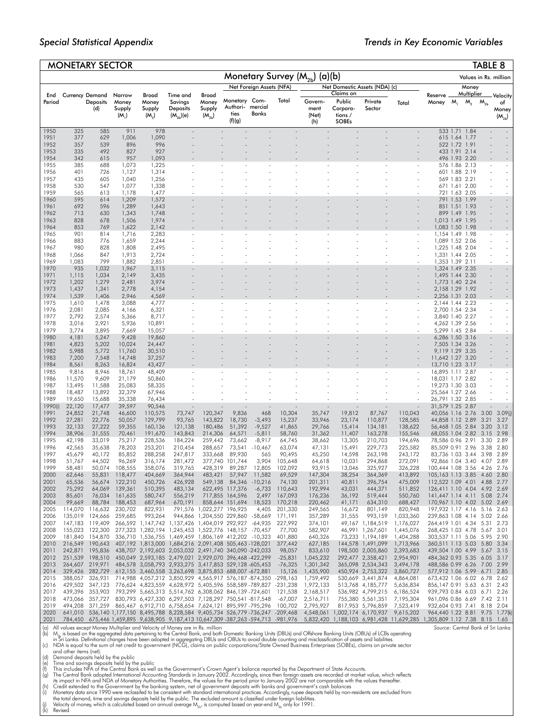## MONETARY SECTOR

### TABLE 8

### Monetary Survey ($M_{2b}$) (a)(b)

Values in Rs. million

| End Period | Currency | Demand Deposits (d) | Narrow Money Supply ($M_1$) | Broad Money Supply ($M_2$) | Time and Savings Deposits ($M_{2b}$)(e) | Broad Money Supply ($M_{2b}$) | Net Foreign Assets (NFA): Monetary Authorities (f)(g) | | | Net Domestic Assets (NDA) (c): Claims on Government (Net) (h) | | | | Reserve Money | Money Multiplier: $M_1$ | | | Velocity of Money ($M_{2b}$) |
|---|---|---|---|---|---|---|---|---|---|---|---|---|---|---|---|---|---|---|
| | | | | | | | Monetary Authorities (f)(g) | Commercial Banks | Total | Government (Net) (h) | Public Corporations / SOBEs | Private Sector | Total | | $M_1$ | $M_2$ | $M_{2b}$ | |
| 1950 | 325 | 585 | 911 | 978 | - | - | - | - | - | - | - | - | - | 533 | 1.71 | 1.84 | - | - |
| 1951 | 377 | 629 | 1,006 | 1,090 | - | - | - | - | - | - | - | - | - | 615 | 1.64 | 1.77 | - | - |
| 1952 | 357 | 539 | 896 | 996 | - | - | - | - | - | - | - | - | - | 522 | 1.72 | 1.91 | - | - |
| 1953 | 335 | 492 | 827 | 927 | - | - | - | - | - | - | - | - | - | 433 | 1.91 | 2.14 | - | - |
| 1954 | 342 | 615 | 957 | 1,093 | - | - | - | - | - | - | - | - | - | 496 | 1.93 | 2.20 | - | - |
| 1955 | 385 | 688 | 1,073 | 1,225 | - | - | - | - | - | - | - | - | - | 576 | 1.86 | 2.13 | - | - |
| 1956 | 401 | 726 | 1,127 | 1,314 | - | - | - | - | - | - | - | - | - | 601 | 1.88 | 2.19 | - | - |
| 1957 | 435 | 605 | 1,040 | 1,256 | - | - | - | - | - | - | - | - | - | 569 | 1.83 | 2.21 | - | - |
| 1958 | 530 | 547 | 1,077 | 1,338 | - | - | - | - | - | - | - | - | - | 671 | 1.61 | 2.00 | - | - |
| 1959 | 565 | 613 | 1,178 | 1,477 | - | - | - | - | - | - | - | - | - | 721 | 1.63 | 2.05 | - | - |
| 1960 | 595 | 614 | 1,209 | 1,572 | - | - | - | - | - | - | - | - | - | 791 | 1.53 | 1.99 | - | - |
| 1961 | 692 | 596 | 1,289 | 1,643 | - | - | - | - | - | - | - | - | - | 851 | 1.51 | 1.93 | - | - |
| 1962 | 713 | 630 | 1,343 | 1,748 | - | - | - | - | - | - | - | - | - | 899 | 1.49 | 1.95 | - | - |
| 1963 | 828 | 678 | 1,506 | 1,974 | - | - | - | - | - | - | - | - | - | 1,013 | 1.49 | 1.95 | - | - |
| 1964 | 853 | 769 | 1,622 | 2,142 | - | - | - | - | - | - | - | - | - | 1,083 | 1.50 | 1.98 | - | - |
| 1965 | 901 | 814 | 1,716 | 2,283 | - | - | - | - | - | - | - | - | - | 1,154 | 1.49 | 1.98 | - | - |
| 1966 | 883 | 776 | 1,659 | 2,244 | - | - | - | - | - | - | - | - | - | 1,089 | 1.52 | 2.06 | - | - |
| 1967 | 980 | 828 | 1,808 | 2,495 | - | - | - | - | - | - | - | - | - | 1,225 | 1.48 | 2.04 | - | - |
| 1968 | 1,066 | 847 | 1,913 | 2,724 | - | - | - | - | - | - | - | - | - | 1,331 | 1.44 | 2.05 | - | - |
| 1969 | 1,083 | 799 | 1,882 | 2,851 | - | - | - | - | - | - | - | - | - | 1,353 | 1.39 | 2.11 | - | - |
| 1970 | 935 | 1,032 | 1,967 | 3,115 | - | - | - | - | - | - | - | - | - | 1,324 | 1.49 | 2.35 | - | - |
| 1971 | 1,115 | 1,034 | 2,149 | 3,435 | - | - | - | - | - | - | - | - | - | 1,495 | 1.44 | 2.30 | - | - |
| 1972 | 1,202 | 1,279 | 2,481 | 3,974 | - | - | - | - | - | - | - | - | - | 1,773 | 1.40 | 2.24 | - | - |
| 1973 | 1,437 | 1,341 | 2,778 | 4,154 | - | - | - | - | - | - | - | - | - | 2,158 | 1.29 | 1.92 | - | - |
| 1974 | 1,539 | 1,406 | 2,946 | 4,569 | - | - | - | - | - | - | - | - | - | 2,256 | 1.31 | 2.03 | - | - |
| 1975 | 1,610 | 1,478 | 3,088 | 4,777 | - | - | - | - | - | - | - | - | - | 2,144 | 1.44 | 2.23 | - | - |
| 1976 | 2,081 | 2,085 | 4,166 | 6,321 | - | - | - | - | - | - | - | - | - | 2,700 | 1.54 | 2.34 | - | - |
| 1977 | 2,792 | 2,574 | 5,366 | 8,717 | - | - | - | - | - | - | - | - | - | 3,840 | 1.40 | 2.27 | - | - |
| 1978 | 3,016 | 2,921 | 5,936 | 10,891 | - | - | - | - | - | - | - | - | - | 4,262 | 1.39 | 2.56 | - | - |
| 1979 | 3,774 | 3,895 | 7,669 | 15,057 | - | - | - | - | - | - | - | - | - | 5,299 | 1.45 | 2.84 | - | - |
| 1980 | 4,181 | 5,247 | 9,428 | 19,860 | - | - | - | - | - | - | - | - | - | 6,286 | 1.50 | 3.16 | - | - |
| 1981 | 4,823 | 5,202 | 10,024 | 24,447 | - | - | - | - | - | - | - | - | - | 7,505 | 1.34 | 3.26 | - | - |
| 1982 | 5,988 | 5,772 | 11,760 | 30,510 | - | - | - | - | - | - | - | - | - | 9,119 | 1.29 | 3.35 | - | - |
| 1983 | 7,200 | 7,548 | 14,748 | 37,257 | - | - | - | - | - | - | - | - | - | 11,642 | 1.27 | 3.20 | - | - |
| 1984 | 8,561 | 8,263 | 16,824 | 43,427 | - | - | - | - | - | - | - | - | - | 13,710 | 1.23 | 3.17 | - | - |
| 1985 | 9,816 | 8,946 | 18,761 | 48,409 | - | - | - | - | - | - | - | - | - | 16,895 | 1.11 | 2.87 | - | - |
| 1986 | 11,570 | 9,609 | 21,179 | 50,860 | - | - | - | - | - | - | - | - | - | 18,031 | 1.17 | 2.82 | - | - |
| 1987 | 13,495 | 11,588 | 25,083 | 58,335 | - | - | - | - | - | - | - | - | - | 19,273 | 1.30 | 3.03 | - | - |
| 1988 | 18,487 | 13,892 | 32,379 | 67,946 | - | - | - | - | - | - | - | - | - | 25,564 | 1.27 | 2.66 | - | - |
| 1989 | 19,650 | 15,688 | 35,338 | 76,434 | - | - | - | - | - | - | - | - | - | 26,791 | 1.32 | 2.85 | - | - |
| 1990(i) | 22,120 | 17,477 | 39,597 | 90,546 | - | - | - | - | - | - | - | - | - | 31,579 | 1.25 | 2.87 | - | - |
| 1991 | 24,852 | 21,748 | 46,600 | 110,575 | 73,747 | 120,347 | 9,836 | 468 | 10,304 | 35,747 | 19,812 | 87,767 | 110,043 | 40,056 | 1.16 | 2.76 | 3.00 | 3.09(j) |
| 1992 | 27,281 | 22,776 | 50,057 | 129,799 | 93,765 | 143,822 | 18,730 | -3,493 | 15,237 | 33,946 | 23,174 | 110,877 | 128,585 | 44,858 | 1.12 | 2.89 | 3.21 | 3.27 |
| 1993 | 32,133 | 27,222 | 59,355 | 160,136 | 121,138 | 180,486 | 51,392 | -9,527 | 41,865 | 29,766 | 15,414 | 134,181 | 138,622 | 56,468 | 1.05 | 2.84 | 3.20 | 3.12 |
| 1994 | 38,906 | 31,555 | 70,461 | 191,670 | 143,843 | 214,306 | 64,571 | -5,811 | 58,760 | 31,362 | 11,407 | 163,278 | 155,546 | 68,055 | 1.04 | 2.82 | 3.15 | 2.98 |
| 1995 | 42,198 | 33,019 | 75,217 | 228,536 | 184,224 | 259,442 | 73,662 | -8,917 | 64,745 | 38,662 | 13,305 | 210,703 | 194,696 | 78,586 | 0.96 | 2.91 | 3.30 | 2.89 |
| 1996 | 42,565 | 35,638 | 78,203 | 253,201 | 210,454 | 288,657 | 73,541 | -10,467 | 63,074 | 47,131 | 15,491 | 229,773 | 225,582 | 85,509 | 0.91 | 2.96 | 3.38 | 2.80 |
| 1997 | 45,679 | 40,172 | 85,852 | 288,258 | 247,817 | 333,668 | 89,930 | 565 | 90,495 | 45,250 | 14,598 | 263,198 | 243,172 | 83,736 | 1.03 | 3.44 | 3.98 | 2.89 |
| 1998 | 51,767 | 44,502 | 96,269 | 316,174 | 281,472 | 377,740 | 101,744 | 3,904 | 105,648 | 64,618 | 10,031 | 294,868 | 272,091 | 92,866 | 1.04 | 3.40 | 4.07 | 2.89 |
| 1999 | 58,481 | 50,074 | 108,555 | 358,076 | 319,765 | 428,319 | 89,287 | 12,805 | 102,092 | 93,915 | 13,046 | 325,927 | 326,228 | 100,444 | 1.08 | 3.56 | 4.26 | 2.76 |
| 2000 | 62,646 | 55,831 | 118,477 | 404,669 | 364,944 | 483,421 | 57,947 | 11,582 | 69,529 | 147,304 | 38,254 | 364,369 | 413,892 | 105,163 | 1.13 | 3.85 | 4.60 | 2.80 |
| 2001 | 65,536 | 56,674 | 122,210 | 450,726 | 426,928 | 549,138 | 84,346 | -10,216 | 74,130 | 201,311 | 40,811 | 396,754 | 475,009 | 112,522 | 1.09 | 4.01 | 4.88 | 2.77 |
| 2002 | 75,292 | 64,069 | 139,361 | 510,395 | 483,134 | 622,495 | 117,376 | -6,733 | 110,643 | 192,994 | 43,031 | 444,371 | 511,852 | 126,411 | 1.10 | 4.04 | 4.92 | 2.69 |
| 2003 | 85,601 | 76,034 | 161,635 | 580,747 | 556,219 | 717,855 | 164,596 | 2,497 | 167,093 | 176,236 | 36,192 | 519,444 | 550,760 | 141,447 | 1.14 | 4.11 | 5.08 | 2.74 |
| 2004 | 99,669 | 88,784 | 188,453 | 687,964 | 670,191 | 858,644 | 151,694 | 18,523 | 170,218 | 220,462 | 41,171 | 634,310 | 688,427 | 170,967 | 1.10 | 4.02 | 5.02 | 2.69 |
| 2005 | 114,070 | 116,632 | 230,702 | 822,931 | 791,576 | 1,022,277 | 196,925 | 4,405 | 201,330 | 249,565 | 16,672 | 801,149 | 820,948 | 197,932 | 1.17 | 4.16 | 5.16 | 2.63 |
| 2006 | 135,019 | 124,666 | 259,685 | 993,264 | 944,866 | 1,204,550 | 229,860 | -58,669 | 171,191 | 357,289 | 31,555 | 993,159 | 1,033,360 | 239,863 | 1.08 | 4.14 | 5.02 | 2.66 |
| 2007 | 147,183 | 119,409 | 266,592 | 1,147,742 | 1,137,426 | 1,404,019 | 292,927 | -64,935 | 227,992 | 374,101 | 49,167 | 1,184,519 | 1,176,027 | 264,419 | 1.01 | 4.34 | 5.31 | 2.73 |
| 2008 | 155,023 | 122,300 | 277,323 | 1,282,194 | 1,245,453 | 1,522,776 | 148,157 | -70,457 | 77,700 | 582,907 | 46,991 | 1,267,601 | 1,445,076 | 268,425 | 1.03 | 4.78 | 5.67 | 3.01 |
| 2009 | 181,840 | 154,870 | 336,710 | 1,536,755 | 1,469,459 | 1,806,169 | 412,202 | -10,323 | 401,880 | 640,326 | 73,233 | 1,194,189 | 1,404,288 | 303,537 | 1.11 | 5.06 | 5.95 | 2.90 |
| 2010 | 216,549 | 190,643 | 407,192 | 1,813,000 | 1,684,216 | 2,091,408 | 505,463 | -128,021 | 377,442 | 627,185 | 144,578 | 1,491,099 | 1,713,966 | 360,511 | 1.13 | 5.03 | 5.80 | 3.34 |
| 2011 | 242,871 | 195,836 | 438,707 | 2,192,603 | 2,053,032 | 2,491,740 | 340,090 | -242,033 | 98,057 | 833,610 | 198,500 | 2,005,860 | 2,393,683 | 439,504 | 1.00 | 4.99 | 5.67 | 3.15 |
| 2012 | 251,539 | 198,510 | 450,049 | 2,593,185 | 2,479,021 | 2,929,070 | 396,468 | -422,299 | -25,831 | 1,045,232 | 292,477 | 2,358,421 | 2,954,901 | 484,362 | 0.93 | 5.35 | 6.05 | 3.17 |
| 2013 | 264,607 | 219,971 | 484,578 | 3,058,793 | 2,933,275 | 3,417,853 | 529,128 | -605,453 | -76,325 | 1,301,342 | 365,098 | 2,534,343 | 3,494,178 | 488,586 | 0.99 | 6.26 | 7.00 | 2.99 |
| 2014 | 329,426 | 282,729 | 612,155 | 3,460,558 | 3,263,698 | 3,875,853 | 688,007 | -672,881 | 15,126 | 1,435,900 | 450,924 | 2,753,322 | 3,860,727 | 577,912 | 1.06 | 5.99 | 6.71 | 2.85 |
| 2015 | 388,057 | 326,931 | 714,988 | 4,057,212 | 3,850,929 | 4,565,917 | 576,187 | -874,350 | -298,163 | 1,759,492 | 530,669 | 3,441,874 | 4,864,081 | 673,432 | 1.06 | 6.02 | 6.78 | 2.62 |
| 2016 | 429,502 | 347,123 | 776,624 | 4,823,559 | 4,628,972 | 5,405,596 | 558,589 | -789,827 | -231,238 | 1,972,133 | 513,768 | 4,185,777 | 5,636,834 | 856,147 | 0.91 | 5.63 | 6.31 | 2.43 |
| 2017 | 439,396 | 353,903 | 793,299 | 5,665,313 | 5,514,762 | 6,308,062 | 846,139 | -724,601 | 121,538 | 2,168,517 | 536,982 | 4,799,215 | 6,186,524 | 939,793 | 0.84 | 6.03 | 6.71 | 2.26 |
| 2018 | 473,066 | 357,727 | 830,793 | 6,427,330 | 6,297,503 | 7,128,297 | 750,541 | -817,548 | -67,007 | 2,516,711 | 755,380 | 5,561,351 | 7,195,304 | 961,096 | 0.86 | 6.69 | 7.42 | 2.11 |
| 2019 | 494,208 | 371,259 | 865,467 | 6,912,710 | 6,758,654 | 7,624,121 | 895,997 | -795,296 | 100,702 | 2,795,927 | 817,953 | 5,796,859 | 7,523,419 | 932,604 | 0.93 | 7.41 | 8.18 | 2.04 |
| 2020 | 641,010 | 536,140 | 1,177,150 | 8,495,788 | 8,228,584 | 9,405,734 | 526,779 | -736,247 | -209,468 | 4,548,061 | 1,002,174 | 6,170,937 | 9,615,202 | 964,440 | 1.22 | 8.81 | 9.75 | 1.77(k) |
| 2021 | 784,450 | 675,446 | 1,459,895 | 9,638,905 | 9,187,413 | 10,647,309 | -387,263 | -594,713 | -981,976 | 5,832,420 | 1,188,103 | 6,981,428 | 11,629,285 | 1,305,809 | 1.12 | 7.38 | 8.15 | 1.65 |

(a) All values except Money Multiplier and Velocity of Money are in Rs. million

(b) $M_{2b}$ is based on the aggregated data pertaining to the Central Bank, and both Domestic Banking Units (DBUs) and Offshore Banking Units (OBUs) of LCBs operating in Sri Lanka. Definitional changes have been adopted in aggregating DBUs and OBUs to avoid double counting and misclassification of assets and liabilities.

(c) NDA is equal to the sum of net credit to government (NCG), claims on public corporations/State Owned Business Enterprises (SOBEs), claims on private sector and other items (net).

(d) Demand deposits held by the public

(e) Time and savings deposits held by the public

(f) This includes NFA of the Central Bank as well as the Government's Crown Agent's balance reported by the Department of State Accounts.

(g) The Central Bank adopted International Accounting Standards in January 2002. Accordingly, since then foreign assets are recorded at market value, which reflects its impact in NFA and NDA of Monetary Authorities. Therefore, the values for the period prior to January 2002 are not comparable with the values thereafter.

(h) Credit extended to the Government by the banking system, net of government deposits with banks and government's cash balances

(i) Monetary data since 1990 were reclassified to be consistent with standard international practices. Accordingly, rupee deposits held by non-residents are excluded from the total demand, time and savings deposits held by the public. The excluded amount is classified under foreign liabilities.

(j) Velocity of money, which is calculated based on annual average $M_{2b}$, is computed based on year-end $M_{2b}$ only for 1991.

(k) Revised

Source: Central Bank of Sri Lanka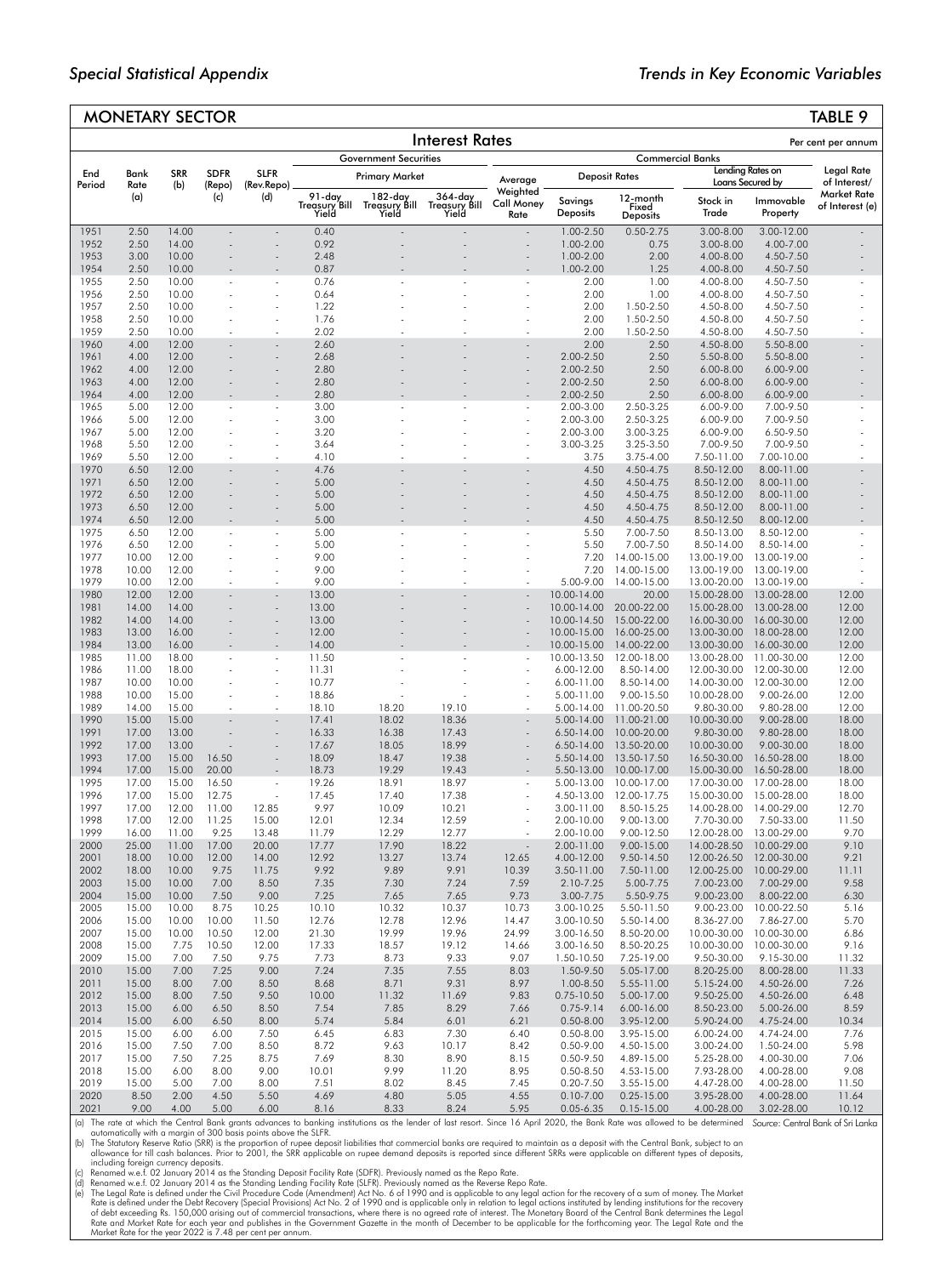# MONETARY SECTOR

## TABLE 9

### Interest Rates

Per cent per annum

| End Period | Bank Rate (a) | SRR (b) | SDFR (Repo) (c) | SLFR (Rev.Repo) (d) | Government Securities – Primary Market | | | Average Weighted Call Money Rate | Commercial Banks | | | | Legal Rate of Interest/ Market Rate of Interest (e) |
|---|---|---|---|---|---|---|---|---|---|---|---|---|---|
| | | | | | 91-day Treasury Bill Yield | 182-day Treasury Bill Yield | 364-day Treasury Bill Yield | | Deposit Rates – Savings Deposits | Deposit Rates – 12-month Fixed Deposits | Lending Rates on Loans Secured by – Stock in Trade | Lending Rates on Loans Secured by – Immovable Property | |
| 1951 | 2.50 | 14.00 | - | - | 0.40 | - | - | - | 1.00-2.50 | 0.50-2.75 | 3.00-8.00 | 3.00-12.00 | - |
| 1952 | 2.50 | 14.00 | - | - | 0.92 | - | - | - | 1.00-2.00 | 0.75 | 3.00-8.00 | 4.00-7.00 | - |
| 1953 | 3.00 | 10.00 | - | - | 2.48 | - | - | - | 1.00-2.00 | 2.00 | 4.00-8.00 | 4.50-7.50 | - |
| 1954 | 2.50 | 10.00 | - | - | 0.87 | - | - | - | 1.00-2.00 | 1.25 | 4.00-8.00 | 4.50-7.50 | - |
| 1955 | 2.50 | 10.00 | - | - | 0.76 | - | - | - | 2.00 | 1.00 | 4.00-8.00 | 4.50-7.50 | - |
| 1956 | 2.50 | 10.00 | - | - | 0.64 | - | - | - | 2.00 | 1.00 | 4.00-8.00 | 4.50-7.50 | - |
| 1957 | 2.50 | 10.00 | - | - | 1.22 | - | - | - | 2.00 | 1.50-2.50 | 4.50-8.00 | 4.50-7.50 | - |
| 1958 | 2.50 | 10.00 | - | - | 1.76 | - | - | - | 2.00 | 1.50-2.50 | 4.50-8.00 | 4.50-7.50 | - |
| 1959 | 2.50 | 10.00 | - | - | 2.02 | - | - | - | 2.00 | 1.50-2.50 | 4.50-8.00 | 4.50-7.50 | - |
| 1960 | 4.00 | 12.00 | - | - | 2.60 | - | - | - | 2.00 | 2.50 | 4.50-8.00 | 5.50-8.00 | - |
| 1961 | 4.00 | 12.00 | - | - | 2.68 | - | - | - | 2.00-2.50 | 2.50 | 5.50-8.00 | 5.50-8.00 | - |
| 1962 | 4.00 | 12.00 | - | - | 2.80 | - | - | - | 2.00-2.50 | 2.50 | 6.00-8.00 | 6.00-9.00 | - |
| 1963 | 4.00 | 12.00 | - | - | 2.80 | - | - | - | 2.00-2.50 | 2.50 | 6.00-8.00 | 6.00-9.00 | - |
| 1964 | 4.00 | 12.00 | - | - | 2.80 | - | - | - | 2.00-2.50 | 2.50 | 6.00-8.00 | 6.00-9.00 | - |
| 1965 | 5.00 | 12.00 | - | - | 3.00 | - | - | - | 2.00-3.00 | 2.50-3.25 | 6.00-9.00 | 7.00-9.50 | - |
| 1966 | 5.00 | 12.00 | - | - | 3.00 | - | - | - | 2.00-3.00 | 2.50-3.25 | 6.00-9.00 | 7.00-9.50 | - |
| 1967 | 5.00 | 12.00 | - | - | 3.20 | - | - | - | 2.00-3.00 | 3.00-3.25 | 6.00-9.00 | 6.50-9.50 | - |
| 1968 | 5.50 | 12.00 | - | - | 3.64 | - | - | - | 3.00-3.25 | 3.25-3.50 | 7.00-9.50 | 7.00-9.50 | - |
| 1969 | 5.50 | 12.00 | - | - | 4.10 | - | - | - | 3.75 | 3.75-4.00 | 7.50-11.00 | 7.00-10.00 | - |
| 1970 | 6.50 | 12.00 | - | - | 4.76 | - | - | - | 4.50 | 4.50-4.75 | 8.50-12.00 | 8.00-11.00 | - |
| 1971 | 6.50 | 12.00 | - | - | 5.00 | - | - | - | 4.50 | 4.50-4.75 | 8.50-12.00 | 8.00-11.00 | - |
| 1972 | 6.50 | 12.00 | - | - | 5.00 | - | - | - | 4.50 | 4.50-4.75 | 8.50-12.00 | 8.00-11.00 | - |
| 1973 | 6.50 | 12.00 | - | - | 5.00 | - | - | - | 4.50 | 4.50-4.75 | 8.50-12.00 | 8.00-11.00 | - |
| 1974 | 6.50 | 12.00 | - | - | 5.00 | - | - | - | 4.50 | 4.50-4.75 | 8.50-12.50 | 8.00-12.00 | - |
| 1975 | 6.50 | 12.00 | - | - | 5.00 | - | - | - | 5.50 | 7.00-7.50 | 8.50-13.00 | 8.50-12.00 | - |
| 1976 | 6.50 | 12.00 | - | - | 5.00 | - | - | - | 5.50 | 7.00-7.50 | 8.50-14.00 | 8.50-14.00 | - |
| 1977 | 10.00 | 12.00 | - | - | 9.00 | - | - | - | 7.20 | 14.00-15.00 | 13.00-19.00 | 13.00-19.00 | - |
| 1978 | 10.00 | 12.00 | - | - | 9.00 | - | - | - | 7.20 | 14.00-15.00 | 13.00-19.00 | 13.00-19.00 | - |
| 1979 | 10.00 | 12.00 | - | - | 9.00 | - | - | - | 5.00-9.00 | 14.00-15.00 | 13.00-20.00 | 13.00-19.00 | - |
| 1980 | 12.00 | 12.00 | - | - | 13.00 | - | - | - | 10.00-14.00 | 20.00 | 15.00-28.00 | 13.00-28.00 | 12.00 |
| 1981 | 14.00 | 14.00 | - | - | 13.00 | - | - | - | 10.00-14.00 | 20.00-22.00 | 15.00-28.00 | 13.00-28.00 | 12.00 |
| 1982 | 14.00 | 14.00 | - | - | 13.00 | - | - | - | 10.00-14.50 | 15.00-22.00 | 16.00-30.00 | 16.00-30.00 | 12.00 |
| 1983 | 13.00 | 16.00 | - | - | 12.00 | - | - | - | 10.00-15.00 | 16.00-25.00 | 13.00-30.00 | 18.00-28.00 | 12.00 |
| 1984 | 13.00 | 16.00 | - | - | 14.00 | - | - | - | 10.00-15.00 | 14.00-22.00 | 13.00-30.00 | 16.00-30.00 | 12.00 |
| 1985 | 11.00 | 18.00 | - | - | 11.50 | - | - | - | 10.00-13.50 | 12.00-18.00 | 13.00-28.00 | 11.00-30.00 | 12.00 |
| 1986 | 11.00 | 18.00 | - | - | 11.31 | - | - | - | 6.00-12.00 | 8.50-14.00 | 12.00-30.00 | 12.00-30.00 | 12.00 |
| 1987 | 10.00 | 10.00 | - | - | 10.77 | - | - | - | 6.00-11.00 | 8.50-14.00 | 14.00-30.00 | 12.00-30.00 | 12.00 |
| 1988 | 10.00 | 15.00 | - | - | 18.86 | - | - | - | 5.00-11.00 | 9.00-15.50 | 10.00-28.00 | 9.00-26.00 | 12.00 |
| 1989 | 14.00 | 15.00 | - | - | 18.10 | 18.20 | 19.10 | - | 5.00-14.00 | 11.00-20.50 | 9.80-30.00 | 9.80-28.00 | 12.00 |
| 1990 | 15.00 | 15.00 | - | - | 17.41 | 18.02 | 18.36 | - | 5.00-14.00 | 11.00-21.00 | 10.00-30.00 | 9.00-28.00 | 18.00 |
| 1991 | 17.00 | 13.00 | - | - | 16.33 | 16.38 | 17.43 | - | 6.50-14.00 | 10.00-20.00 | 9.80-30.00 | 9.80-28.00 | 18.00 |
| 1992 | 17.00 | 13.00 | - | - | 17.67 | 18.05 | 18.99 | - | 6.50-14.00 | 13.50-20.00 | 10.00-30.00 | 9.00-30.00 | 18.00 |
| 1993 | 17.00 | 15.00 | 16.50 | - | 18.09 | 18.47 | 19.38 | - | 5.50-14.00 | 13.50-17.50 | 16.50-30.00 | 16.50-28.00 | 18.00 |
| 1994 | 17.00 | 15.00 | 20.00 | - | 18.73 | 19.29 | 19.43 | - | 5.50-13.00 | 10.00-17.00 | 15.00-30.00 | 16.50-28.00 | 18.00 |
| 1995 | 17.00 | 15.00 | 16.50 | - | 19.26 | 18.91 | 18.97 | - | 5.00-13.00 | 10.00-17.00 | 17.00-30.00 | 17.00-28.00 | 18.00 |
| 1996 | 17.00 | 15.00 | 12.75 | - | 17.45 | 17.40 | 17.38 | - | 4.50-13.00 | 12.00-17.75 | 15.00-30.00 | 15.00-28.00 | 18.00 |
| 1997 | 17.00 | 12.00 | 11.00 | 12.85 | 9.97 | 10.09 | 10.21 | - | 3.00-11.00 | 8.50-15.25 | 14.00-28.00 | 14.00-29.00 | 12.70 |
| 1998 | 17.00 | 12.00 | 11.25 | 15.00 | 12.01 | 12.34 | 12.59 | - | 2.00-10.00 | 9.00-13.00 | 7.70-30.00 | 7.50-33.00 | 11.50 |
| 1999 | 16.00 | 11.00 | 9.25 | 13.48 | 11.79 | 12.29 | 12.77 | - | 2.00-10.00 | 9.00-12.50 | 12.00-28.00 | 13.00-29.00 | 9.70 |
| 2000 | 25.00 | 11.00 | 17.00 | 20.00 | 17.77 | 17.90 | 18.22 | - | 2.00-11.00 | 9.00-15.00 | 14.00-28.50 | 10.00-29.00 | 9.10 |
| 2001 | 18.00 | 10.00 | 12.00 | 14.00 | 12.92 | 13.27 | 13.74 | 12.65 | 4.00-12.00 | 9.50-14.50 | 12.00-26.50 | 12.00-30.00 | 9.21 |
| 2002 | 18.00 | 10.00 | 9.75 | 11.75 | 9.92 | 9.89 | 9.91 | 10.39 | 3.50-11.00 | 7.50-11.00 | 12.00-25.00 | 10.00-29.00 | 11.11 |
| 2003 | 15.00 | 10.00 | 7.00 | 8.50 | 7.35 | 7.30 | 7.24 | 7.59 | 2.10-7.25 | 5.00-7.75 | 7.00-23.00 | 7.00-29.00 | 9.58 |
| 2004 | 15.00 | 10.00 | 7.50 | 9.00 | 7.25 | 7.65 | 7.65 | 9.73 | 3.00-7.75 | 5.50-9.75 | 9.00-23.00 | 8.00-22.00 | 6.30 |
| 2005 | 15.00 | 10.00 | 8.75 | 10.25 | 10.10 | 10.32 | 10.37 | 10.73 | 3.00-10.25 | 5.50-11.50 | 9.00-23.00 | 10.00-22.50 | 5.16 |
| 2006 | 15.00 | 10.00 | 10.00 | 11.50 | 12.76 | 12.78 | 12.96 | 14.47 | 3.00-10.50 | 5.50-14.00 | 8.36-27.00 | 7.86-27.00 | 5.70 |
| 2007 | 15.00 | 10.00 | 10.50 | 12.00 | 21.30 | 19.99 | 19.96 | 24.99 | 3.00-16.50 | 8.50-20.00 | 10.00-30.00 | 10.00-30.00 | 6.86 |
| 2008 | 15.00 | 7.75 | 10.50 | 12.00 | 17.33 | 18.57 | 19.12 | 14.66 | 3.00-16.50 | 8.50-20.25 | 10.00-30.00 | 10.00-30.00 | 9.16 |
| 2009 | 15.00 | 7.00 | 7.50 | 9.75 | 7.73 | 8.73 | 9.33 | 9.07 | 1.50-10.50 | 7.25-19.00 | 9.50-30.00 | 9.15-30.00 | 11.32 |
| 2010 | 15.00 | 7.00 | 7.25 | 9.00 | 7.24 | 7.35 | 7.55 | 8.03 | 1.50-9.50 | 5.05-17.00 | 8.20-25.00 | 8.00-28.00 | 11.33 |
| 2011 | 15.00 | 8.00 | 7.00 | 8.50 | 8.68 | 8.71 | 9.31 | 8.97 | 1.00-8.50 | 5.55-11.00 | 5.15-24.00 | 4.50-26.00 | 7.26 |
| 2012 | 15.00 | 8.00 | 7.50 | 9.50 | 10.00 | 11.32 | 11.69 | 9.83 | 0.75-10.50 | 5.00-17.00 | 9.50-25.00 | 4.50-26.00 | 6.48 |
| 2013 | 15.00 | 6.00 | 6.50 | 8.50 | 7.54 | 7.85 | 8.29 | 7.66 | 0.75-9.14 | 6.00-16.00 | 8.50-23.00 | 5.00-26.00 | 8.59 |
| 2014 | 15.00 | 6.00 | 6.50 | 8.00 | 5.74 | 5.84 | 6.01 | 6.21 | 0.50-8.00 | 3.95-12.00 | 5.90-24.00 | 4.75-24.00 | 10.34 |
| 2015 | 15.00 | 6.00 | 6.00 | 7.50 | 6.45 | 6.83 | 7.30 | 6.40 | 0.50-8.00 | 3.95-15.00 | 6.00-24.00 | 4.74-24.00 | 7.76 |
| 2016 | 15.00 | 7.50 | 7.00 | 8.50 | 8.72 | 9.63 | 10.17 | 8.42 | 0.50-9.00 | 4.50-15.00 | 3.00-24.00 | 1.50-24.00 | 5.98 |
| 2017 | 15.00 | 7.50 | 7.25 | 8.75 | 7.69 | 8.30 | 8.90 | 8.15 | 0.50-9.50 | 4.89-15.00 | 5.25-28.00 | 4.00-30.00 | 7.06 |
| 2018 | 15.00 | 6.00 | 8.00 | 9.00 | 10.01 | 9.99 | 11.20 | 8.95 | 0.50-8.50 | 4.53-15.00 | 7.93-28.00 | 4.00-28.00 | 9.08 |
| 2019 | 15.00 | 5.00 | 7.00 | 8.00 | 7.51 | 8.02 | 8.45 | 7.45 | 0.20-7.50 | 3.55-15.00 | 4.47-28.00 | 4.00-28.00 | 11.50 |
| 2020 | 8.50 | 2.00 | 4.50 | 5.50 | 4.69 | 4.80 | 5.05 | 4.55 | 0.10-7.00 | 0.25-15.00 | 3.95-28.00 | 4.00-28.00 | 11.64 |
| 2021 | 9.00 | 4.00 | 5.00 | 6.00 | 8.16 | 8.33 | 8.24 | 5.95 | 0.05-6.35 | 0.15-15.00 | 4.00-28.00 | 3.02-28.00 | 10.12 |

(a) The rate at which the Central Bank grants advances to banking institutions as the lender of last resort. Since 16 April 2020, the Bank Rate was allowed to be determined automatically with a margin of 300 basis points above the SLFR.

(b) The Statutory Reserve Ratio (SRR) is the proportion of rupee deposit liabilities that commercial banks are required to maintain as a deposit with the Central Bank, subject to an allowance for till cash balances. Prior to 2001, the SRR applicable on rupee demand deposits is reported since different SRRs were applicable on different types of deposits, including foreign currency deposits.

(c) Renamed w.e.f. 02 January 2014 as the Standing Deposit Facility Rate (SDFR). Previously named as the Repo Rate.

(d) Renamed w.e.f. 02 January 2014 as the Standing Lending Facility Rate (SLFR). Previously named as the Reverse Repo Rate.

(e) The Legal Rate is defined under the Civil Procedure Code (Amendment) Act No. 6 of 1990 and is applicable to any legal action for the recovery of a sum of money. The Market Rate is defined under the Debt Recovery (Special Provisions) Act No. 2 of 1990 and is applicable only in relation to legal actions instituted by lending institutions for the recovery of debt exceeding Rs. 150,000 arising out of commercial transactions, where there is no agreed rate of interest. The Monetary Board of the Central Bank determines the Legal Rate and Market Rate for each year and publishes in the Government Gazette in the month of December to be applicable for the forthcoming year. The Legal Rate and the Market Rate for the year 2022 is 7.48 per cent per annum.

*Source:* Central Bank of Sri Lanka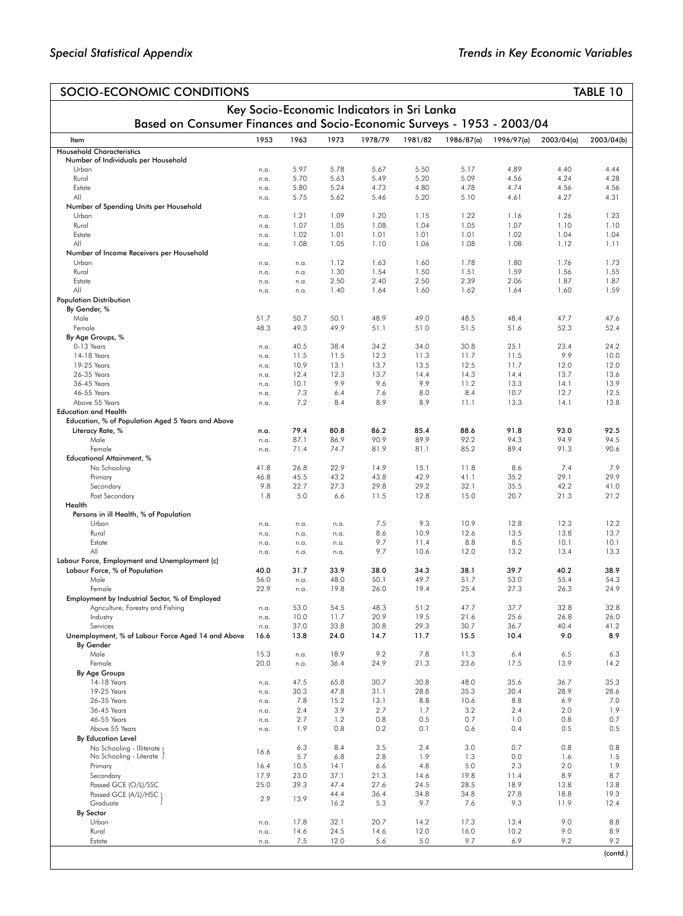## SOCIO-ECONOMIC CONDITIONS — TABLE 10

### Key Socio-Economic Indicators in Sri Lanka
### Based on Consumer Finances and Socio-Economic Surveys - 1953 - 2003/04

| Item | 1953 | 1963 | 1973 | 1978/79 | 1981/82 | 1986/87(a) | 1996/97(a) | 2003/04(a) | 2003/04(b) |
|---|---|---|---|---|---|---|---|---|---|
| **Household Characteristics** | | | | | | | | | |
| Number of Individuals per Household | | | | | | | | | |
| Urban | n.a. | 5.97 | 5.78 | 5.67 | 5.50 | 5.17 | 4.89 | 4.40 | 4.44 |
| Rural | n.a. | 5.70 | 5.63 | 5.49 | 5.20 | 5.09 | 4.56 | 4.24 | 4.28 |
| Estate | n.a. | 5.80 | 5.24 | 4.73 | 4.80 | 4.78 | 4.74 | 4.56 | 4.56 |
| All | n.a. | 5.75 | 5.62 | 5.46 | 5.20 | 5.10 | 4.61 | 4.27 | 4.31 |
| Number of Spending Units per Household | | | | | | | | | |
| Urban | n.a. | 1.21 | 1.09 | 1.20 | 1.15 | 1.22 | 1.16 | 1.26 | 1.23 |
| Rural | n.a. | 1.07 | 1.05 | 1.08 | 1.04 | 1.05 | 1.07 | 1.10 | 1.10 |
| Estate | n.a. | 1.02 | 1.01 | 1.01 | 1.01 | 1.01 | 1.02 | 1.04 | 1.04 |
| All | n.a. | 1.08 | 1.05 | 1.10 | 1.06 | 1.08 | 1.08 | 1.12 | 1.11 |
| Number of Income Receivers per Household | | | | | | | | | |
| Urban | n.a. | n.a. | 1.12 | 1.63 | 1.60 | 1.78 | 1.80 | 1.76 | 1.73 |
| Rural | n.a. | n.a. | 1.30 | 1.54 | 1.50 | 1.51 | 1.59 | 1.56 | 1.55 |
| Estate | n.a. | n.a. | 2.50 | 2.40 | 2.50 | 2.39 | 2.06 | 1.87 | 1.87 |
| All | n.a. | n.a. | 1.40 | 1.64 | 1.60 | 1.62 | 1.64 | 1.60 | 1.59 |
| **Population Distribution** | | | | | | | | | |
| By Gender, % | | | | | | | | | |
| Male | 51.7 | 50.7 | 50.1 | 48.9 | 49.0 | 48.5 | 48.4 | 47.7 | 47.6 |
| Female | 48.3 | 49.3 | 49.9 | 51.1 | 51.0 | 51.5 | 51.6 | 52.3 | 52.4 |
| By Age Groups, % | | | | | | | | | |
| 0-13 Years | n.a. | 40.5 | 38.4 | 34.2 | 34.0 | 30.8 | 25.1 | 23.4 | 24.2 |
| 14-18 Years | n.a. | 11.5 | 11.5 | 12.3 | 11.3 | 11.7 | 11.5 | 9.9 | 10.0 |
| 19-25 Years | n.a. | 10.9 | 13.1 | 13.7 | 13.5 | 12.5 | 11.7 | 12.0 | 12.0 |
| 26-35 Years | n.a. | 12.4 | 12.3 | 13.7 | 14.4 | 14.3 | 14.4 | 13.7 | 13.6 |
| 36-45 Years | n.a. | 10.1 | 9.9 | 9.6 | 9.9 | 11.2 | 13.3 | 14.1 | 13.9 |
| 46-55 Years | n.a. | 7.3 | 6.4 | 7.6 | 8.0 | 8.4 | 10.7 | 12.7 | 12.5 |
| Above 55 Years | n.a. | 7.2 | 8.4 | 8.9 | 8.9 | 11.1 | 13.3 | 14.1 | 13.8 |
| **Education and Health** | | | | | | | | | |
| Education, % of Population Aged 5 Years and Above | | | | | | | | | |
| **Literacy Rate, %** | **n.a.** | **79.4** | **80.8** | **86.2** | **85.4** | **88.6** | **91.8** | **93.0** | **92.5** |
| Male | n.a. | 87.1 | 86.9 | 90.9 | 89.9 | 92.2 | 94.3 | 94.9 | 94.5 |
| Female | n.a. | 71.4 | 74.7 | 81.9 | 81.1 | 85.2 | 89.4 | 91.3 | 90.6 |
| Educational Attainment, % | | | | | | | | | |
| No Schooling | 41.8 | 26.8 | 22.9 | 14.9 | 15.1 | 11.8 | 8.6 | 7.4 | 7.9 |
| Primary | 46.8 | 45.5 | 43.2 | 43.8 | 42.9 | 41.1 | 35.2 | 29.1 | 29.9 |
| Secondary | 9.8 | 22.7 | 27.3 | 29.8 | 29.2 | 32.1 | 35.5 | 42.2 | 41.0 |
| Post Secondary | 1.8 | 5.0 | 6.6 | 11.5 | 12.8 | 15.0 | 20.7 | 21.3 | 21.2 |
| Health | | | | | | | | | |
| Persons in ill Health, % of Population | | | | | | | | | |
| Urban | n.a. | n.a. | n.a. | 7.5 | 9.3 | 10.9 | 12.8 | 12.3 | 12.2 |
| Rural | n.a. | n.a. | n.a. | 8.6 | 10.9 | 12.6 | 13.5 | 13.8 | 13.7 |
| Estate | n.a. | n.a. | n.a. | 9.7 | 11.4 | 8.8 | 8.5 | 10.1 | 10.1 |
| All | n.a. | n.a. | n.a. | 9.7 | 10.6 | 12.0 | 13.2 | 13.4 | 13.3 |
| **Labour Force, Employment and Unemployment (c)** | | | | | | | | | |
| **Labour Force, % of Population** | **40.0** | **31.7** | **33.9** | **38.0** | **34.3** | **38.1** | **39.7** | **40.2** | **38.9** |
| Male | 56.0 | n.a. | 48.0 | 50.1 | 49.7 | 51.7 | 53.0 | 55.4 | 54.3 |
| Female | 22.9 | n.a. | 19.8 | 26.0 | 19.4 | 25.4 | 27.3 | 26.3 | 24.9 |
| Employment by Industrial Sector, % of Employed | | | | | | | | | |
| Agriculture, Forestry and Fishing | n.a. | 53.0 | 54.5 | 48.3 | 51.2 | 47.7 | 37.7 | 32.8 | 32.8 |
| Industry | n.a. | 10.0 | 11.7 | 20.9 | 19.5 | 21.6 | 25.6 | 26.8 | 26.0 |
| Services | n.a. | 37.0 | 33.8 | 30.8 | 29.3 | 30.7 | 36.7 | 40.4 | 41.2 |
| **Unemployment, % of Labour Force Aged 14 and Above** | **16.6** | **13.8** | **24.0** | **14.7** | **11.7** | **15.5** | **10.4** | **9.0** | **8.9** |
| By Gender | | | | | | | | | |
| Male | 15.3 | n.a. | 18.9 | 9.2 | 7.8 | 11.3 | 6.4 | 6.5 | 6.3 |
| Female | 20.0 | n.a. | 36.4 | 24.9 | 21.3 | 23.6 | 17.5 | 13.9 | 14.2 |
| By Age Groups | | | | | | | | | |
| 14-18 Years | n.a. | 47.5 | 65.8 | 30.7 | 30.8 | 48.0 | 35.6 | 36.7 | 35.3 |
| 19-25 Years | n.a. | 30.3 | 47.8 | 31.1 | 28.8 | 35.3 | 30.4 | 28.9 | 28.6 |
| 26-35 Years | n.a. | 7.8 | 15.2 | 13.1 | 8.8 | 10.6 | 8.8 | 6.9 | 7.0 |
| 36-45 Years | n.a. | 2.4 | 3.9 | 2.7 | 1.7 | 3.2 | 2.4 | 2.0 | 1.9 |
| 46-55 Years | n.a. | 2.7 | 1.2 | 0.8 | 0.5 | 0.7 | 1.0 | 0.8 | 0.7 |
| Above 55 Years | n.a. | 1.9 | 0.8 | 0.2 | 0.1 | 0.6 | 0.4 | 0.5 | 0.5 |
| By Education Level | | | | | | | | | |
| No Schooling - Illiterate | 16.6 | 6.3 | 8.4 | 3.5 | 2.4 | 3.0 | 0.7 | 0.8 | 0.8 |
| No Schooling - Literate | | 5.7 | 6.8 | 2.8 | 1.9 | 1.3 | 0.0 | 1.6 | 1.5 |
| Primary | 16.4 | 10.5 | 14.1 | 6.6 | 4.8 | 5.0 | 2.3 | 2.0 | 1.9 |
| Secondary | 17.9 | 23.0 | 37.1 | 21.3 | 14.6 | 19.8 | 11.4 | 8.9 | 8.7 |
| Passed GCE (O/L)/SSC | 25.0 | 39.3 | 47.4 | 27.6 | 24.5 | 28.5 | 18.9 | 13.8 | 13.8 |
| Passed GCE (A/L)/HSC | 2.9 | 13.9 | 44.4 | 36.4 | 34.8 | 34.8 | 27.8 | 18.8 | 19.3 |
| Graduate | | | 16.2 | 5.3 | 9.7 | 7.6 | 9.3 | 11.9 | 12.4 |
| By Sector | | | | | | | | | |
| Urban | n.a. | 17.8 | 32.1 | 20.7 | 14.2 | 17.3 | 13.4 | 9.0 | 8.8 |
| Rural | n.a. | 14.6 | 24.5 | 14.6 | 12.0 | 16.0 | 10.2 | 9.0 | 8.9 |
| Estate | n.a. | 7.5 | 12.0 | 5.6 | 5.0 | 9.7 | 6.9 | 9.2 | 9.2 |

(contd.)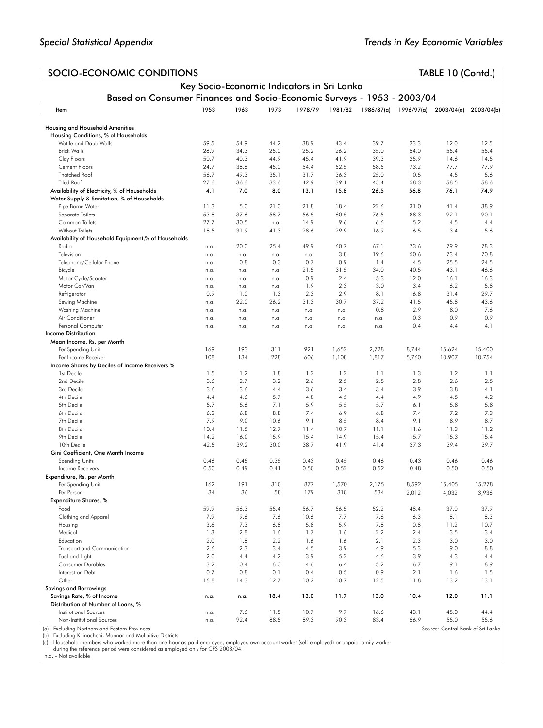## SOCIO-ECONOMIC CONDITIONS — TABLE 10 (Contd.)

### Key Socio-Economic Indicators in Sri Lanka

### Based on Consumer Finances and Socio-Economic Surveys - 1953 - 2003/04

| Item | 1953 | 1963 | 1973 | 1978/79 | 1981/82 | 1986/87(a) | 1996/97(a) | 2003/04(a) | 2003/04(b) |
|---|---|---|---|---|---|---|---|---|---|
| **Housing and Household Amenities** | | | | | | | | | |
| Housing Conditions, % of Households | | | | | | | | | |
| Wattle and Daub Walls | 59.5 | 54.9 | 44.2 | 38.9 | 43.4 | 39.7 | 23.3 | 12.0 | 12.5 |
| Brick Walls | 28.9 | 34.3 | 25.0 | 25.2 | 26.2 | 35.0 | 54.0 | 55.4 | 55.4 |
| Clay Floors | 50.7 | 40.3 | 44.9 | 45.4 | 41.9 | 39.3 | 25.9 | 14.6 | 14.5 |
| Cement Floors | 24.7 | 38.6 | 45.0 | 54.4 | 52.5 | 58.5 | 73.2 | 77.7 | 77.9 |
| Thatched Roof | 56.7 | 49.3 | 35.1 | 31.7 | 36.3 | 25.0 | 10.5 | 4.5 | 5.6 |
| Tiled Roof | 27.6 | 36.6 | 33.6 | 42.9 | 39.1 | 45.4 | 58.3 | 58.5 | 58.6 |
| **Availability of Electricity, % of Households** | **4.1** | **7.0** | **8.0** | **13.1** | **15.8** | **26.5** | **56.8** | **76.1** | **74.9** |
| Water Supply & Sanitation, % of Households | | | | | | | | | |
| Pipe Borne Water | 11.3 | 5.0 | 21.0 | 21.8 | 18.4 | 22.6 | 31.0 | 41.4 | 38.9 |
| Separate Toilets | 53.8 | 37.6 | 58.7 | 56.5 | 60.5 | 76.5 | 88.3 | 92.1 | 90.1 |
| Common Toilets | 27.7 | 30.5 | n.a. | 14.9 | 9.6 | 6.6 | 5.2 | 4.5 | 4.4 |
| Without Toilets | 18.5 | 31.9 | 41.3 | 28.6 | 29.9 | 16.9 | 6.5 | 3.4 | 5.6 |
| Availability of Household Equipment,% of Households | | | | | | | | | |
| Radio | n.a. | 20.0 | 25.4 | 49.9 | 60.7 | 67.1 | 73.6 | 79.9 | 78.3 |
| Television | n.a. | n.a. | n.a. | n.a. | 3.8 | 19.6 | 50.6 | 73.4 | 70.8 |
| Telephone/Cellular Phone | n.a. | 0.8 | 0.3 | 0.7 | 0.9 | 1.4 | 4.5 | 25.5 | 24.5 |
| Bicycle | n.a. | n.a. | n.a. | 21.5 | 31.5 | 34.0 | 40.5 | 43.1 | 46.6 |
| Motor Cycle/Scooter | n.a. | n.a. | n.a. | 0.9 | 2.4 | 5.3 | 12.0 | 16.1 | 16.3 |
| Motor Car/Van | n.a. | n.a. | n.a. | 1.9 | 2.3 | 3.0 | 3.4 | 6.2 | 5.8 |
| Refrigerator | 0.9 | 1.0 | 1.3 | 2.3 | 2.9 | 8.1 | 16.8 | 31.4 | 29.7 |
| Sewing Machine | n.a. | 22.0 | 26.2 | 31.3 | 30.7 | 37.2 | 41.5 | 45.8 | 43.6 |
| Washing Machine | n.a. | n.a. | n.a. | n.a. | n.a. | 0.8 | 2.9 | 8.0 | 7.6 |
| Air Conditioner | n.a. | n.a. | n.a. | n.a. | n.a. | n.a. | 0.3 | 0.9 | 0.9 |
| Personal Computer | n.a. | n.a. | n.a. | n.a. | n.a. | n.a. | 0.4 | 4.4 | 4.1 |
| **Income Distribution** | | | | | | | | | |
| Mean Income, Rs. per Month | | | | | | | | | |
| Per Spending Unit | 169 | 193 | 311 | 921 | 1,652 | 2,728 | 8,744 | 15,624 | 15,400 |
| Per Income Receiver | 108 | 134 | 228 | 606 | 1,108 | 1,817 | 5,760 | 10,907 | 10,754 |
| Income Shares by Deciles of Income Receivers % | | | | | | | | | |
| 1st Decile | 1.5 | 1.2 | 1.8 | 1.2 | 1.2 | 1.1 | 1.3 | 1.2 | 1.1 |
| 2nd Decile | 3.6 | 2.7 | 3.2 | 2.6 | 2.5 | 2.5 | 2.8 | 2.6 | 2.5 |
| 3rd Decile | 3.6 | 3.6 | 4.4 | 3.6 | 3.4 | 3.4 | 3.9 | 3.8 | 4.1 |
| 4th Decile | 4.4 | 4.6 | 5.7 | 4.8 | 4.5 | 4.4 | 4.9 | 4.5 | 4.2 |
| 5th Decile | 5.7 | 5.6 | 7.1 | 5.9 | 5.5 | 5.7 | 6.1 | 5.8 | 5.8 |
| 6th Decile | 6.3 | 6.8 | 8.8 | 7.4 | 6.9 | 6.8 | 7.4 | 7.2 | 7.3 |
| 7th Decile | 7.9 | 9.0 | 10.6 | 9.1 | 8.5 | 8.4 | 9.1 | 8.9 | 8.7 |
| 8th Decile | 10.4 | 11.5 | 12.7 | 11.4 | 10.7 | 11.1 | 11.6 | 11.3 | 11.2 |
| 9th Decile | 14.2 | 16.0 | 15.9 | 15.4 | 14.9 | 15.4 | 15.7 | 15.3 | 15.4 |
| 10th Decile | 42.5 | 39.2 | 30.0 | 38.7 | 41.9 | 41.4 | 37.3 | 39.4 | 39.7 |
| Gini Coefficient, One Month Income | | | | | | | | | |
| Spending Units | 0.46 | 0.45 | 0.35 | 0.43 | 0.45 | 0.46 | 0.43 | 0.46 | 0.46 |
| Income Receivers | 0.50 | 0.49 | 0.41 | 0.50 | 0.52 | 0.52 | 0.48 | 0.50 | 0.50 |
| **Expenditure, Rs. per Month** | | | | | | | | | |
| Per Spending Unit | 162 | 191 | 310 | 877 | 1,570 | 2,175 | 8,592 | 15,405 | 15,278 |
| Per Person | 34 | 36 | 58 | 179 | 318 | 534 | 2,012 | 4,032 | 3,936 |
| Expenditure Shares, % | | | | | | | | | |
| Food | 59.9 | 56.3 | 55.4 | 56.7 | 56.5 | 52.2 | 48.4 | 37.0 | 37.9 |
| Clothing and Apparel | 7.9 | 9.6 | 7.6 | 10.6 | 7.7 | 7.6 | 6.3 | 8.1 | 8.3 |
| Housing | 3.6 | 7.3 | 6.8 | 5.8 | 5.9 | 7.8 | 10.8 | 11.2 | 10.7 |
| Medical | 1.3 | 2.8 | 1.6 | 1.7 | 1.6 | 2.2 | 2.4 | 3.5 | 3.4 |
| Education | 2.0 | 1.8 | 2.2 | 1.6 | 1.6 | 2.1 | 2.3 | 3.0 | 3.0 |
| Transport and Communication | 2.6 | 2.3 | 3.4 | 4.5 | 3.9 | 4.9 | 5.3 | 9.0 | 8.8 |
| Fuel and Light | 2.0 | 4.4 | 4.2 | 3.9 | 5.2 | 4.6 | 3.9 | 4.3 | 4.4 |
| Consumer Durables | 3.2 | 0.4 | 6.0 | 4.6 | 6.4 | 5.2 | 6.7 | 9.1 | 8.9 |
| Interest on Debt | 0.7 | 0.8 | 0.1 | 0.4 | 0.5 | 0.9 | 2.1 | 1.6 | 1.5 |
| Other | 16.8 | 14.3 | 12.7 | 10.2 | 10.7 | 12.5 | 11.8 | 13.2 | 13.1 |
| **Savings and Borrowings** | | | | | | | | | |
| **Savings Rate, % of Income** | **n.a.** | **n.a.** | **18.4** | **13.0** | **11.7** | **13.0** | **10.4** | **12.0** | **11.1** |
| Distribution of Number of Loans, % | | | | | | | | | |
| Institutional Sources | n.a. | 7.6 | 11.5 | 10.7 | 9.7 | 16.6 | 43.1 | 45.0 | 44.4 |
| Non-Institutional Sources | n.a. | 92.4 | 88.5 | 89.3 | 90.3 | 83.4 | 56.9 | 55.0 | 55.6 |

(a) Excluding Northern and Eastern Provinces
(b) Excluding Kilinochchi, Mannar and Mullaitivu Districts
(c) Household members who worked more than one hour as paid employee, employer, own account worker (self-employed) or unpaid family worker during the reference period were considered as employed only for CFS 2003/04.
n.a. - Not available

Source: Central Bank of Sri Lanka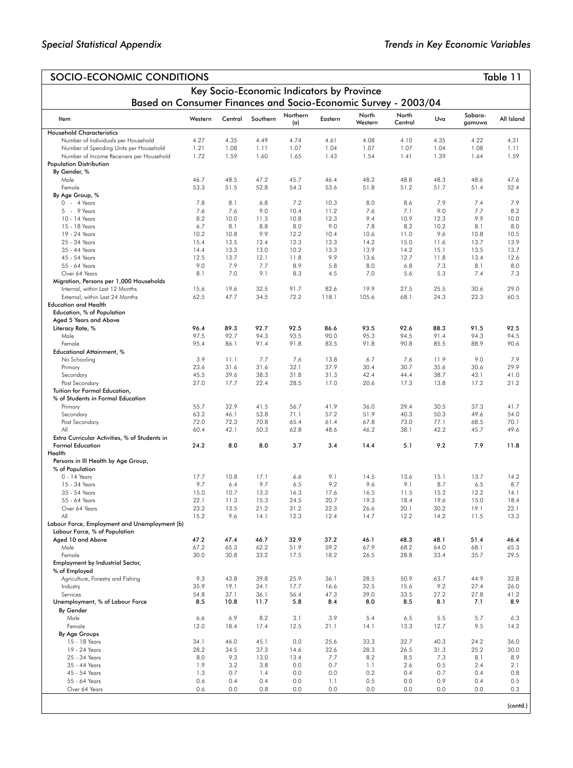## SOCIO-ECONOMIC CONDITIONS — Table 11

### Key Socio-Economic Indicators by Province
### Based on Consumer Finances and Socio-Economic Survey - 2003/04

| Item | Western | Central | Southern | Northern (a) | Eastern | North Western | North Central | Uva | Sabara-gamuwa | All Island |
|---|---|---|---|---|---|---|---|---|---|---|
| **Household Characteristics** | | | | | | | | | | |
| Number of Individuals per Household | 4.27 | 4.35 | 4.49 | 4.74 | 4.61 | 4.08 | 4.10 | 4.35 | 4.22 | 4.31 |
| Number of Spending Units per Household | 1.21 | 1.08 | 1.11 | 1.07 | 1.04 | 1.07 | 1.07 | 1.04 | 1.08 | 1.11 |
| Number of Income Receivers per Household | 1.72 | 1.59 | 1.60 | 1.65 | 1.43 | 1.54 | 1.41 | 1.39 | 1.64 | 1.59 |
| **Population Distribution** | | | | | | | | | | |
| By Gender, % | | | | | | | | | | |
| Male | 46.7 | 48.5 | 47.2 | 45.7 | 46.4 | 48.2 | 48.8 | 48.3 | 48.6 | 47.6 |
| Female | 53.3 | 51.5 | 52.8 | 54.3 | 53.6 | 51.8 | 51.2 | 51.7 | 51.4 | 52.4 |
| By Age Group, % | | | | | | | | | | |
| 0 - 4 Years | 7.8 | 8.1 | 6.8 | 7.2 | 10.3 | 8.0 | 8.6 | 7.9 | 7.4 | 7.9 |
| 5 - 9 Years | 7.6 | 7.6 | 9.0 | 10.4 | 11.2 | 7.6 | 7.1 | 9.0 | 7.7 | 8.2 |
| 10 - 14 Years | 8.2 | 10.0 | 11.3 | 10.8 | 12.3 | 9.4 | 10.9 | 12.3 | 9.9 | 10.0 |
| 15 - 18 Years | 6.7 | 8.1 | 8.8 | 8.0 | 9.0 | 7.8 | 8.2 | 10.2 | 8.1 | 8.0 |
| 19 - 24 Years | 10.2 | 10.8 | 9.9 | 12.2 | 10.4 | 10.6 | 11.0 | 9.6 | 10.8 | 10.5 |
| 25 - 34 Years | 15.4 | 13.5 | 12.4 | 12.3 | 13.3 | 14.2 | 15.0 | 11.6 | 13.7 | 13.9 |
| 35 - 44 Years | 14.4 | 13.3 | 13.0 | 10.2 | 13.3 | 13.9 | 14.2 | 15.1 | 13.5 | 13.7 |
| 45 - 54 Years | 12.5 | 13.7 | 12.1 | 11.8 | 9.9 | 13.6 | 12.7 | 11.8 | 13.4 | 12.6 |
| 55 - 64 Years | 9.0 | 7.9 | 7.7 | 8.9 | 5.8 | 8.0 | 6.8 | 7.3 | 8.1 | 8.0 |
| Over 64 Years | 8.1 | 7.0 | 9.1 | 8.3 | 4.5 | 7.0 | 5.6 | 5.3 | 7.4 | 7.3 |
| Migration, Persons per 1,000 Households | | | | | | | | | | |
| Internal, within Last 12 Months | 15.6 | 19.6 | 32.5 | 91.7 | 82.6 | 19.9 | 27.5 | 25.5 | 30.6 | 29.0 |
| External, within Last 24 Months | 62.5 | 47.7 | 34.5 | 72.2 | 118.1 | 105.6 | 68.1 | 24.3 | 22.3 | 60.5 |
| **Education and Health** | | | | | | | | | | |
| Education, % of Population Aged 5 Years and Above | | | | | | | | | | |
| **Literacy Rate, %** | **96.4** | **89.3** | **92.7** | **92.5** | **86.6** | **93.5** | **92.6** | **88.3** | **91.5** | **92.5** |
| Male | 97.5 | 92.7 | 94.3 | 93.5 | 90.0 | 95.3 | 94.5 | 91.4 | 94.3 | 94.5 |
| Female | 95.4 | 86.1 | 91.4 | 91.8 | 83.5 | 91.8 | 90.8 | 85.5 | 88.9 | 90.6 |
| Educational Attainment, % | | | | | | | | | | |
| No Schooling | 3.9 | 11.1 | 7.7 | 7.6 | 13.8 | 6.7 | 7.6 | 11.9 | 9.0 | 7.9 |
| Primary | 23.6 | 31.6 | 31.6 | 32.1 | 37.9 | 30.4 | 30.7 | 35.6 | 30.6 | 29.9 |
| Secondary | 45.5 | 39.6 | 38.3 | 31.8 | 31.3 | 42.4 | 44.4 | 38.7 | 43.1 | 41.0 |
| Post Secondary | 27.0 | 17.7 | 22.4 | 28.5 | 17.0 | 20.6 | 17.3 | 13.8 | 17.2 | 21.2 |
| Tuition for Formal Education, % of Students in Formal Education | | | | | | | | | | |
| Primary | 55.7 | 32.9 | 41.5 | 56.7 | 41.9 | 36.0 | 29.4 | 30.5 | 37.3 | 41.7 |
| Secondary | 63.2 | 46.1 | 53.8 | 71.1 | 57.2 | 51.9 | 40.3 | 50.3 | 49.6 | 54.0 |
| Post Secondary | 72.0 | 72.3 | 70.8 | 65.4 | 61.4 | 67.8 | 73.0 | 77.1 | 68.5 | 70.1 |
| All | 60.4 | 42.1 | 50.3 | 62.8 | 48.6 | 46.2 | 38.1 | 42.2 | 45.7 | 49.6 |
| **Extra Curricular Activities, % of Students in Formal Education** | **24.2** | **8.0** | **8.0** | **3.7** | **3.4** | **14.4** | **5.1** | **9.2** | **7.9** | **11.8** |
| **Health** | | | | | | | | | | |
| Persons in Ill Health by Age Group, % of Population | | | | | | | | | | |
| 0 - 14 Years | 17.7 | 10.8 | 17.1 | 6.6 | 9.1 | 14.5 | 13.6 | 15.1 | 13.7 | 14.2 |
| 15 - 34 Years | 9.7 | 6.4 | 9.7 | 6.5 | 9.2 | 9.6 | 9.1 | 8.7 | 6.5 | 8.7 |
| 35 - 54 Years | 15.0 | 10.7 | 13.3 | 16.3 | 17.6 | 16.5 | 11.5 | 15.2 | 12.2 | 14.1 |
| 55 - 64 Years | 22.1 | 11.3 | 15.3 | 24.5 | 20.7 | 19.3 | 18.4 | 19.6 | 15.0 | 18.4 |
| Over 64 Years | 23.2 | 13.5 | 21.2 | 31.2 | 22.3 | 26.6 | 20.1 | 30.2 | 19.1 | 22.1 |
| All | 15.2 | 9.6 | 14.1 | 12.3 | 12.4 | 14.7 | 12.2 | 14.2 | 11.5 | 13.3 |
| **Labour Force, Employment and Unemployment (b)** | | | | | | | | | | |
| **Labour Force, % of Population Aged 10 and Above** | **47.2** | **47.4** | **46.7** | **32.9** | **37.2** | **46.1** | **48.3** | **48.1** | **51.4** | **46.4** |
| Male | 67.2 | 65.3 | 62.2 | 51.9 | 59.2 | 67.9 | 68.2 | 64.0 | 68.1 | 65.3 |
| Female | 30.0 | 30.8 | 33.2 | 17.5 | 18.2 | 26.5 | 28.8 | 33.4 | 35.7 | 29.5 |
| Employment by Industrial Sector, % of Employed | | | | | | | | | | |
| Agriculture, Forestry and Fishing | 9.3 | 43.8 | 39.8 | 25.9 | 36.1 | 28.5 | 50.9 | 63.7 | 44.9 | 32.8 |
| Industry | 35.9 | 19.1 | 24.1 | 17.7 | 16.6 | 32.5 | 15.6 | 9.2 | 27.4 | 26.0 |
| Services | 54.8 | 37.1 | 36.1 | 56.4 | 47.3 | 39.0 | 33.5 | 27.2 | 27.8 | 41.2 |
| **Unemployment, % of Labour Force** | **8.5** | **10.8** | **11.7** | **5.8** | **8.4** | **8.0** | **8.5** | **8.1** | **7.1** | **8.9** |
| By Gender | | | | | | | | | | |
| Male | 6.6 | 6.9 | 8.2 | 3.1 | 3.9 | 5.4 | 6.5 | 5.5 | 5.7 | 6.3 |
| Female | 12.0 | 18.4 | 17.4 | 12.5 | 21.1 | 14.1 | 13.3 | 12.7 | 9.5 | 14.2 |
| By Age Groups | | | | | | | | | | |
| 15 - 18 Years | 34.1 | 46.0 | 45.1 | 0.0 | 25.6 | 33.3 | 32.7 | 40.3 | 24.2 | 36.0 |
| 19 - 24 Years | 28.2 | 34.5 | 37.3 | 14.6 | 32.6 | 28.3 | 26.5 | 31.3 | 25.2 | 30.0 |
| 25 - 34 Years | 8.0 | 9.3 | 13.0 | 13.4 | 7.7 | 8.2 | 8.5 | 7.3 | 8.1 | 8.9 |
| 35 - 44 Years | 1.9 | 3.2 | 3.8 | 0.0 | 0.7 | 1.1 | 2.6 | 0.5 | 2.4 | 2.1 |
| 45 - 54 Years | 1.3 | 0.7 | 1.4 | 0.0 | 0.0 | 0.2 | 0.4 | 0.7 | 0.4 | 0.8 |
| 55 - 64 Years | 0.6 | 0.4 | 0.4 | 0.0 | 1.1 | 0.5 | 0.0 | 0.9 | 0.4 | 0.5 |
| Over 64 Years | 0.6 | 0.0 | 0.8 | 0.0 | 0.0 | 0.0 | 0.0 | 0.0 | 0.0 | 0.3 |

(contd.)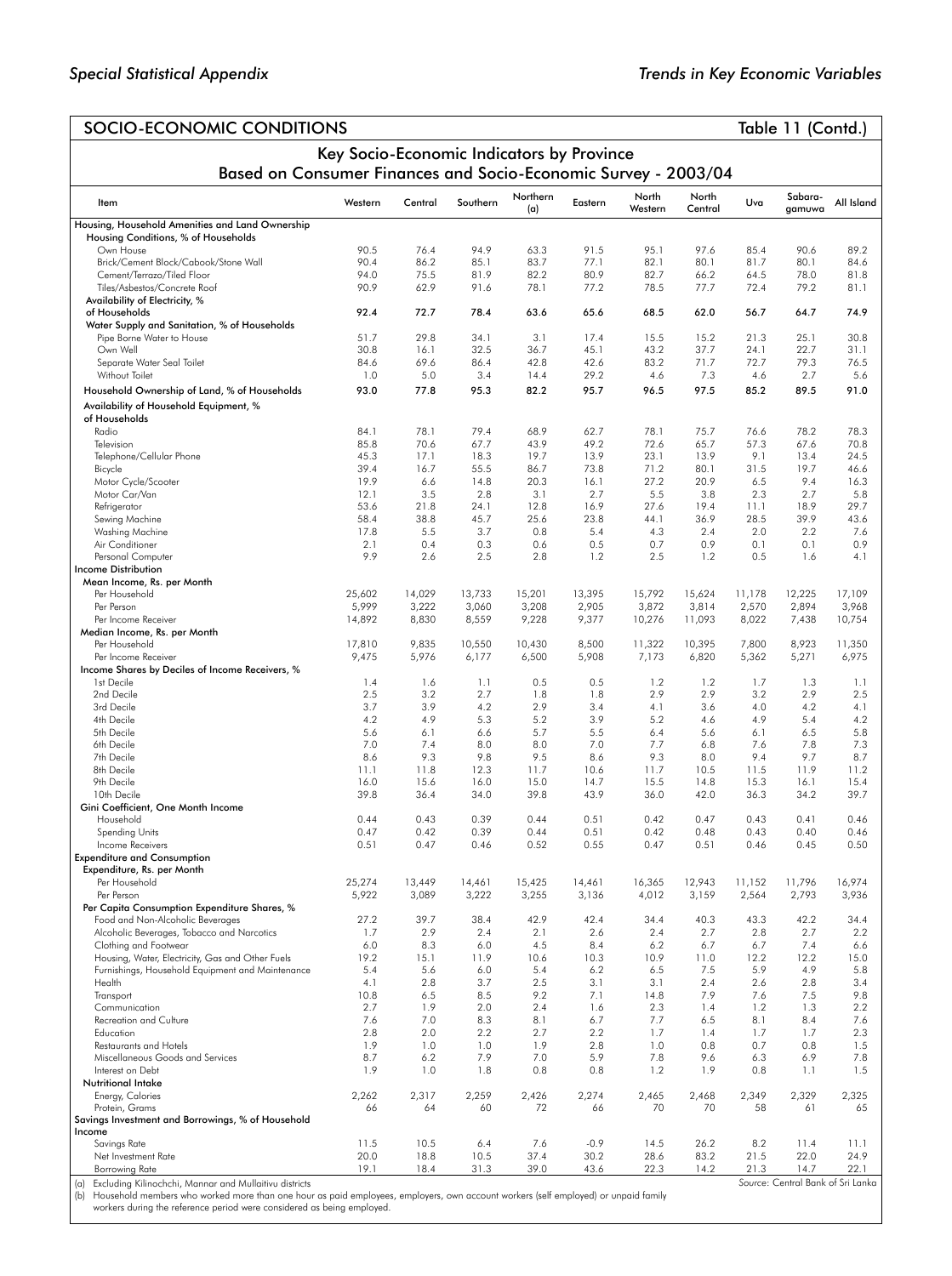## SOCIO-ECONOMIC CONDITIONS — Table 11 (Contd.)

### Key Socio-Economic Indicators by Province
### Based on Consumer Finances and Socio-Economic Survey - 2003/04

| Item | Western | Central | Southern | Northern (a) | Eastern | North Western | North Central | Uva | Sabara-gamuwa | All Island |
|---|---|---|---|---|---|---|---|---|---|---|
| **Housing, Household Amenities and Land Ownership** | | | | | | | | | | |
| Housing Conditions, % of Households | | | | | | | | | | |
| Own House | 90.5 | 76.4 | 94.9 | 63.3 | 91.5 | 95.1 | 97.6 | 85.4 | 90.6 | 89.2 |
| Brick/Cement Block/Cabook/Stone Wall | 90.4 | 86.2 | 85.1 | 83.7 | 77.1 | 82.1 | 80.1 | 81.7 | 80.1 | 84.6 |
| Cement/Terrazo/Tiled Floor | 94.0 | 75.5 | 81.9 | 82.2 | 80.9 | 82.7 | 66.2 | 64.5 | 78.0 | 81.8 |
| Tiles/Asbestos/Concrete Roof | 90.9 | 62.9 | 91.6 | 78.1 | 77.2 | 78.5 | 77.7 | 72.4 | 79.2 | 81.1 |
| Availability of Electricity, % of Households | 92.4 | 72.7 | 78.4 | 63.6 | 65.6 | 68.5 | 62.0 | 56.7 | 64.7 | 74.9 |
| Water Supply and Sanitation, % of Households | | | | | | | | | | |
| Pipe Borne Water to House | 51.7 | 29.8 | 34.1 | 3.1 | 17.4 | 15.5 | 15.2 | 21.3 | 25.1 | 30.8 |
| Own Well | 30.8 | 16.1 | 32.5 | 36.7 | 45.1 | 43.2 | 37.7 | 24.1 | 22.7 | 31.1 |
| Separate Water Seal Toilet | 84.6 | 69.6 | 86.4 | 42.8 | 42.6 | 83.2 | 71.7 | 72.7 | 79.3 | 76.5 |
| Without Toilet | 1.0 | 5.0 | 3.4 | 14.4 | 29.2 | 4.6 | 7.3 | 4.6 | 2.7 | 5.6 |
| Household Ownership of Land, % of Households | 93.0 | 77.8 | 95.3 | 82.2 | 95.7 | 96.5 | 97.5 | 85.2 | 89.5 | 91.0 |
| Availability of Household Equipment, % of Households | | | | | | | | | | |
| Radio | 84.1 | 78.1 | 79.4 | 68.9 | 62.7 | 78.1 | 75.7 | 76.6 | 78.2 | 78.3 |
| Television | 85.8 | 70.6 | 67.7 | 43.9 | 49.2 | 72.6 | 65.7 | 57.3 | 67.6 | 70.8 |
| Telephone/Cellular Phone | 45.3 | 17.1 | 18.3 | 19.7 | 13.9 | 23.1 | 13.9 | 9.1 | 13.4 | 24.5 |
| Bicycle | 39.4 | 16.7 | 55.5 | 86.7 | 73.8 | 71.2 | 80.1 | 31.5 | 19.7 | 46.6 |
| Motor Cycle/Scooter | 19.9 | 6.6 | 14.8 | 20.3 | 16.1 | 27.2 | 20.9 | 6.5 | 9.4 | 16.3 |
| Motor Car/Van | 12.1 | 3.5 | 2.8 | 3.1 | 2.7 | 5.5 | 3.8 | 2.3 | 2.7 | 5.8 |
| Refrigerator | 53.6 | 21.8 | 24.1 | 12.8 | 16.9 | 27.6 | 19.4 | 11.1 | 18.9 | 29.7 |
| Sewing Machine | 58.4 | 38.8 | 45.7 | 25.6 | 23.8 | 44.1 | 36.9 | 28.5 | 39.9 | 43.6 |
| Washing Machine | 17.8 | 5.5 | 3.7 | 0.8 | 5.4 | 4.3 | 2.4 | 2.0 | 2.2 | 7.6 |
| Air Conditioner | 2.1 | 0.4 | 0.3 | 0.6 | 0.5 | 0.7 | 0.9 | 0.1 | 0.1 | 0.9 |
| Personal Computer | 9.9 | 2.6 | 2.5 | 2.8 | 1.2 | 2.5 | 1.2 | 0.5 | 1.6 | 4.1 |
| **Income Distribution** | | | | | | | | | | |
| Mean Income, Rs. per Month | | | | | | | | | | |
| Per Household | 25,602 | 14,029 | 13,733 | 15,201 | 13,395 | 15,792 | 15,624 | 11,178 | 12,225 | 17,109 |
| Per Person | 5,999 | 3,222 | 3,060 | 3,208 | 2,905 | 3,872 | 3,814 | 2,570 | 2,894 | 3,968 |
| Per Income Receiver | 14,892 | 8,830 | 8,559 | 9,228 | 9,377 | 10,276 | 11,093 | 8,022 | 7,438 | 10,754 |
| Median Income, Rs. per Month | | | | | | | | | | |
| Per Household | 17,810 | 9,835 | 10,550 | 10,430 | 8,500 | 11,322 | 10,395 | 7,800 | 8,923 | 11,350 |
| Per Income Receiver | 9,475 | 5,976 | 6,177 | 6,500 | 5,908 | 7,173 | 6,820 | 5,362 | 5,271 | 6,975 |
| Income Shares by Deciles of Income Receivers, % | | | | | | | | | | |
| 1st Decile | 1.4 | 1.6 | 1.1 | 0.5 | 0.5 | 1.2 | 1.2 | 1.7 | 1.3 | 1.1 |
| 2nd Decile | 2.5 | 3.2 | 2.7 | 1.8 | 1.8 | 2.9 | 2.9 | 3.2 | 2.9 | 2.5 |
| 3rd Decile | 3.7 | 3.9 | 4.2 | 2.9 | 3.4 | 4.1 | 3.6 | 4.0 | 4.2 | 4.1 |
| 4th Decile | 4.2 | 4.9 | 5.3 | 5.2 | 3.9 | 5.2 | 4.6 | 4.9 | 5.4 | 4.2 |
| 5th Decile | 5.6 | 6.1 | 6.6 | 5.7 | 5.5 | 6.4 | 5.6 | 6.1 | 6.5 | 5.8 |
| 6th Decile | 7.0 | 7.4 | 8.0 | 8.0 | 7.0 | 7.7 | 6.8 | 7.6 | 7.8 | 7.3 |
| 7th Decile | 8.6 | 9.3 | 9.8 | 9.5 | 8.6 | 9.3 | 8.0 | 9.4 | 9.7 | 8.7 |
| 8th Decile | 11.1 | 11.8 | 12.3 | 11.7 | 10.6 | 11.7 | 10.5 | 11.5 | 11.9 | 11.2 |
| 9th Decile | 16.0 | 15.6 | 16.0 | 15.0 | 14.7 | 15.5 | 14.8 | 15.3 | 16.1 | 15.4 |
| 10th Decile | 39.8 | 36.4 | 34.0 | 39.8 | 43.9 | 36.0 | 42.0 | 36.3 | 34.2 | 39.7 |
| Gini Coefficient, One Month Income | | | | | | | | | | |
| Household | 0.44 | 0.43 | 0.39 | 0.44 | 0.51 | 0.42 | 0.47 | 0.43 | 0.41 | 0.46 |
| Spending Units | 0.47 | 0.42 | 0.39 | 0.44 | 0.51 | 0.42 | 0.48 | 0.43 | 0.40 | 0.46 |
| Income Receivers | 0.51 | 0.47 | 0.46 | 0.52 | 0.55 | 0.47 | 0.51 | 0.46 | 0.45 | 0.50 |
| **Expenditure and Consumption** | | | | | | | | | | |
| Expenditure, Rs. per Month | | | | | | | | | | |
| Per Household | 25,274 | 13,449 | 14,461 | 15,425 | 14,461 | 16,365 | 12,943 | 11,152 | 11,796 | 16,974 |
| Per Person | 5,922 | 3,089 | 3,222 | 3,255 | 3,136 | 4,012 | 3,159 | 2,564 | 2,793 | 3,936 |
| Per Capita Consumption Expenditure Shares, % | | | | | | | | | | |
| Food and Non-Alcoholic Beverages | 27.2 | 39.7 | 38.4 | 42.9 | 42.4 | 34.4 | 40.3 | 43.3 | 42.2 | 34.4 |
| Alcoholic Beverages, Tobacco and Narcotics | 1.7 | 2.9 | 2.4 | 2.1 | 2.6 | 2.4 | 2.7 | 2.8 | 2.7 | 2.2 |
| Clothing and Footwear | 6.0 | 8.3 | 6.0 | 4.5 | 8.4 | 6.2 | 6.7 | 6.7 | 7.4 | 6.6 |
| Housing, Water, Electricity, Gas and Other Fuels | 19.2 | 15.1 | 11.9 | 10.6 | 10.3 | 10.9 | 11.0 | 12.2 | 12.2 | 15.0 |
| Furnishings, Household Equipment and Maintenance | 5.4 | 5.6 | 6.0 | 5.4 | 6.2 | 6.5 | 7.5 | 5.9 | 4.9 | 5.8 |
| Health | 4.1 | 2.8 | 3.7 | 2.5 | 3.1 | 3.1 | 2.4 | 2.6 | 2.8 | 3.4 |
| Transport | 10.8 | 6.5 | 8.5 | 9.2 | 7.1 | 14.8 | 7.9 | 7.6 | 7.5 | 9.8 |
| Communication | 2.7 | 1.9 | 2.0 | 2.4 | 1.6 | 2.3 | 1.4 | 1.2 | 1.3 | 2.2 |
| Recreation and Culture | 7.6 | 7.0 | 8.3 | 8.1 | 6.7 | 7.7 | 6.5 | 8.1 | 8.4 | 7.6 |
| Education | 2.8 | 2.0 | 2.2 | 2.7 | 2.2 | 1.7 | 1.4 | 1.7 | 1.7 | 2.3 |
| Restaurants and Hotels | 1.9 | 1.0 | 1.0 | 1.9 | 2.8 | 1.0 | 0.8 | 0.7 | 0.8 | 1.5 |
| Miscellaneous Goods and Services | 8.7 | 6.2 | 7.9 | 7.0 | 5.9 | 7.8 | 9.6 | 6.3 | 6.9 | 7.8 |
| Interest on Debt | 1.9 | 1.0 | 1.8 | 0.8 | 0.8 | 1.2 | 1.9 | 0.8 | 1.1 | 1.5 |
| Nutritional Intake | | | | | | | | | | |
| Energy, Calories | 2,262 | 2,317 | 2,259 | 2,426 | 2,274 | 2,465 | 2,468 | 2,349 | 2,329 | 2,325 |
| Protein, Grams | 66 | 64 | 60 | 72 | 66 | 70 | 70 | 58 | 61 | 65 |
| **Savings Investment and Borrowings, % of Household Income** | | | | | | | | | | |
| Savings Rate | 11.5 | 10.5 | 6.4 | 7.6 | -0.9 | 14.5 | 26.2 | 8.2 | 11.4 | 11.1 |
| Net Investment Rate | 20.0 | 18.8 | 10.5 | 37.4 | 30.2 | 28.6 | 83.2 | 21.5 | 22.0 | 24.9 |
| Borrowing Rate | 19.1 | 18.4 | 31.3 | 39.0 | 43.6 | 22.3 | 14.2 | 21.3 | 14.7 | 22.1 |

(a) Excluding Kilinochchi, Mannar and Mullaitivu districts

(b) Household members who worked more than one hour as paid employees, employers, own account workers (self employed) or unpaid family workers during the reference period were considered as being employed.

Source: Central Bank of Sri Lanka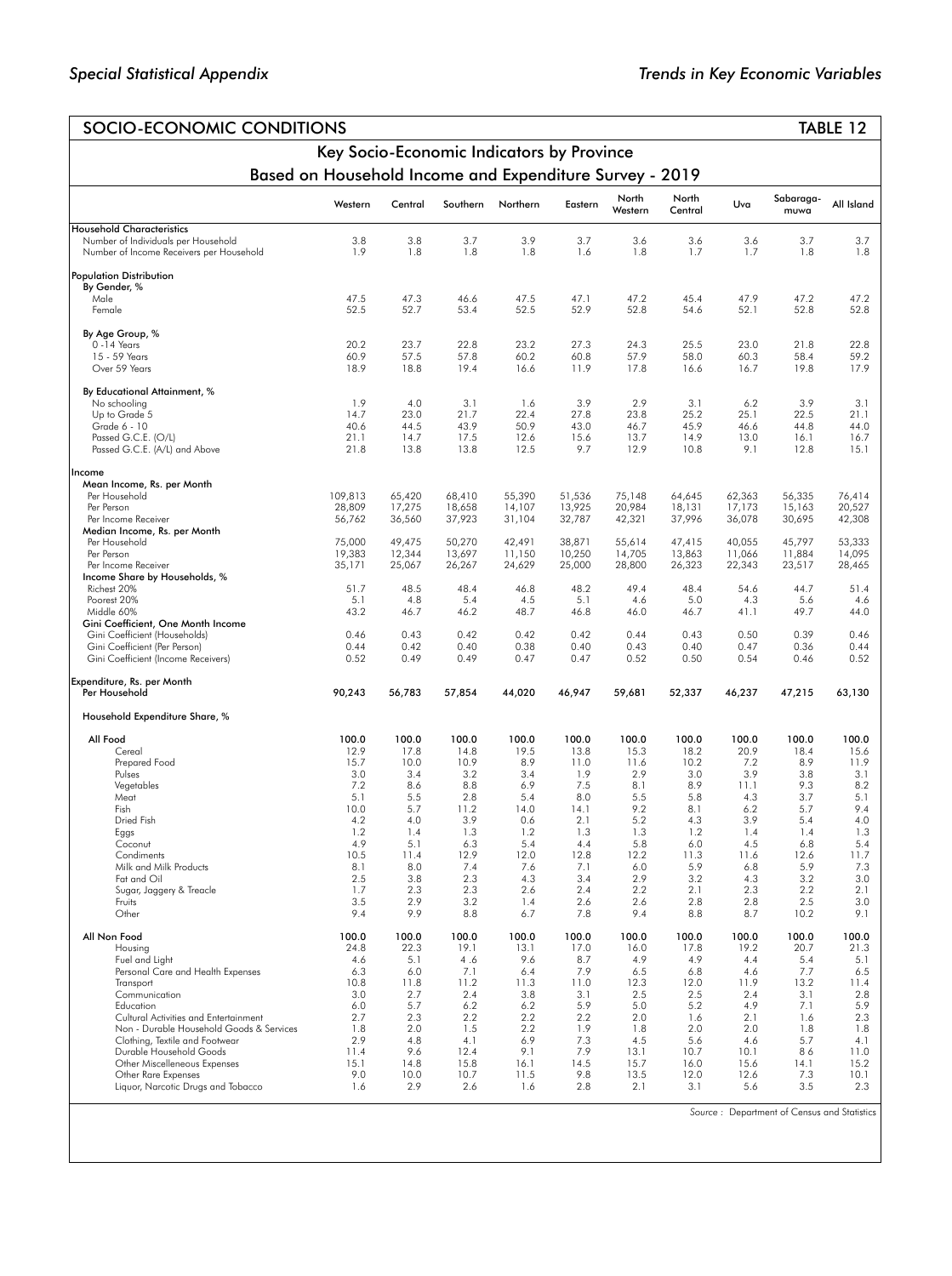## SOCIO-ECONOMIC CONDITIONS

TABLE 12

### Key Socio-Economic Indicators by Province

### Based on Household Income and Expenditure Survey - 2019

| | Western | Central | Southern | Northern | Eastern | North Western | North Central | Uva | Sabaragamuwa | All Island |
|---|---|---|---|---|---|---|---|---|---|---|
| **Household Characteristics** | | | | | | | | | | |
| Number of Individuals per Household | 3.8 | 3.8 | 3.7 | 3.9 | 3.7 | 3.6 | 3.6 | 3.6 | 3.7 | 3.7 |
| Number of Income Receivers per Household | 1.9 | 1.8 | 1.8 | 1.8 | 1.6 | 1.8 | 1.7 | 1.7 | 1.8 | 1.8 |
| **Population Distribution** | | | | | | | | | | |
| By Gender, % | | | | | | | | | | |
| Male | 47.5 | 47.3 | 46.6 | 47.5 | 47.1 | 47.2 | 45.4 | 47.9 | 47.2 | 47.2 |
| Female | 52.5 | 52.7 | 53.4 | 52.5 | 52.9 | 52.8 | 54.6 | 52.1 | 52.8 | 52.8 |
| By Age Group, % | | | | | | | | | | |
| 0 -14 Years | 20.2 | 23.7 | 22.8 | 23.2 | 27.3 | 24.3 | 25.5 | 23.0 | 21.8 | 22.8 |
| 15 - 59 Years | 60.9 | 57.5 | 57.8 | 60.2 | 60.8 | 57.9 | 58.0 | 60.3 | 58.4 | 59.2 |
| Over 59 Years | 18.9 | 18.8 | 19.4 | 16.6 | 11.9 | 17.8 | 16.6 | 16.7 | 19.8 | 17.9 |
| By Educational Attainment, % | | | | | | | | | | |
| No schooling | 1.9 | 4.0 | 3.1 | 1.6 | 3.9 | 2.9 | 3.1 | 6.2 | 3.9 | 3.1 |
| Up to Grade 5 | 14.7 | 23.0 | 21.7 | 22.4 | 27.8 | 23.8 | 25.2 | 25.1 | 22.5 | 21.1 |
| Grade 6 - 10 | 40.6 | 44.5 | 43.9 | 50.9 | 43.0 | 46.7 | 45.9 | 46.6 | 44.8 | 44.0 |
| Passed G.C.E. (O/L) | 21.1 | 14.7 | 17.5 | 12.6 | 15.6 | 13.7 | 14.9 | 13.0 | 16.1 | 16.7 |
| Passed G.C.E. (A/L) and Above | 21.8 | 13.8 | 13.8 | 12.5 | 9.7 | 12.9 | 10.8 | 9.1 | 12.8 | 15.1 |
| **Income** | | | | | | | | | | |
| Mean Income, Rs. per Month | | | | | | | | | | |
| Per Household | 109,813 | 65,420 | 68,410 | 55,390 | 51,536 | 75,148 | 64,645 | 62,363 | 56,335 | 76,414 |
| Per Person | 28,809 | 17,275 | 18,658 | 14,107 | 13,925 | 20,984 | 18,131 | 17,173 | 15,163 | 20,527 |
| Per Income Receiver | 56,762 | 36,560 | 37,923 | 31,104 | 32,787 | 42,321 | 37,996 | 36,078 | 30,695 | 42,308 |
| Median Income, Rs. per Month | | | | | | | | | | |
| Per Household | 75,000 | 49,475 | 50,270 | 42,491 | 38,871 | 55,614 | 47,415 | 40,055 | 45,797 | 53,333 |
| Per Person | 19,383 | 12,344 | 13,697 | 11,150 | 10,250 | 14,705 | 13,863 | 11,066 | 11,884 | 14,095 |
| Per Income Receiver | 35,171 | 25,067 | 26,267 | 24,629 | 25,000 | 28,800 | 26,323 | 22,343 | 23,517 | 28,465 |
| Income Share by Households, % | | | | | | | | | | |
| Richest 20% | 51.7 | 48.5 | 48.4 | 46.8 | 48.2 | 49.4 | 48.4 | 54.6 | 44.7 | 51.4 |
| Poorest 20% | 5.1 | 4.8 | 5.4 | 4.5 | 5.1 | 4.6 | 5.0 | 4.3 | 5.6 | 4.6 |
| Middle 60% | 43.2 | 46.7 | 46.2 | 48.7 | 46.8 | 46.0 | 46.7 | 41.1 | 49.7 | 44.0 |
| Gini Coefficient, One Month Income | | | | | | | | | | |
| Gini Coefficient (Households) | 0.46 | 0.43 | 0.42 | 0.42 | 0.42 | 0.44 | 0.43 | 0.50 | 0.39 | 0.46 |
| Gini Coefficient (Per Person) | 0.44 | 0.42 | 0.40 | 0.38 | 0.40 | 0.43 | 0.40 | 0.47 | 0.36 | 0.44 |
| Gini Coefficient (Income Receivers) | 0.52 | 0.49 | 0.49 | 0.47 | 0.47 | 0.52 | 0.50 | 0.54 | 0.46 | 0.52 |
| **Expenditure, Rs. per Month** | | | | | | | | | | |
| Per Household | 90,243 | 56,783 | 57,854 | 44,020 | 46,947 | 59,681 | 52,337 | 46,237 | 47,215 | 63,130 |
| **Household Expenditure Share, %** | | | | | | | | | | |
| All Food | 100.0 | 100.0 | 100.0 | 100.0 | 100.0 | 100.0 | 100.0 | 100.0 | 100.0 | 100.0 |
| Cereal | 12.9 | 17.8 | 14.8 | 19.5 | 13.8 | 15.3 | 18.2 | 20.9 | 18.4 | 15.6 |
| Prepared Food | 15.7 | 10.0 | 10.9 | 8.9 | 11.0 | 11.6 | 10.2 | 7.2 | 8.9 | 11.9 |
| Pulses | 3.0 | 3.4 | 3.2 | 3.4 | 1.9 | 2.9 | 3.0 | 3.9 | 3.8 | 3.1 |
| Vegetables | 7.2 | 8.6 | 8.8 | 6.9 | 7.5 | 8.1 | 8.9 | 11.1 | 9.3 | 8.2 |
| Meat | 5.1 | 5.5 | 2.8 | 5.4 | 8.0 | 5.5 | 5.8 | 4.3 | 3.7 | 5.1 |
| Fish | 10.0 | 5.7 | 11.2 | 14.0 | 14.1 | 9.2 | 8.1 | 6.2 | 5.7 | 9.4 |
| Dried Fish | 4.2 | 4.0 | 3.9 | 0.6 | 2.1 | 5.2 | 4.3 | 3.9 | 5.4 | 4.0 |
| Eggs | 1.2 | 1.4 | 1.3 | 1.2 | 1.3 | 1.3 | 1.2 | 1.4 | 1.4 | 1.3 |
| Coconut | 4.9 | 5.1 | 6.3 | 5.4 | 4.4 | 5.8 | 6.0 | 4.5 | 6.8 | 5.4 |
| Condiments | 10.5 | 11.4 | 12.9 | 12.0 | 12.8 | 12.2 | 11.3 | 11.6 | 12.6 | 11.7 |
| Milk and Milk Products | 8.1 | 8.0 | 7.4 | 7.6 | 7.1 | 6.0 | 5.9 | 6.8 | 5.9 | 7.3 |
| Fat and Oil | 2.5 | 3.8 | 2.3 | 4.3 | 3.4 | 2.9 | 3.2 | 4.3 | 3.2 | 3.0 |
| Sugar, Jaggery & Treacle | 1.7 | 2.3 | 2.3 | 2.6 | 2.4 | 2.2 | 2.1 | 2.3 | 2.2 | 2.1 |
| Fruits | 3.5 | 2.9 | 3.2 | 1.4 | 2.6 | 2.6 | 2.8 | 2.8 | 2.5 | 3.0 |
| Other | 9.4 | 9.9 | 8.8 | 6.7 | 7.8 | 9.4 | 8.8 | 8.7 | 10.2 | 9.1 |
| All Non Food | 100.0 | 100.0 | 100.0 | 100.0 | 100.0 | 100.0 | 100.0 | 100.0 | 100.0 | 100.0 |
| Housing | 24.8 | 22.3 | 19.1 | 13.1 | 17.0 | 16.0 | 17.8 | 19.2 | 20.7 | 21.3 |
| Fuel and Light | 4.6 | 5.1 | 4 .6 | 9.6 | 8.7 | 4.9 | 4.9 | 4.4 | 5.4 | 5.1 |
| Personal Care and Health Expenses | 6.3 | 6.0 | 7.1 | 6.4 | 7.9 | 6.5 | 6.8 | 4.6 | 7.7 | 6.5 |
| Transport | 10.8 | 11.8 | 11.2 | 11.3 | 11.0 | 12.3 | 12.0 | 11.9 | 13.2 | 11.4 |
| Communication | 3.0 | 2.7 | 2.4 | 3.8 | 3.1 | 2.5 | 2.5 | 2.4 | 3.1 | 2.8 |
| Education | 6.0 | 5.7 | 6.2 | 6.2 | 5.9 | 5.0 | 5.2 | 4.9 | 7.1 | 5.9 |
| Cultural Activities and Entertainment | 2.7 | 2.3 | 2.2 | 2.2 | 2.2 | 2.0 | 1.6 | 2.1 | 1.6 | 2.3 |
| Non - Durable Household Goods & Services | 1.8 | 2.0 | 1.5 | 2.2 | 1.9 | 1.8 | 2.0 | 2.0 | 1.8 | 1.8 |
| Clothing, Textile and Footwear | 2.9 | 4.8 | 4.1 | 6.9 | 7.3 | 4.5 | 5.6 | 4.6 | 5.7 | 4.1 |
| Durable Household Goods | 11.4 | 9.6 | 12.4 | 9.1 | 7.9 | 13.1 | 10.7 | 10.1 | 8 6 | 11.0 |
| Other Miscelleneous Expenses | 15.1 | 14.8 | 15.8 | 16.1 | 14.5 | 15.7 | 16.0 | 15.6 | 14.1 | 15.2 |
| Other Rare Expenses | 9.0 | 10.0 | 10.7 | 11.5 | 9.8 | 13.5 | 12.0 | 12.6 | 7.3 | 10.1 |
| Liquor, Narcotic Drugs and Tobacco | 1.6 | 2.9 | 2.6 | 1.6 | 2.8 | 2.1 | 3.1 | 5.6 | 3.5 | 2.3 |

*Source : Department of Census and Statistics*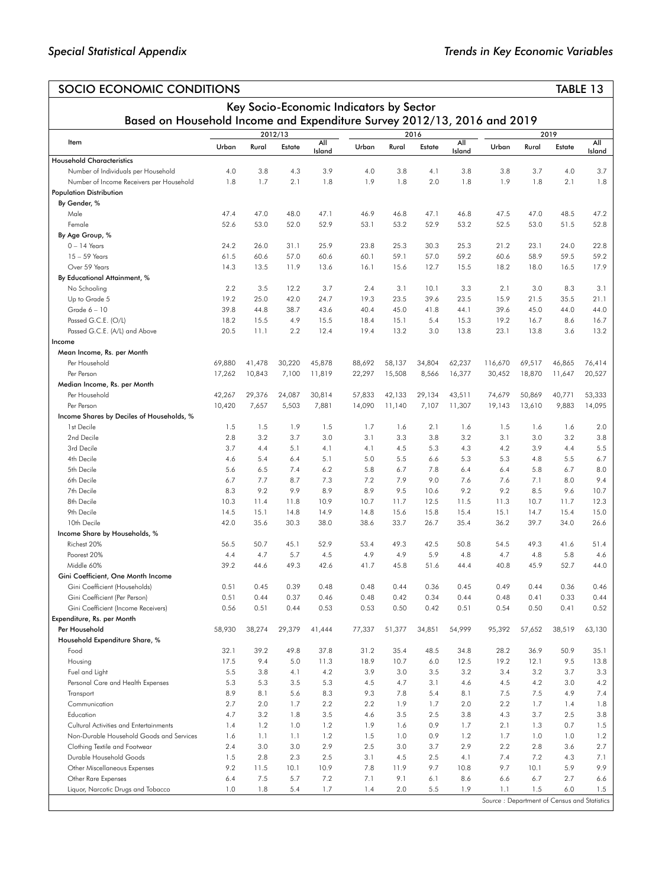## SOCIO ECONOMIC CONDITIONS — TABLE 13

### Key Socio-Economic Indicators by Sector
### Based on Household Income and Expenditure Survey 2012/13, 2016 and 2019

| Item | 2012/13 | | | | 2016 | | | | 2019 | | | |
|---|---|---|---|---|---|---|---|---|---|---|---|---|
| | Urban | Rural | Estate | All Island | Urban | Rural | Estate | All Island | Urban | Rural | Estate | All Island |
| **Household Characteristics** | | | | | | | | | | | | |
| Number of Individuals per Household | 4.0 | 3.8 | 4.3 | 3.9 | 4.0 | 3.8 | 4.1 | 3.8 | 3.8 | 3.7 | 4.0 | 3.7 |
| Number of Income Receivers per Household | 1.8 | 1.7 | 2.1 | 1.8 | 1.9 | 1.8 | 2.0 | 1.8 | 1.9 | 1.8 | 2.1 | 1.8 |
| **Population Distribution** | | | | | | | | | | | | |
| By Gender, % | | | | | | | | | | | | |
| Male | 47.4 | 47.0 | 48.0 | 47.1 | 46.9 | 46.8 | 47.1 | 46.8 | 47.5 | 47.0 | 48.5 | 47.2 |
| Female | 52.6 | 53.0 | 52.0 | 52.9 | 53.1 | 53.2 | 52.9 | 53.2 | 52.5 | 53.0 | 51.5 | 52.8 |
| By Age Group, % | | | | | | | | | | | | |
| 0 – 14 Years | 24.2 | 26.0 | 31.1 | 25.9 | 23.8 | 25.3 | 30.3 | 25.3 | 21.2 | 23.1 | 24.0 | 22.8 |
| 15 – 59 Years | 61.5 | 60.6 | 57.0 | 60.6 | 60.1 | 59.1 | 57.0 | 59.2 | 60.6 | 58.9 | 59.5 | 59.2 |
| Over 59 Years | 14.3 | 13.5 | 11.9 | 13.6 | 16.1 | 15.6 | 12.7 | 15.5 | 18.2 | 18.0 | 16.5 | 17.9 |
| By Educational Attainment, % | | | | | | | | | | | | |
| No Schooling | 2.2 | 3.5 | 12.2 | 3.7 | 2.4 | 3.1 | 10.1 | 3.3 | 2.1 | 3.0 | 8.3 | 3.1 |
| Up to Grade 5 | 19.2 | 25.0 | 42.0 | 24.7 | 19.3 | 23.5 | 39.6 | 23.5 | 15.9 | 21.5 | 35.5 | 21.1 |
| Grade 6 – 10 | 39.8 | 44.8 | 38.7 | 43.6 | 40.4 | 45.0 | 41.8 | 44.1 | 39.6 | 45.0 | 44.0 | 44.0 |
| Passed G.C.E. (O/L) | 18.2 | 15.5 | 4.9 | 15.5 | 18.4 | 15.1 | 5.4 | 15.3 | 19.2 | 16.7 | 8.6 | 16.7 |
| Passed G.C.E. (A/L) and Above | 20.5 | 11.1 | 2.2 | 12.4 | 19.4 | 13.2 | 3.0 | 13.8 | 23.1 | 13.8 | 3.6 | 13.2 |
| **Income** | | | | | | | | | | | | |
| Mean Income, Rs. per Month | | | | | | | | | | | | |
| Per Household | 69,880 | 41,478 | 30,220 | 45,878 | 88,692 | 58,137 | 34,804 | 62,237 | 116,670 | 69,517 | 46,865 | 76,414 |
| Per Person | 17,262 | 10,843 | 7,100 | 11,819 | 22,297 | 15,508 | 8,566 | 16,377 | 30,452 | 18,870 | 11,647 | 20,527 |
| Median Income, Rs. per Month | | | | | | | | | | | | |
| Per Household | 42,267 | 29,376 | 24,087 | 30,814 | 57,833 | 42,133 | 29,134 | 43,511 | 74,679 | 50,869 | 40,771 | 53,333 |
| Per Person | 10,420 | 7,657 | 5,503 | 7,881 | 14,090 | 11,140 | 7,107 | 11,307 | 19,143 | 13,610 | 9,883 | 14,095 |
| Income Shares by Deciles of Households, % | | | | | | | | | | | | |
| 1st Decile | 1.5 | 1.5 | 1.9 | 1.5 | 1.7 | 1.6 | 2.1 | 1.6 | 1.5 | 1.6 | 1.6 | 2.0 |
| 2nd Decile | 2.8 | 3.2 | 3.7 | 3.0 | 3.1 | 3.3 | 3.8 | 3.2 | 3.1 | 3.0 | 3.2 | 3.8 |
| 3rd Decile | 3.7 | 4.4 | 5.1 | 4.1 | 4.1 | 4.5 | 5.3 | 4.3 | 4.2 | 3.9 | 4.4 | 5.5 |
| 4th Decile | 4.6 | 5.4 | 6.4 | 5.1 | 5.0 | 5.5 | 6.6 | 5.3 | 5.3 | 4.8 | 5.5 | 6.7 |
| 5th Decile | 5.6 | 6.5 | 7.4 | 6.2 | 5.8 | 6.7 | 7.8 | 6.4 | 6.4 | 5.8 | 6.7 | 8.0 |
| 6th Decile | 6.7 | 7.7 | 8.7 | 7.3 | 7.2 | 7.9 | 9.0 | 7.6 | 7.6 | 7.1 | 8.0 | 9.4 |
| 7th Decile | 8.3 | 9.2 | 9.9 | 8.9 | 8.9 | 9.5 | 10.6 | 9.2 | 9.2 | 8.5 | 9.6 | 10.7 |
| 8th Decile | 10.3 | 11.4 | 11.8 | 10.9 | 10.7 | 11.7 | 12.5 | 11.5 | 11.3 | 10.7 | 11.7 | 12.3 |
| 9th Decile | 14.5 | 15.1 | 14.8 | 14.9 | 14.8 | 15.6 | 15.8 | 15.4 | 15.1 | 14.7 | 15.4 | 15.0 |
| 10th Decile | 42.0 | 35.6 | 30.3 | 38.0 | 38.6 | 33.7 | 26.7 | 35.4 | 36.2 | 39.7 | 34.0 | 26.6 |
| Income Share by Households, % | | | | | | | | | | | | |
| Richest 20% | 56.5 | 50.7 | 45.1 | 52.9 | 53.4 | 49.3 | 42.5 | 50.8 | 54.5 | 49.3 | 41.6 | 51.4 |
| Poorest 20% | 4.4 | 4.7 | 5.7 | 4.5 | 4.9 | 4.9 | 5.9 | 4.8 | 4.7 | 4.8 | 5.8 | 4.6 |
| Middle 60% | 39.2 | 44.6 | 49.3 | 42.6 | 41.7 | 45.8 | 51.6 | 44.4 | 40.8 | 45.9 | 52.7 | 44.0 |
| Gini Coefficient, One Month Income | | | | | | | | | | | | |
| Gini Coefficient (Households) | 0.51 | 0.45 | 0.39 | 0.48 | 0.48 | 0.44 | 0.36 | 0.45 | 0.49 | 0.44 | 0.36 | 0.46 |
| Gini Coefficient (Per Person) | 0.51 | 0.44 | 0.37 | 0.46 | 0.48 | 0.42 | 0.34 | 0.44 | 0.48 | 0.41 | 0.33 | 0.44 |
| Gini Coefficient (Income Receivers) | 0.56 | 0.51 | 0.44 | 0.53 | 0.53 | 0.50 | 0.42 | 0.51 | 0.54 | 0.50 | 0.41 | 0.52 |
| **Expenditure, Rs. per Month** | | | | | | | | | | | | |
| Per Household | 58,930 | 38,274 | 29,379 | 41,444 | 77,337 | 51,377 | 34,851 | 54,999 | 95,392 | 57,652 | 38,519 | 63,130 |
| Household Expenditure Share, % | | | | | | | | | | | | |
| Food | 32.1 | 39.2 | 49.8 | 37.8 | 31.2 | 35.4 | 48.5 | 34.8 | 28.2 | 36.9 | 50.9 | 35.1 |
| Housing | 17.5 | 9.4 | 5.0 | 11.3 | 18.9 | 10.7 | 6.0 | 12.5 | 19.2 | 12.1 | 9.5 | 13.8 |
| Fuel and Light | 5.5 | 3.8 | 4.1 | 4.2 | 3.9 | 3.0 | 3.5 | 3.2 | 3.4 | 3.2 | 3.7 | 3.3 |
| Personal Care and Health Expenses | 5.3 | 5.3 | 3.5 | 5.3 | 4.5 | 4.7 | 3.1 | 4.6 | 4.5 | 4.2 | 3.0 | 4.2 |
| Transport | 8.9 | 8.1 | 5.6 | 8.3 | 9.3 | 7.8 | 5.4 | 8.1 | 7.5 | 7.5 | 4.9 | 7.4 |
| Communication | 2.7 | 2.0 | 1.7 | 2.2 | 2.2 | 1.9 | 1.7 | 2.0 | 2.2 | 1.7 | 1.4 | 1.8 |
| Education | 4.7 | 3.2 | 1.8 | 3.5 | 4.6 | 3.5 | 2.5 | 3.8 | 4.3 | 3.7 | 2.5 | 3.8 |
| Cultural Activities and Entertainments | 1.4 | 1.2 | 1.0 | 1.2 | 1.9 | 1.6 | 0.9 | 1.7 | 2.1 | 1.3 | 0.7 | 1.5 |
| Non-Durable Household Goods and Services | 1.6 | 1.1 | 1.1 | 1.2 | 1.5 | 1.0 | 0.9 | 1.2 | 1.7 | 1.0 | 1.0 | 1.2 |
| Clothing Textile and Footwear | 2.4 | 3.0 | 3.0 | 2.9 | 2.5 | 3.0 | 3.7 | 2.9 | 2.2 | 2.8 | 3.6 | 2.7 |
| Durable Household Goods | 1.5 | 2.8 | 2.3 | 2.5 | 3.1 | 4.5 | 2.5 | 4.1 | 7.4 | 7.2 | 4.3 | 7.1 |
| Other Miscellaneous Expenses | 9.2 | 11.5 | 10.1 | 10.9 | 7.8 | 11.9 | 9.7 | 10.8 | 9.7 | 10.1 | 5.9 | 9.9 |
| Other Rare Expenses | 6.4 | 7.5 | 5.7 | 7.2 | 7.1 | 9.1 | 6.1 | 8.6 | 6.6 | 6.7 | 2.7 | 6.6 |
| Liquor, Narcotic Drugs and Tobacco | 1.0 | 1.8 | 5.4 | 1.7 | 1.4 | 2.0 | 5.5 | 1.9 | 1.1 | 1.5 | 6.0 | 1.5 |

Source : Department of Census and Statistics